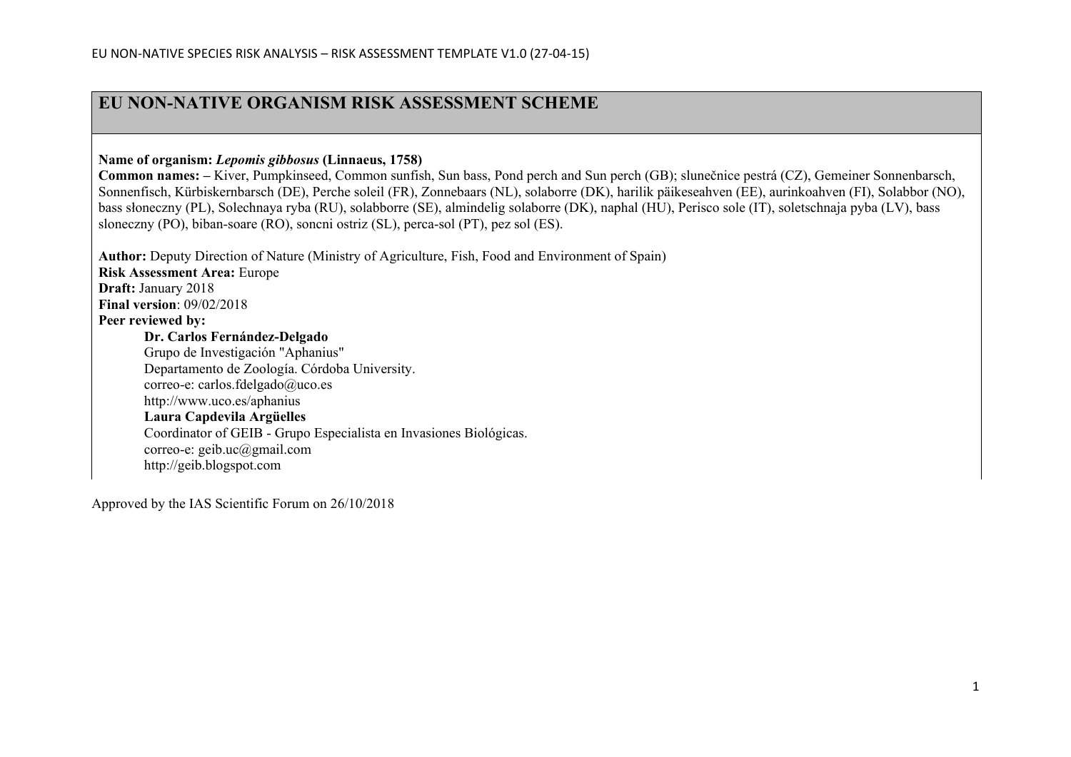# EU NON-NATIVE ORGANISM RISK ASSESSMENT SCHEME

**Name of organism:** ***Lepomis gibbosus*** **(Linnaeus, 1758)**

**Common names: –** Kiver, Pumpkinseed, Common sunfish, Sun bass, Pond perch and Sun perch (GB); slunečnice pestrá (CZ), Gemeiner Sonnenbarsch, Sonnenfisch, Kürbiskernbarsch (DE), Perche soleil (FR), Zonnebaars (NL), solaborre (DK), harilik päikeseahven (EE), aurinkoahven (FI), Solabbor (NO), bass słoneczny (PL), Solechnaya ryba (RU), solabborre (SE), almindelig solaborre (DK), naphal (HU), Perisco sole (IT), soletschnaja pyba (LV), bass sloneczny (PO), biban-soare (RO), soncni ostriz (SL), perca-sol (PT), pez sol (ES).

**Author:** Deputy Direction of Nature (Ministry of Agriculture, Fish, Food and Environment of Spain)

**Risk Assessment Area:** Europe

**Draft:** January 2018

**Final version**: 09/02/2018

**Peer reviewed by:**

**Dr. Carlos Fernández-Delgado**
Grupo de Investigación "Aphanius"
Departamento de Zoología. Córdoba University.
correo-e: carlos.fdelgado@uco.es
http://www.uco.es/aphanius

**Laura Capdevila Argüelles**
Coordinator of GEIB - Grupo Especialista en Invasiones Biológicas.
correo-e: geib.uc@gmail.com
http://geib.blogspot.com

Approved by the IAS Scientific Forum on 26/10/2018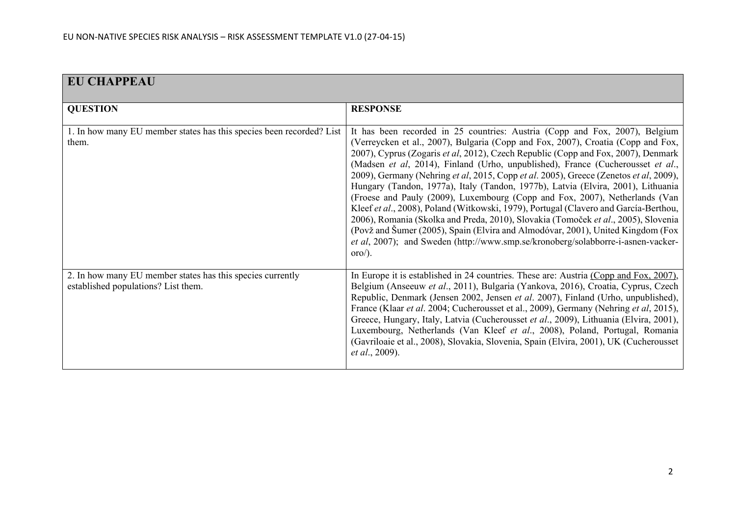| EU CHAPPEAU | |
|---|---|
| **QUESTION** | **RESPONSE** |
| 1. In how many EU member states has this species been recorded? List them. | It has been recorded in 25 countries: Austria (Copp and Fox, 2007), Belgium (Verreycken et al., 2007), Bulgaria (Copp and Fox, 2007), Croatia (Copp and Fox, 2007), Cyprus (Zogaris *et al*, 2012), Czech Republic (Copp and Fox, 2007), Denmark (Madsen *et al*, 2014), Finland (Urho, unpublished), France (Cucherousset *et al*., 2009), Germany (Nehring *et al*, 2015, Copp *et al*. 2005), Greece (Zenetos *et al*, 2009), Hungary (Tandon, 1977a), Italy (Tandon, 1977b), Latvia (Elvira, 2001), Lithuania (Froese and Pauly (2009), Luxembourg (Copp and Fox, 2007), Netherlands (Van Kleef *et al*., 2008), Poland (Witkowski, 1979), Portugal (Clavero and García-Berthou, 2006), Romania (Skolka and Preda, 2010), Slovakia (Tomoček *et al*., 2005), Slovenia (Povž and Šumer (2005), Spain (Elvira and Almodóvar, 2001), United Kingdom (Fox *et al*, 2007); and Sweden (http://www.smp.se/kronoberg/solabborre-i-asnen-vacker-oro/). |
| 2. In how many EU member states has this species currently established populations? List them. | In Europe it is established in 24 countries. These are: Austria (Copp and Fox, 2007), Belgium (Anseeuw *et al*., 2011), Bulgaria (Yankova, 2016), Croatia, Cyprus, Czech Republic, Denmark (Jensen 2002, Jensen *et al*. 2007), Finland (Urho, unpublished), France (Klaar *et al*. 2004; Cucherousset et al., 2009), Germany (Nehring *et al*, 2015), Greece, Hungary, Italy, Latvia (Cucherousset *et al*., 2009), Lithuania (Elvira, 2001), Luxembourg, Netherlands (Van Kleef *et al*., 2008), Poland, Portugal, Romania (Gavriloaie et al., 2008), Slovakia, Slovenia, Spain (Elvira, 2001), UK (Cucherousset *et al*., 2009). |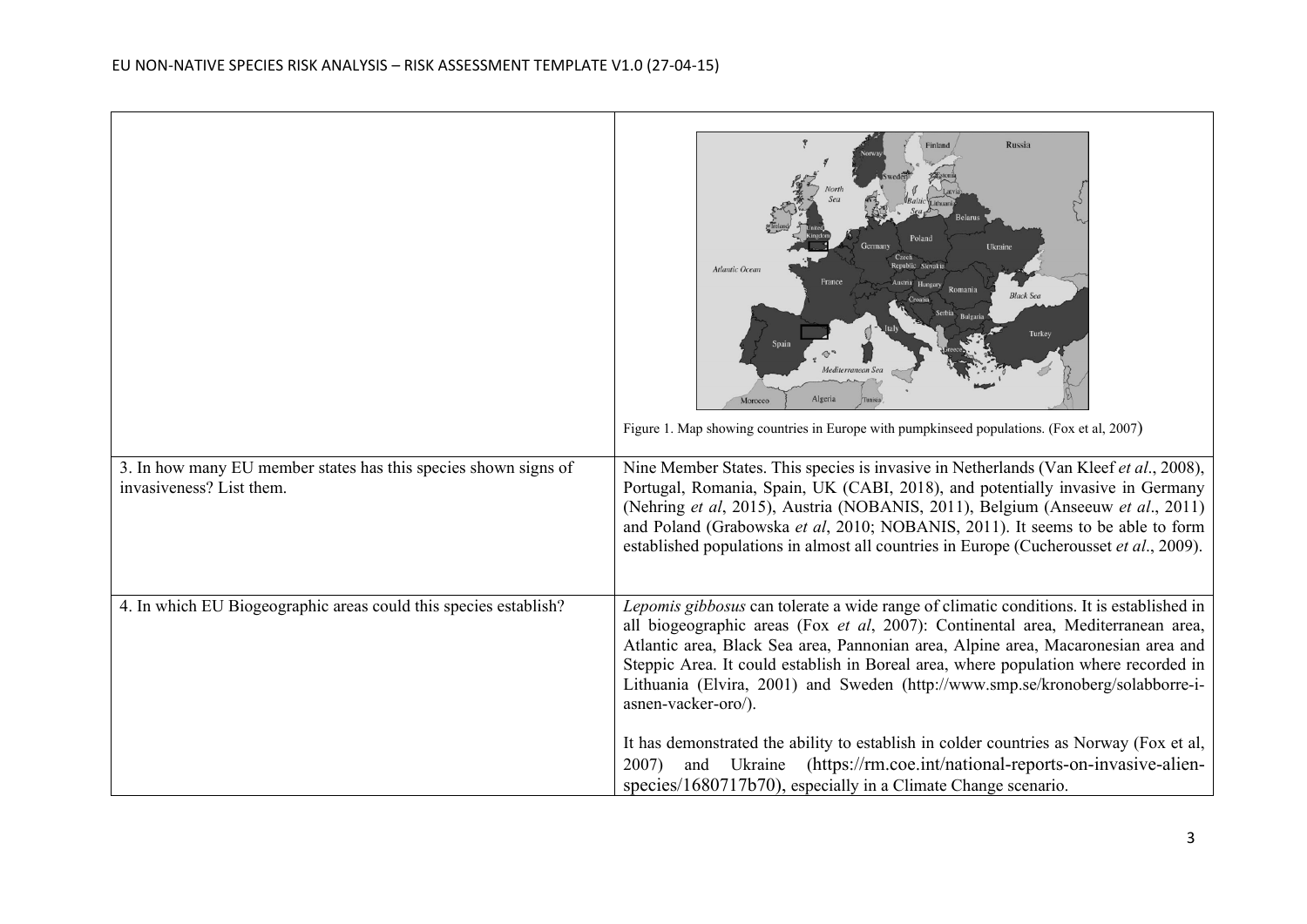| | |
|---|---|
| | Figure 1. Map showing countries in Europe with pumpkinseed populations. (Fox et al, 2007) |
| 3. In how many EU member states has this species shown signs of invasiveness? List them. | Nine Member States. This species is invasive in Netherlands (Van Kleef *et al*., 2008), Portugal, Romania, Spain, UK (CABI, 2018), and potentially invasive in Germany (Nehring *et al*, 2015), Austria (NOBANIS, 2011), Belgium (Anseeuw *et al*., 2011) and Poland (Grabowska *et al*, 2010; NOBANIS, 2011). It seems to be able to form established populations in almost all countries in Europe (Cucherousset *et al*., 2009). |
| 4. In which EU Biogeographic areas could this species establish? | *Lepomis gibbosus* can tolerate a wide range of climatic conditions. It is established in all biogeographic areas (Fox *et al*, 2007): Continental area, Mediterranean area, Atlantic area, Black Sea area, Pannonian area, Alpine area, Macaronesian area and Steppic Area. It could establish in Boreal area, where population where recorded in Lithuania (Elvira, 2001) and Sweden (http://www.smp.se/kronoberg/solabborre-i-asnen-vacker-oro/).<br><br>It has demonstrated the ability to establish in colder countries as Norway (Fox et al, 2007) and Ukraine (https://rm.coe.int/national-reports-on-invasive-alien-species/1680717b70), especially in a Climate Change scenario. |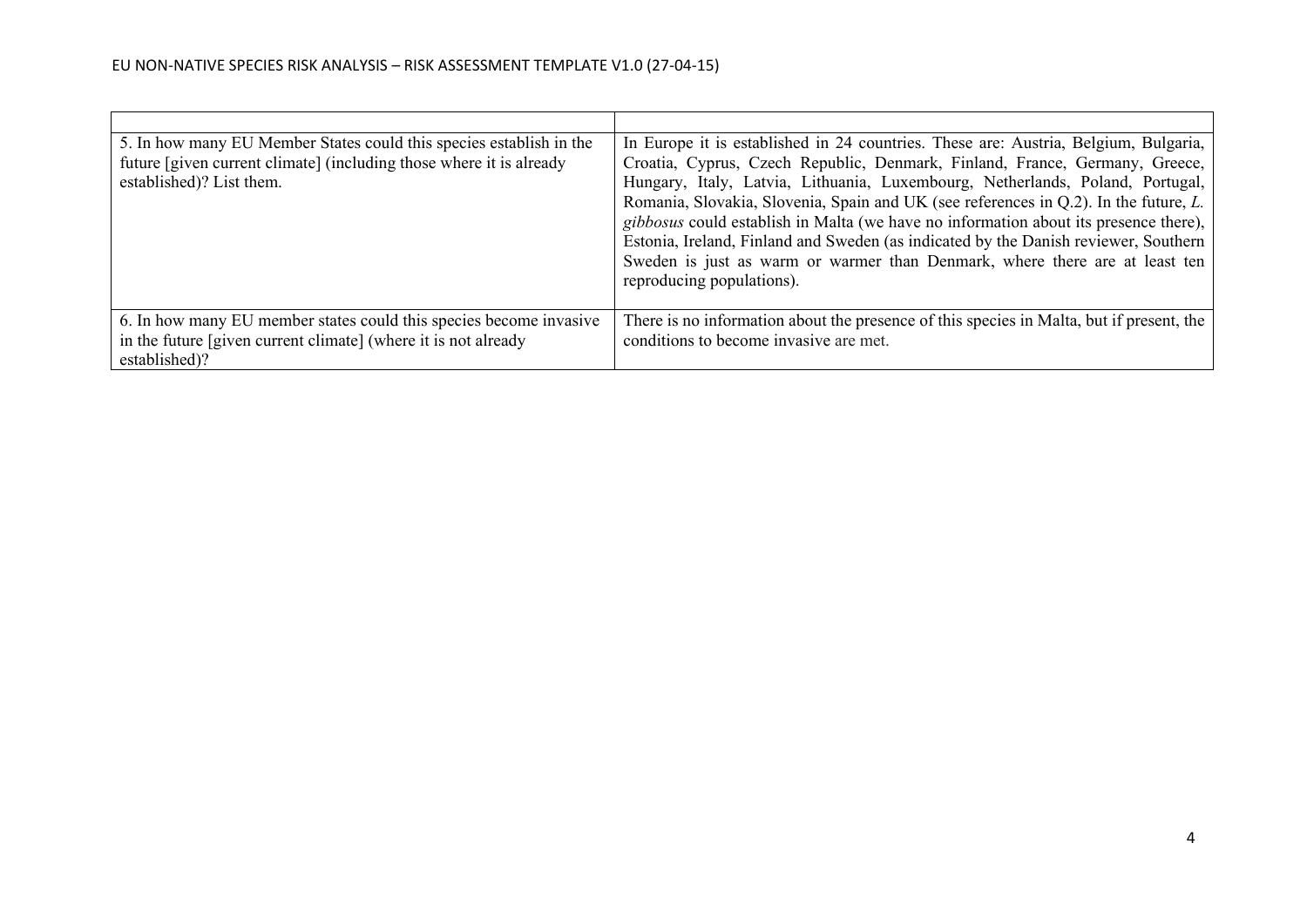| | |
|---|---|
| 5. In how many EU Member States could this species establish in the future [given current climate] (including those where it is already established)? List them. | In Europe it is established in 24 countries. These are: Austria, Belgium, Bulgaria, Croatia, Cyprus, Czech Republic, Denmark, Finland, France, Germany, Greece, Hungary, Italy, Latvia, Lithuania, Luxembourg, Netherlands, Poland, Portugal, Romania, Slovakia, Slovenia, Spain and UK (see references in Q.2). In the future, *L. gibbosus* could establish in Malta (we have no information about its presence there), Estonia, Ireland, Finland and Sweden (as indicated by the Danish reviewer, Southern Sweden is just as warm or warmer than Denmark, where there are at least ten reproducing populations). |
| 6. In how many EU member states could this species become invasive in the future [given current climate] (where it is not already established)? | There is no information about the presence of this species in Malta, but if present, the conditions to become invasive are met. |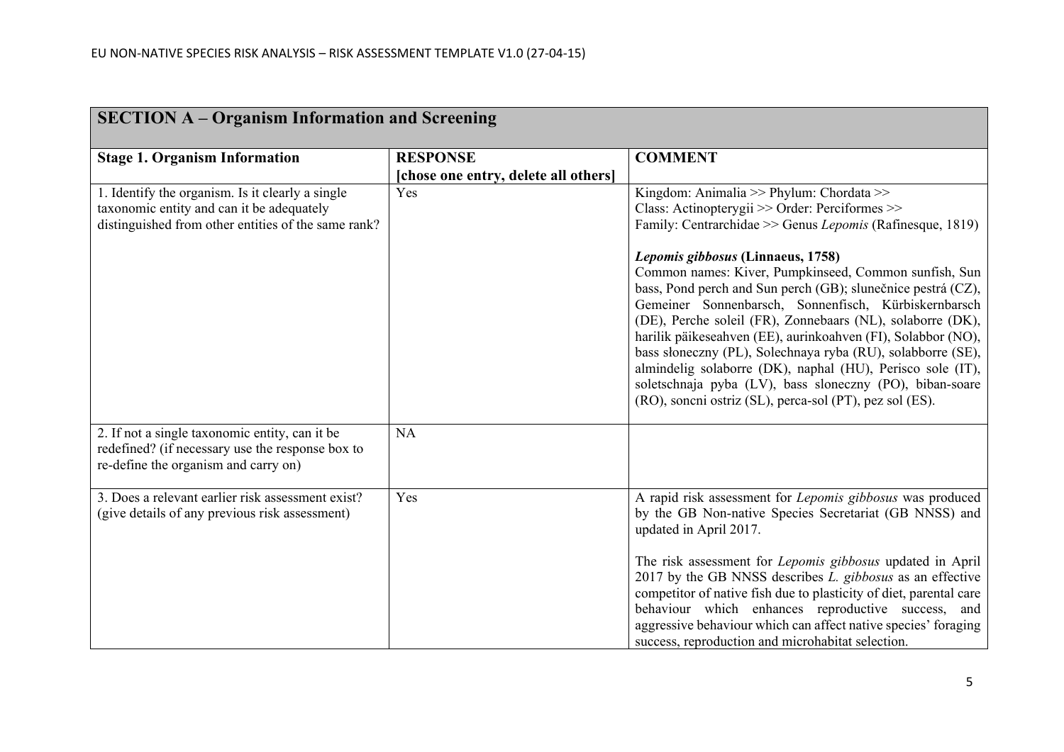| SECTION A – Organism Information and Screening | | |
|---|---|---|
| **Stage 1. Organism Information** | **RESPONSE [chose one entry, delete all others]** | **COMMENT** |
| 1. Identify the organism. Is it clearly a single taxonomic entity and can it be adequately distinguished from other entities of the same rank? | Yes | Kingdom: Animalia >> Phylum: Chordata >> Class: Actinopterygii >> Order: Perciformes >> Family: Centrarchidae >> Genus *Lepomis* (Rafinesque, 1819)<br><br>***Lepomis gibbosus*** **(Linnaeus, 1758)**<br>Common names: Kiver, Pumpkinseed, Common sunfish, Sun bass, Pond perch and Sun perch (GB); slunečnice pestrá (CZ), Gemeiner Sonnenbarsch, Sonnenfisch, Kürbiskernbarsch (DE), Perche soleil (FR), Zonnebaars (NL), solaborre (DK), harilik päikeseahven (EE), aurinkoahven (FI), Solabbor (NO), bass słoneczny (PL), Solechnaya ryba (RU), solabborre (SE), almindelig solaborre (DK), naphal (HU), Perisco sole (IT), soletschnaja pyba (LV), bass sloneczny (PO), biban-soare (RO), soncni ostriz (SL), perca-sol (PT), pez sol (ES). |
| 2. If not a single taxonomic entity, can it be redefined? (if necessary use the response box to re-define the organism and carry on) | NA | |
| 3. Does a relevant earlier risk assessment exist? (give details of any previous risk assessment) | Yes | A rapid risk assessment for *Lepomis gibbosus* was produced by the GB Non-native Species Secretariat (GB NNSS) and updated in April 2017.<br><br>The risk assessment for *Lepomis gibbosus* updated in April 2017 by the GB NNSS describes *L. gibbosus* as an effective competitor of native fish due to plasticity of diet, parental care behaviour which enhances reproductive success, and aggressive behaviour which can affect native species' foraging success, reproduction and microhabitat selection. |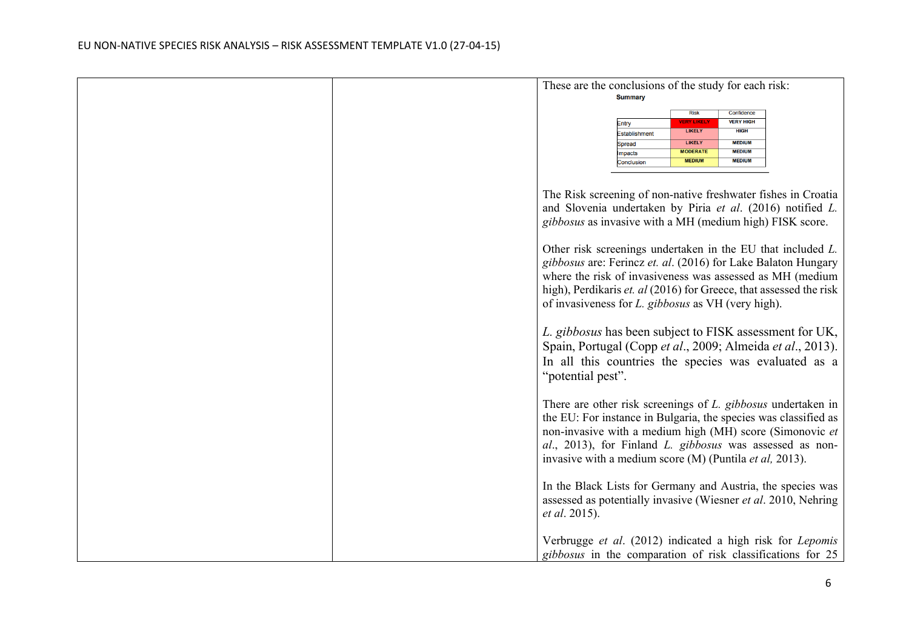|  |  | These are the conclusions of the study for each risk: |
|---|---|---|

**Summary**

|  | Risk | Confidence |
|---|---|---|
| Entry | VERY LIKELY | VERY HIGH |
| Establishment | LIKELY | HIGH |
| Spread | LIKELY | MEDIUM |
| Impacts | MODERATE | MEDIUM |
| Conclusion | MEDIUM | MEDIUM |

The Risk screening of non-native freshwater fishes in Croatia and Slovenia undertaken by Piria *et al*. (2016) notified *L. gibbosus* as invasive with a MH (medium high) FISK score.

Other risk screenings undertaken in the EU that included *L. gibbosus* are: Ferincz *et. al*. (2016) for Lake Balaton Hungary where the risk of invasiveness was assessed as MH (medium high), Perdikaris *et. al* (2016) for Greece, that assessed the risk of invasiveness for *L. gibbosus* as VH (very high).

*L. gibbosus* has been subject to FISK assessment for UK, Spain, Portugal (Copp *et al*., 2009; Almeida *et al*., 2013). In all this countries the species was evaluated as a "potential pest".

There are other risk screenings of *L. gibbosus* undertaken in the EU: For instance in Bulgaria, the species was classified as non-invasive with a medium high (MH) score (Simonovic *et al*., 2013), for Finland *L. gibbosus* was assessed as non-invasive with a medium score (M) (Puntila *et al,* 2013).

In the Black Lists for Germany and Austria, the species was assessed as potentially invasive (Wiesner *et al*. 2010, Nehring *et al*. 2015).

Verbrugge *et al*. (2012) indicated a high risk for *Lepomis gibbosus* in the comparation of risk classifications for 25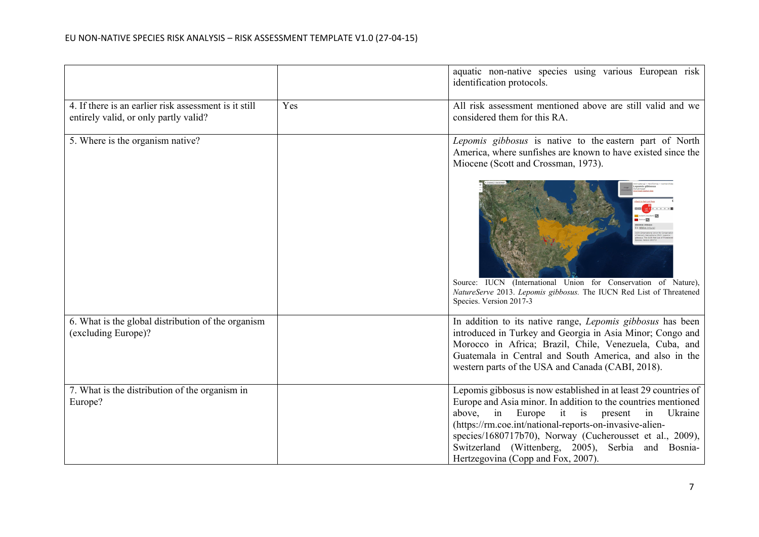|  |  |  |
|---|---|---|
|  |  | aquatic non-native species using various European risk identification protocols. |
| 4. If there is an earlier risk assessment is it still entirely valid, or only partly valid? | Yes | All risk assessment mentioned above are still valid and we considered them for this RA. |
| 5. Where is the organism native? |  | *Lepomis gibbosus* is native to the eastern part of North America, where sunfishes are known to have existed since the Miocene (Scott and Crossman, 1973). <br><br> Source: IUCN (International Union for Conservation of Nature), *NatureServe* 2013. *Lepomis gibbosus.* The IUCN Red List of Threatened Species. Version 2017-3 |
| 6. What is the global distribution of the organism (excluding Europe)? |  | In addition to its native range, *Lepomis gibbosus* has been introduced in Turkey and Georgia in Asia Minor; Congo and Morocco in Africa; Brazil, Chile, Venezuela, Cuba, and Guatemala in Central and South America, and also in the western parts of the USA and Canada (CABI, 2018). |
| 7. What is the distribution of the organism in Europe? |  | Lepomis gibbosus is now established in at least 29 countries of Europe and Asia minor. In addition to the countries mentioned above, in Europe it is present in Ukraine (https://rm.coe.int/national-reports-on-invasive-alien-species/1680717b70), Norway (Cucherousset et al., 2009), Switzerland (Wittenberg, 2005), Serbia and Bosnia-Hertzegovina (Copp and Fox, 2007). |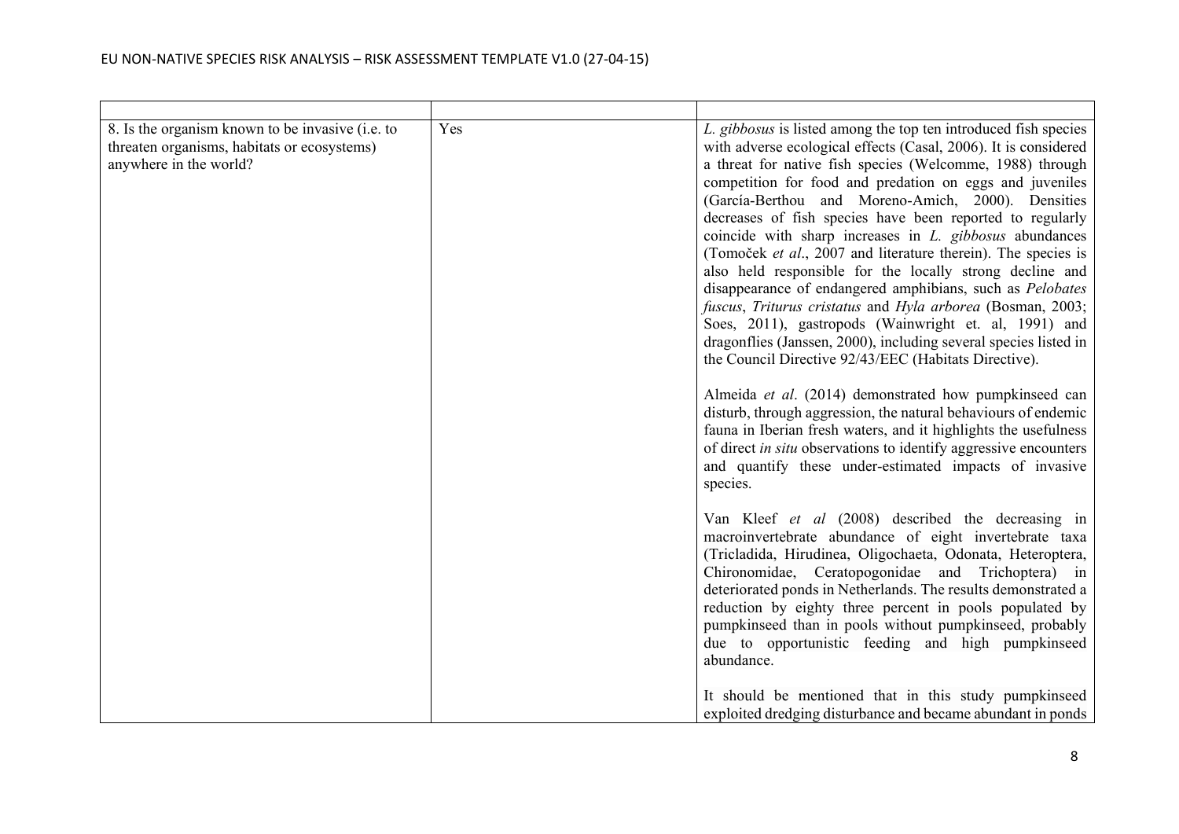| | | |
|---|---|---|
| 8. Is the organism known to be invasive (i.e. to threaten organisms, habitats or ecosystems) anywhere in the world? | Yes | *L. gibbosus* is listed among the top ten introduced fish species with adverse ecological effects (Casal, 2006). It is considered a threat for native fish species (Welcomme, 1988) through competition for food and predation on eggs and juveniles (García-Berthou and Moreno-Amich, 2000). Densities decreases of fish species have been reported to regularly coincide with sharp increases in *L. gibbosus* abundances (Tomoček *et al*., 2007 and literature therein). The species is also held responsible for the locally strong decline and disappearance of endangered amphibians, such as *Pelobates fuscus*, *Triturus cristatus* and *Hyla arborea* (Bosman, 2003; Soes, 2011), gastropods (Wainwright et. al, 1991) and dragonflies (Janssen, 2000), including several species listed in the Council Directive 92/43/EEC (Habitats Directive).<br><br>Almeida *et al*. (2014) demonstrated how pumpkinseed can disturb, through aggression, the natural behaviours of endemic fauna in Iberian fresh waters, and it highlights the usefulness of direct *in situ* observations to identify aggressive encounters and quantify these under-estimated impacts of invasive species.<br><br>Van Kleef *et al* (2008) described the decreasing in macroinvertebrate abundance of eight invertebrate taxa (Tricladida, Hirudinea, Oligochaeta, Odonata, Heteroptera, Chironomidae, Ceratopogonidae and Trichoptera) in deteriorated ponds in Netherlands. The results demonstrated a reduction by eighty three percent in pools populated by pumpkinseed than in pools without pumpkinseed, probably due to opportunistic feeding and high pumpkinseed abundance.<br><br>It should be mentioned that in this study pumpkinseed exploited dredging disturbance and became abundant in ponds |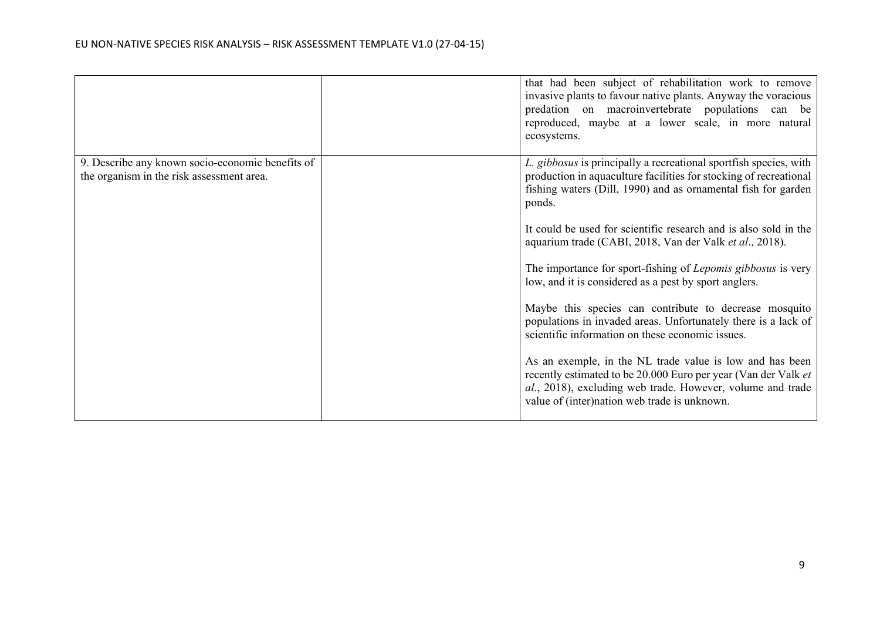| | | |
|---|---|---|
| | | that had been subject of rehabilitation work to remove invasive plants to favour native plants. Anyway the voracious predation on macroinvertebrate populations can be reproduced, maybe at a lower scale, in more natural ecosystems. |
| 9. Describe any known socio-economic benefits of the organism in the risk assessment area. | | *L. gibbosus* is principally a recreational sportfish species, with production in aquaculture facilities for stocking of recreational fishing waters (Dill, 1990) and as ornamental fish for garden ponds.<br><br>It could be used for scientific research and is also sold in the aquarium trade (CABI, 2018, Van der Valk *et al*., 2018).<br><br>The importance for sport-fishing of *Lepomis gibbosus* is very low, and it is considered as a pest by sport anglers.<br><br>Maybe this species can contribute to decrease mosquito populations in invaded areas. Unfortunately there is a lack of scientific information on these economic issues.<br><br>As an exemple, in the NL trade value is low and has been recently estimated to be 20.000 Euro per year (Van der Valk *et al*., 2018), excluding web trade. However, volume and trade value of (inter)nation web trade is unknown. |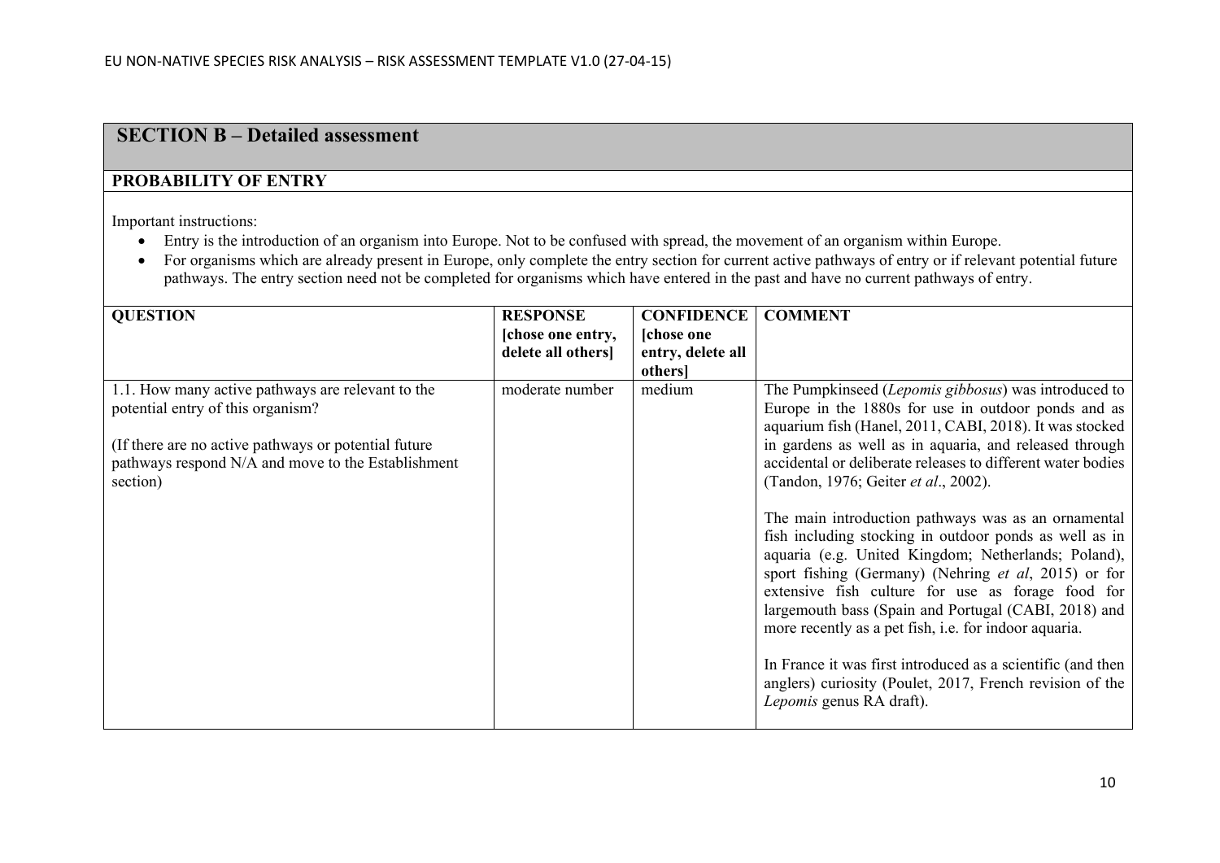## SECTION B – Detailed assessment

### PROBABILITY OF ENTRY

Important instructions:

- Entry is the introduction of an organism into Europe. Not to be confused with spread, the movement of an organism within Europe.
- For organisms which are already present in Europe, only complete the entry section for current active pathways of entry or if relevant potential future pathways. The entry section need not be completed for organisms which have entered in the past and have no current pathways of entry.

| QUESTION | RESPONSE [chose one entry, delete all others] | CONFIDENCE [chose one entry, delete all others] | COMMENT |
|---|---|---|---|
| 1.1. How many active pathways are relevant to the potential entry of this organism?<br><br>(If there are no active pathways or potential future pathways respond N/A and move to the Establishment section) | moderate number | medium | The Pumpkinseed (*Lepomis gibbosus*) was introduced to Europe in the 1880s for use in outdoor ponds and as aquarium fish (Hanel, 2011, CABI, 2018). It was stocked in gardens as well as in aquaria, and released through accidental or deliberate releases to different water bodies (Tandon, 1976; Geiter *et al*., 2002).<br><br>The main introduction pathways was as an ornamental fish including stocking in outdoor ponds as well as in aquaria (e.g. United Kingdom; Netherlands; Poland), sport fishing (Germany) (Nehring *et al*, 2015) or for extensive fish culture for use as forage food for largemouth bass (Spain and Portugal (CABI, 2018) and more recently as a pet fish, i.e. for indoor aquaria.<br><br>In France it was first introduced as a scientific (and then anglers) curiosity (Poulet, 2017, French revision of the *Lepomis* genus RA draft). |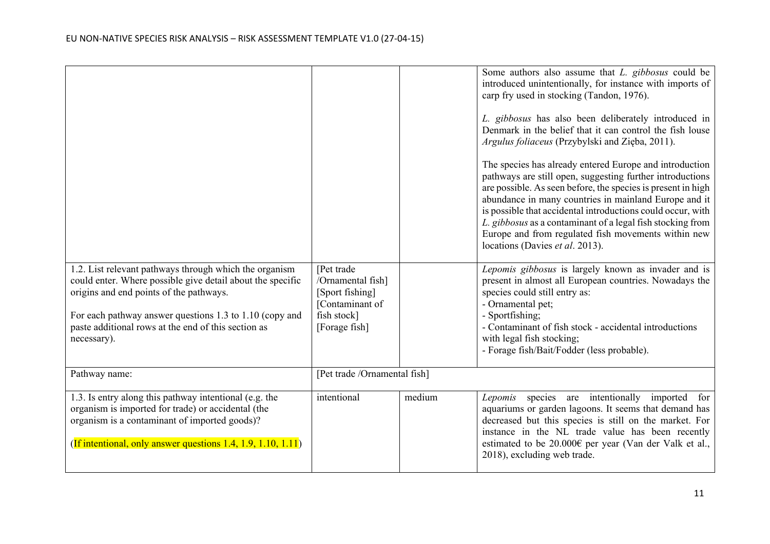| | | | |
|---|---|---|---|
| | | | Some authors also assume that *L. gibbosus* could be introduced unintentionally, for instance with imports of carp fry used in stocking (Tandon, 1976).<br><br>*L. gibbosus* has also been deliberately introduced in Denmark in the belief that it can control the fish louse *Argulus foliaceus* (Przybylski and Zięba, 2011).<br><br>The species has already entered Europe and introduction pathways are still open, suggesting further introductions are possible. As seen before, the species is present in high abundance in many countries in mainland Europe and it is possible that accidental introductions could occur, with *L. gibbosus* as a contaminant of a legal fish stocking from Europe and from regulated fish movements within new locations (Davies *et al*. 2013). |
| 1.2. List relevant pathways through which the organism could enter. Where possible give detail about the specific origins and end points of the pathways.<br><br>For each pathway answer questions 1.3 to 1.10 (copy and paste additional rows at the end of this section as necessary). | [Pet trade /Ornamental fish]<br>[Sport fishing]<br>[Contaminant of fish stock]<br>[Forage fish] | | *Lepomis gibbosus* is largely known as invader and is present in almost all European countries. Nowadays the species could still entry as:<br>- Ornamental pet;<br>- Sportfishing;<br>- Contaminant of fish stock - accidental introductions with legal fish stocking;<br>- Forage fish/Bait/Fodder (less probable). |
| Pathway name: | [Pet trade /Ornamental fish] | | |
| 1.3. Is entry along this pathway intentional (e.g. the organism is imported for trade) or accidental (the organism is a contaminant of imported goods)?<br><br>(If intentional, only answer questions 1.4, 1.9, 1.10, 1.11) | intentional | medium | *Lepomis* species are intentionally imported for aquariums or garden lagoons. It seems that demand has decreased but this species is still on the market. For instance in the NL trade value has been recently estimated to be 20.000€ per year (Van der Valk et al., 2018), excluding web trade. |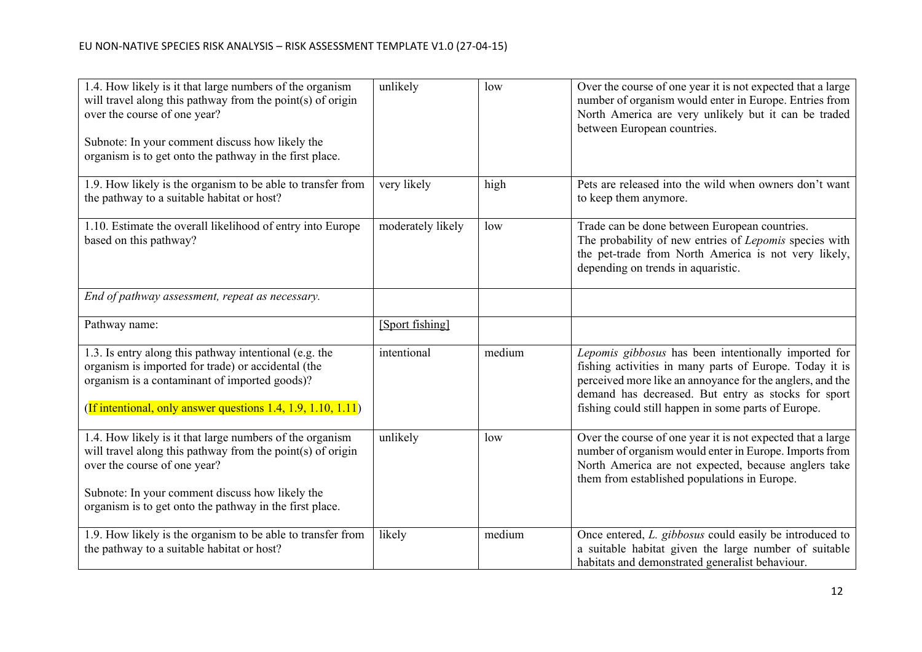| | | | |
|---|---|---|---|
| 1.4. How likely is it that large numbers of the organism will travel along this pathway from the point(s) of origin over the course of one year?<br><br>Subnote: In your comment discuss how likely the organism is to get onto the pathway in the first place. | unlikely | low | Over the course of one year it is not expected that a large number of organism would enter in Europe. Entries from North America are very unlikely but it can be traded between European countries. |
| 1.9. How likely is the organism to be able to transfer from the pathway to a suitable habitat or host? | very likely | high | Pets are released into the wild when owners don't want to keep them anymore. |
| 1.10. Estimate the overall likelihood of entry into Europe based on this pathway? | moderately likely | low | Trade can be done between European countries.<br>The probability of new entries of *Lepomis* species with the pet-trade from North America is not very likely, depending on trends in aquaristic. |
| *End of pathway assessment, repeat as necessary.* | | | |
| Pathway name: | [Sport fishing] | | |
| 1.3. Is entry along this pathway intentional (e.g. the organism is imported for trade) or accidental (the organism is a contaminant of imported goods)?<br><br>(If intentional, only answer questions 1.4, 1.9, 1.10, 1.11) | intentional | medium | *Lepomis gibbosus* has been intentionally imported for fishing activities in many parts of Europe. Today it is perceived more like an annoyance for the anglers, and the demand has decreased. But entry as stocks for sport fishing could still happen in some parts of Europe. |
| 1.4. How likely is it that large numbers of the organism will travel along this pathway from the point(s) of origin over the course of one year?<br><br>Subnote: In your comment discuss how likely the organism is to get onto the pathway in the first place. | unlikely | low | Over the course of one year it is not expected that a large number of organism would enter in Europe. Imports from North America are not expected, because anglers take them from established populations in Europe. |
| 1.9. How likely is the organism to be able to transfer from the pathway to a suitable habitat or host? | likely | medium | Once entered, *L. gibbosus* could easily be introduced to a suitable habitat given the large number of suitable habitats and demonstrated generalist behaviour. |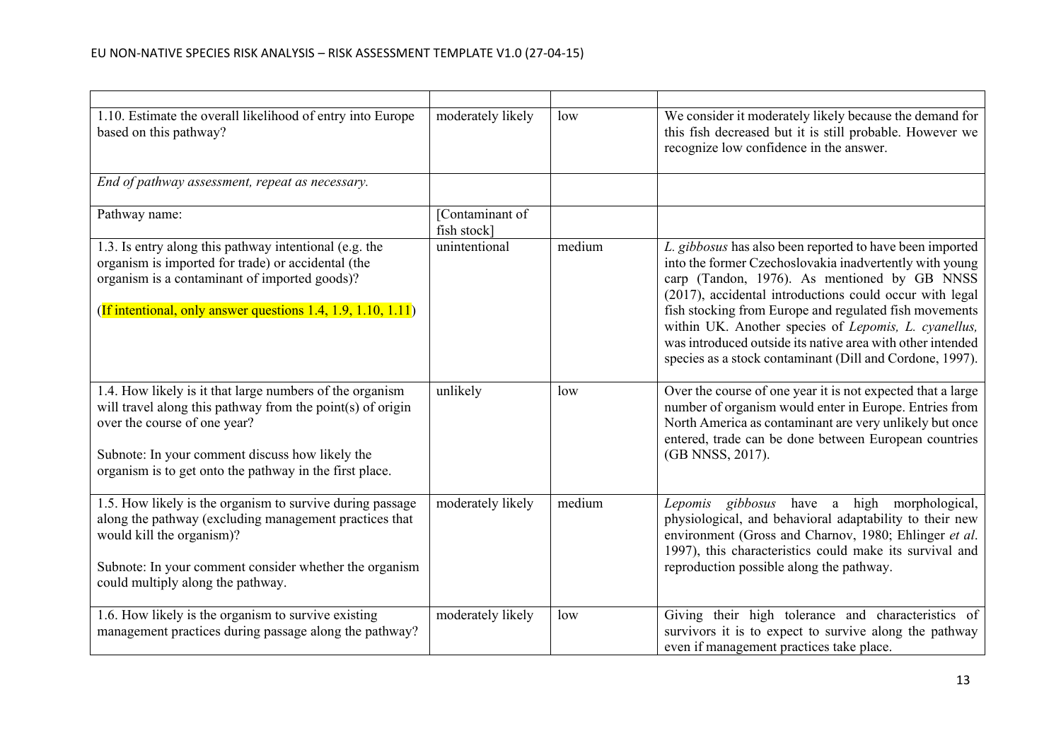| | | | |
|---|---|---|---|
| 1.10. Estimate the overall likelihood of entry into Europe based on this pathway? | moderately likely | low | We consider it moderately likely because the demand for this fish decreased but it is still probable. However we recognize low confidence in the answer. |
| *End of pathway assessment, repeat as necessary.* | | | |
| Pathway name: | [Contaminant of fish stock] | | |
| 1.3. Is entry along this pathway intentional (e.g. the organism is imported for trade) or accidental (the organism is a contaminant of imported goods)?<br><br>(If intentional, only answer questions 1.4, 1.9, 1.10, 1.11) | unintentional | medium | *L. gibbosus* has also been reported to have been imported into the former Czechoslovakia inadvertently with young carp (Tandon, 1976). As mentioned by GB NNSS (2017), accidental introductions could occur with legal fish stocking from Europe and regulated fish movements within UK. Another species of *Lepomis, L. cyanellus,* was introduced outside its native area with other intended species as a stock contaminant (Dill and Cordone, 1997). |
| 1.4. How likely is it that large numbers of the organism will travel along this pathway from the point(s) of origin over the course of one year?<br><br>Subnote: In your comment discuss how likely the organism is to get onto the pathway in the first place. | unlikely | low | Over the course of one year it is not expected that a large number of organism would enter in Europe. Entries from North America as contaminant are very unlikely but once entered, trade can be done between European countries (GB NNSS, 2017). |
| 1.5. How likely is the organism to survive during passage along the pathway (excluding management practices that would kill the organism)?<br><br>Subnote: In your comment consider whether the organism could multiply along the pathway. | moderately likely | medium | *Lepomis gibbosus* have a high morphological, physiological, and behavioral adaptability to their new environment (Gross and Charnov, 1980; Ehlinger *et al.* 1997), this characteristics could make its survival and reproduction possible along the pathway. |
| 1.6. How likely is the organism to survive existing management practices during passage along the pathway? | moderately likely | low | Giving their high tolerance and characteristics of survivors it is to expect to survive along the pathway even if management practices take place. |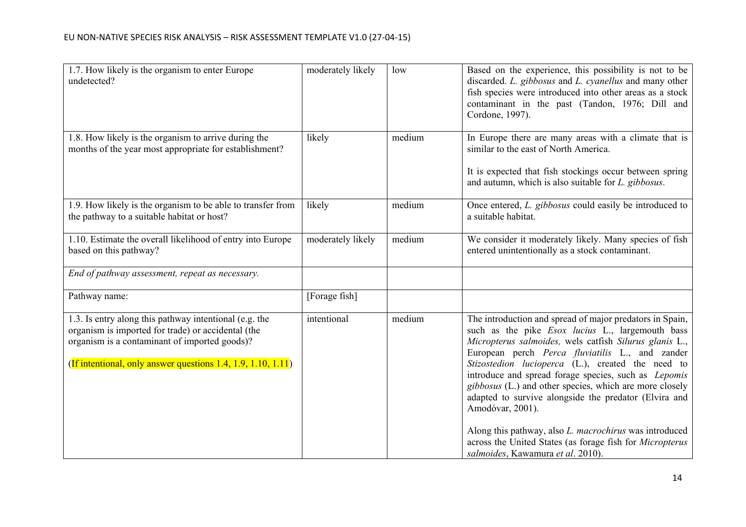| | | | |
|---|---|---|---|
| 1.7. How likely is the organism to enter Europe undetected? | moderately likely | low | Based on the experience, this possibility is not to be discarded. *L. gibbosus* and *L. cyanellus* and many other fish species were introduced into other areas as a stock contaminant in the past (Tandon, 1976; Dill and Cordone, 1997). |
| 1.8. How likely is the organism to arrive during the months of the year most appropriate for establishment? | likely | medium | In Europe there are many areas with a climate that is similar to the east of North America.<br><br>It is expected that fish stockings occur between spring and autumn, which is also suitable for *L. gibbosus*. |
| 1.9. How likely is the organism to be able to transfer from the pathway to a suitable habitat or host? | likely | medium | Once entered, *L. gibbosus* could easily be introduced to a suitable habitat. |
| 1.10. Estimate the overall likelihood of entry into Europe based on this pathway? | moderately likely | medium | We consider it moderately likely. Many species of fish entered unintentionally as a stock contaminant. |
| *End of pathway assessment, repeat as necessary.* | | | |
| Pathway name: | [Forage fish] | | |
| 1.3. Is entry along this pathway intentional (e.g. the organism is imported for trade) or accidental (the organism is a contaminant of imported goods)?<br><br>(If intentional, only answer questions 1.4, 1.9, 1.10, 1.11) | intentional | medium | The introduction and spread of major predators in Spain, such as the pike *Esox lucius* L., largemouth bass *Micropterus salmoides,* wels catfish *Silurus glanis* L., European perch *Perca fluviatilis* L., and zander *Stizostedion lucioperca* (L.), created the need to introduce and spread forage species, such as *Lepomis gibbosus* (L.) and other species, which are more closely adapted to survive alongside the predator (Elvira and Amodóvar, 2001).<br><br>Along this pathway, also *L. macrochirus* was introduced across the United States (as forage fish for *Micropterus salmoides*, Kawamura *et al*. 2010). |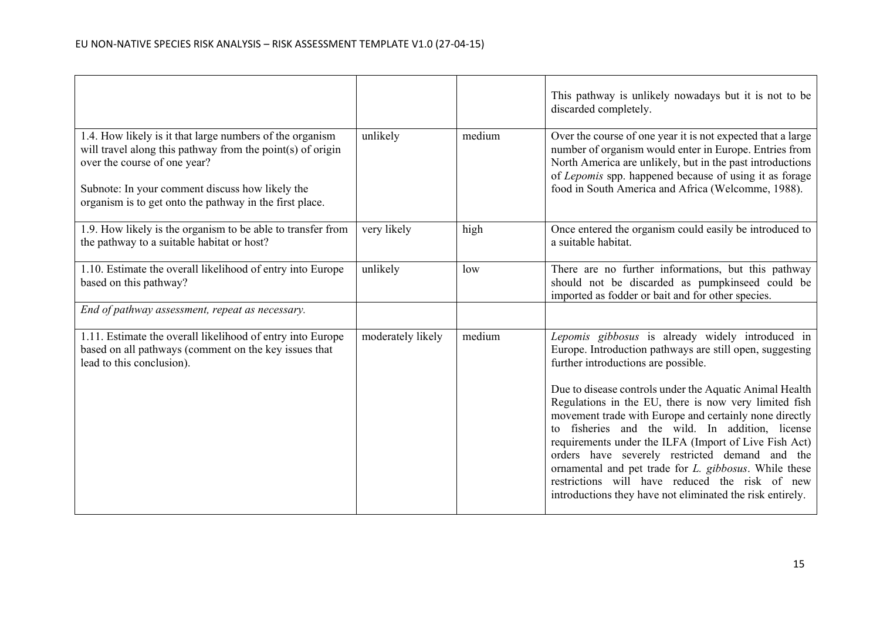| | | | |
|---|---|---|---|
| | | | This pathway is unlikely nowadays but it is not to be discarded completely. |
| 1.4. How likely is it that large numbers of the organism will travel along this pathway from the point(s) of origin over the course of one year?<br><br>Subnote: In your comment discuss how likely the organism is to get onto the pathway in the first place. | unlikely | medium | Over the course of one year it is not expected that a large number of organism would enter in Europe. Entries from North America are unlikely, but in the past introductions of *Lepomis* spp. happened because of using it as forage food in South America and Africa (Welcomme, 1988). |
| 1.9. How likely is the organism to be able to transfer from the pathway to a suitable habitat or host? | very likely | high | Once entered the organism could easily be introduced to a suitable habitat. |
| 1.10. Estimate the overall likelihood of entry into Europe based on this pathway? | unlikely | low | There are no further informations, but this pathway should not be discarded as pumpkinseed could be imported as fodder or bait and for other species. |
| *End of pathway assessment, repeat as necessary.* | | | |
| 1.11. Estimate the overall likelihood of entry into Europe based on all pathways (comment on the key issues that lead to this conclusion). | moderately likely | medium | *Lepomis gibbosus* is already widely introduced in Europe. Introduction pathways are still open, suggesting further introductions are possible.<br><br>Due to disease controls under the Aquatic Animal Health Regulations in the EU, there is now very limited fish movement trade with Europe and certainly none directly to fisheries and the wild. In addition, license requirements under the ILFA (Import of Live Fish Act) orders have severely restricted demand and the ornamental and pet trade for *L. gibbosus*. While these restrictions will have reduced the risk of new introductions they have not eliminated the risk entirely. |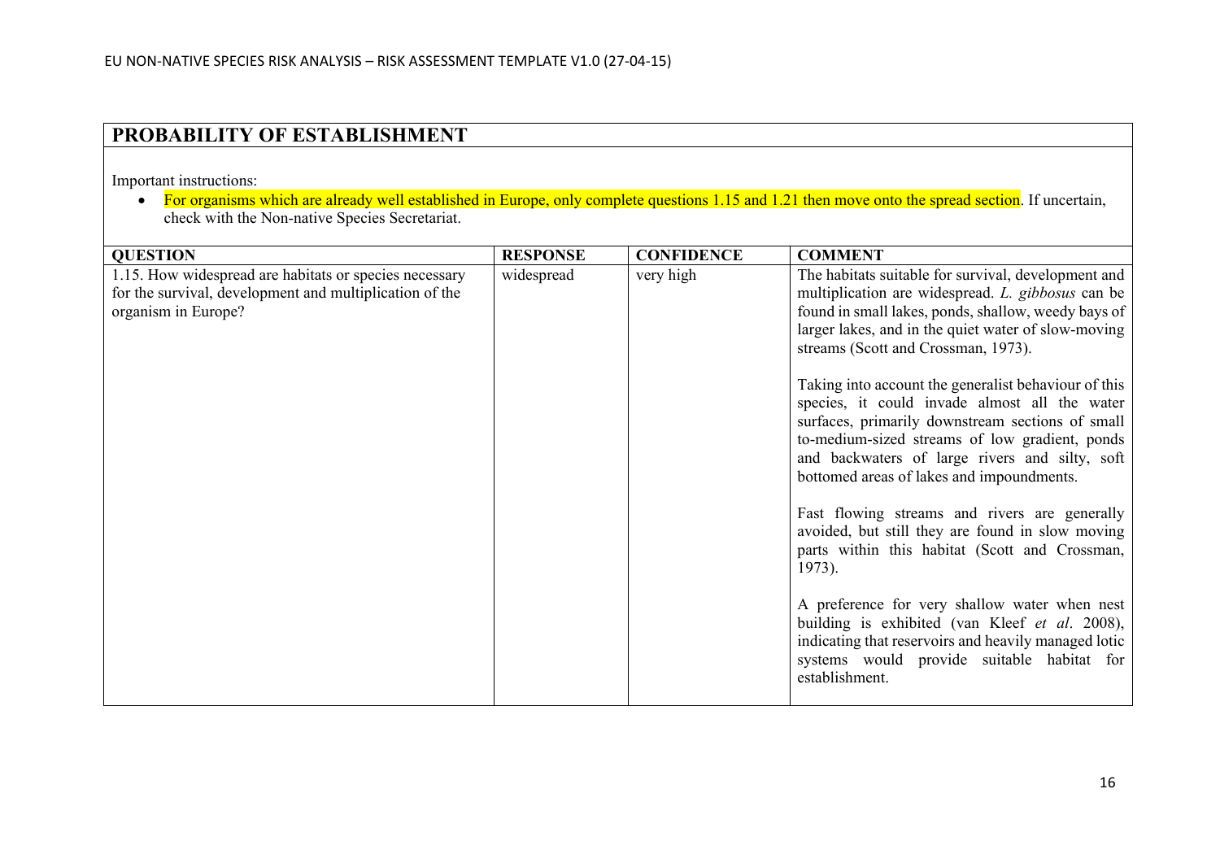## PROBABILITY OF ESTABLISHMENT

Important instructions:

- For organisms which are already well established in Europe, only complete questions 1.15 and 1.21 then move onto the spread section. If uncertain, check with the Non-native Species Secretariat.

| QUESTION | RESPONSE | CONFIDENCE | COMMENT |
|---|---|---|---|
| 1.15. How widespread are habitats or species necessary for the survival, development and multiplication of the organism in Europe? | widespread | very high | The habitats suitable for survival, development and multiplication are widespread. *L. gibbosus* can be found in small lakes, ponds, shallow, weedy bays of larger lakes, and in the quiet water of slow-moving streams (Scott and Crossman, 1973).<br><br>Taking into account the generalist behaviour of this species, it could invade almost all the water surfaces, primarily downstream sections of small to-medium-sized streams of low gradient, ponds and backwaters of large rivers and silty, soft bottomed areas of lakes and impoundments.<br><br>Fast flowing streams and rivers are generally avoided, but still they are found in slow moving parts within this habitat (Scott and Crossman, 1973).<br><br>A preference for very shallow water when nest building is exhibited (van Kleef *et al*. 2008), indicating that reservoirs and heavily managed lotic systems would provide suitable habitat for establishment. |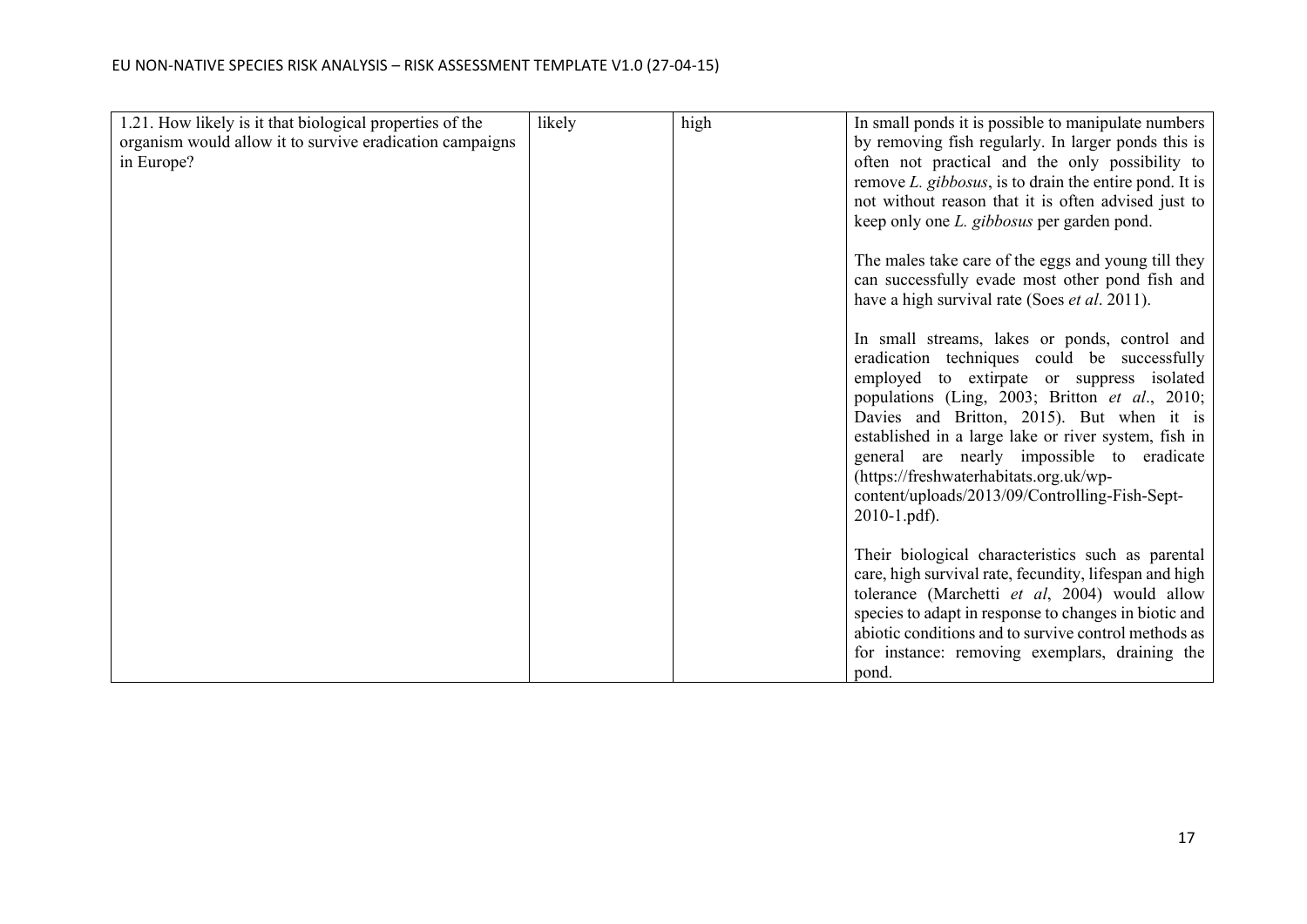| | | | |
|---|---|---|---|
| 1.21. How likely is it that biological properties of the organism would allow it to survive eradication campaigns in Europe? | likely | high | In small ponds it is possible to manipulate numbers by removing fish regularly. In larger ponds this is often not practical and the only possibility to remove *L. gibbosus*, is to drain the entire pond. It is not without reason that it is often advised just to keep only one *L. gibbosus* per garden pond.<br><br>The males take care of the eggs and young till they can successfully evade most other pond fish and have a high survival rate (Soes *et al*. 2011).<br><br>In small streams, lakes or ponds, control and eradication techniques could be successfully employed to extirpate or suppress isolated populations (Ling, 2003; Britton *et al*., 2010; Davies and Britton, 2015). But when it is established in a large lake or river system, fish in general are nearly impossible to eradicate (https://freshwaterhabitats.org.uk/wp-content/uploads/2013/09/Controlling-Fish-Sept-2010-1.pdf).<br><br>Their biological characteristics such as parental care, high survival rate, fecundity, lifespan and high tolerance (Marchetti *et al*, 2004) would allow species to adapt in response to changes in biotic and abiotic conditions and to survive control methods as for instance: removing exemplars, draining the pond. |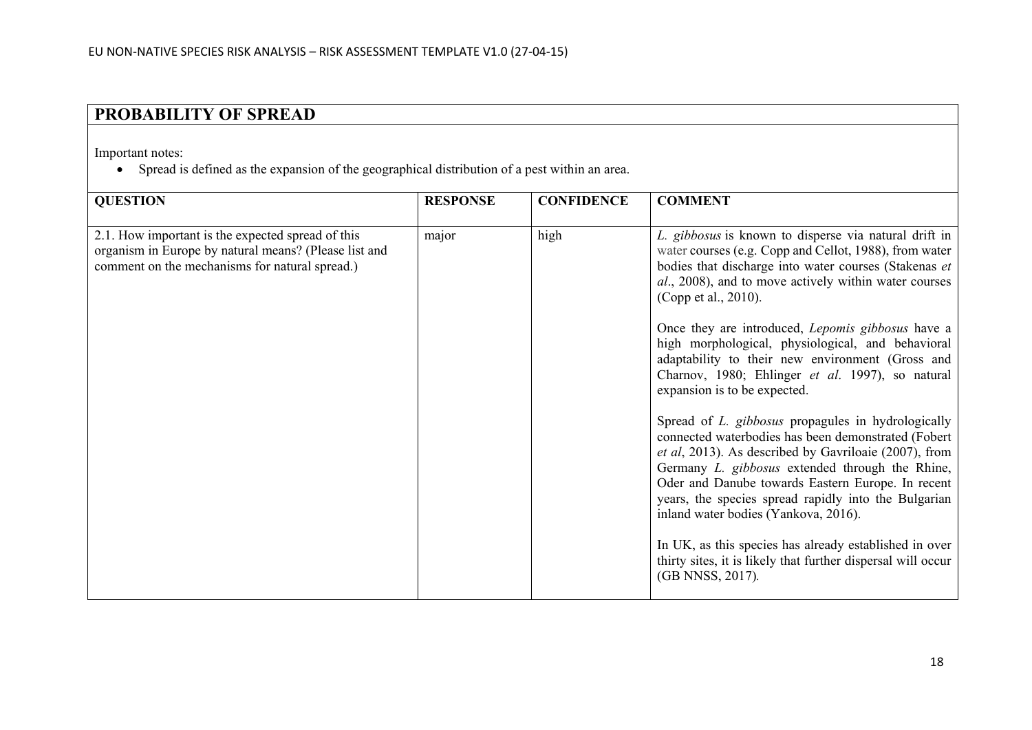## PROBABILITY OF SPREAD

Important notes:

- Spread is defined as the expansion of the geographical distribution of a pest within an area.

| QUESTION | RESPONSE | CONFIDENCE | COMMENT |
|---|---|---|---|
| 2.1. How important is the expected spread of this organism in Europe by natural means? (Please list and comment on the mechanisms for natural spread.) | major | high | *L. gibbosus* is known to disperse via natural drift in water courses (e.g. Copp and Cellot, 1988), from water bodies that discharge into water courses (Stakenas *et al*., 2008), and to move actively within water courses (Copp et al., 2010).<br><br>Once they are introduced, *Lepomis gibbosus* have a high morphological, physiological, and behavioral adaptability to their new environment (Gross and Charnov, 1980; Ehlinger *et al*. 1997), so natural expansion is to be expected.<br><br>Spread of *L. gibbosus* propagules in hydrologically connected waterbodies has been demonstrated (Fobert *et al*, 2013). As described by Gavriloaie (2007), from Germany *L. gibbosus* extended through the Rhine, Oder and Danube towards Eastern Europe. In recent years, the species spread rapidly into the Bulgarian inland water bodies (Yankova, 2016).<br><br>In UK, as this species has already established in over thirty sites, it is likely that further dispersal will occur (GB NNSS, 2017). |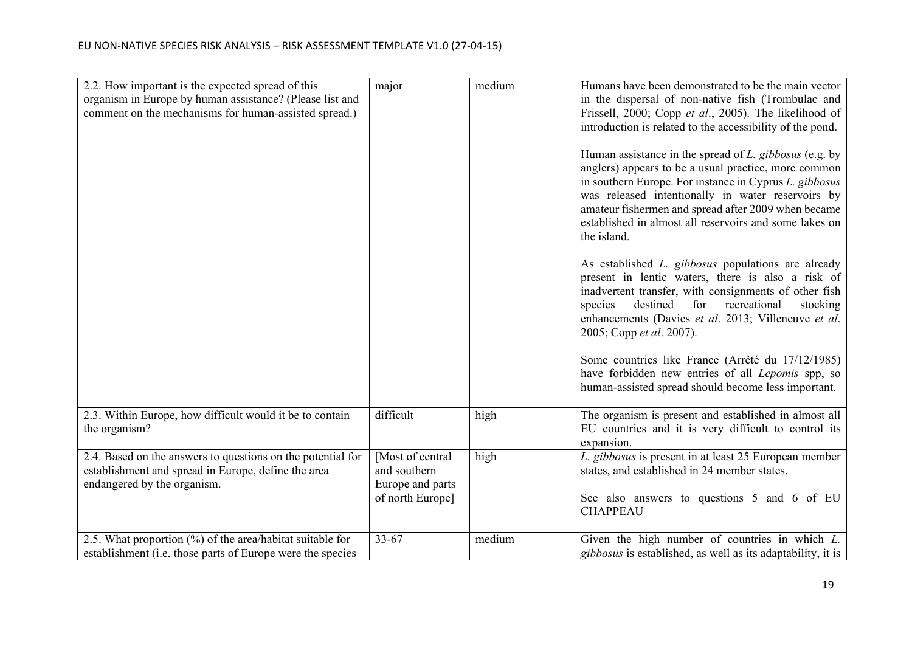| | | | |
|---|---|---|---|
| 2.2. How important is the expected spread of this organism in Europe by human assistance? (Please list and comment on the mechanisms for human-assisted spread.) | major | medium | Humans have been demonstrated to be the main vector in the dispersal of non-native fish (Trombulac and Frissell, 2000; Copp *et al*., 2005). The likelihood of introduction is related to the accessibility of the pond.<br><br>Human assistance in the spread of *L. gibbosus* (e.g. by anglers) appears to be a usual practice, more common in southern Europe. For instance in Cyprus *L. gibbosus* was released intentionally in water reservoirs by amateur fishermen and spread after 2009 when became established in almost all reservoirs and some lakes on the island.<br><br>As established *L. gibbosus* populations are already present in lentic waters, there is also a risk of inadvertent transfer, with consignments of other fish species destined for recreational stocking enhancements (Davies *et al*. 2013; Villeneuve *et al*. 2005; Copp *et al*. 2007).<br><br>Some countries like France (Arrêté du 17/12/1985) have forbidden new entries of all *Lepomis* spp, so human-assisted spread should become less important. |
| 2.3. Within Europe, how difficult would it be to contain the organism? | difficult | high | The organism is present and established in almost all EU countries and it is very difficult to control its expansion. |
| 2.4. Based on the answers to questions on the potential for establishment and spread in Europe, define the area endangered by the organism. | [Most of central and southern Europe and parts of north Europe] | high | *L. gibbosus* is present in at least 25 European member states, and established in 24 member states.<br><br>See also answers to questions 5 and 6 of EU CHAPPEAU |
| 2.5. What proportion (%) of the area/habitat suitable for establishment (i.e. those parts of Europe were the species | 33-67 | medium | Given the high number of countries in which *L. gibbosus* is established, as well as its adaptability, it is |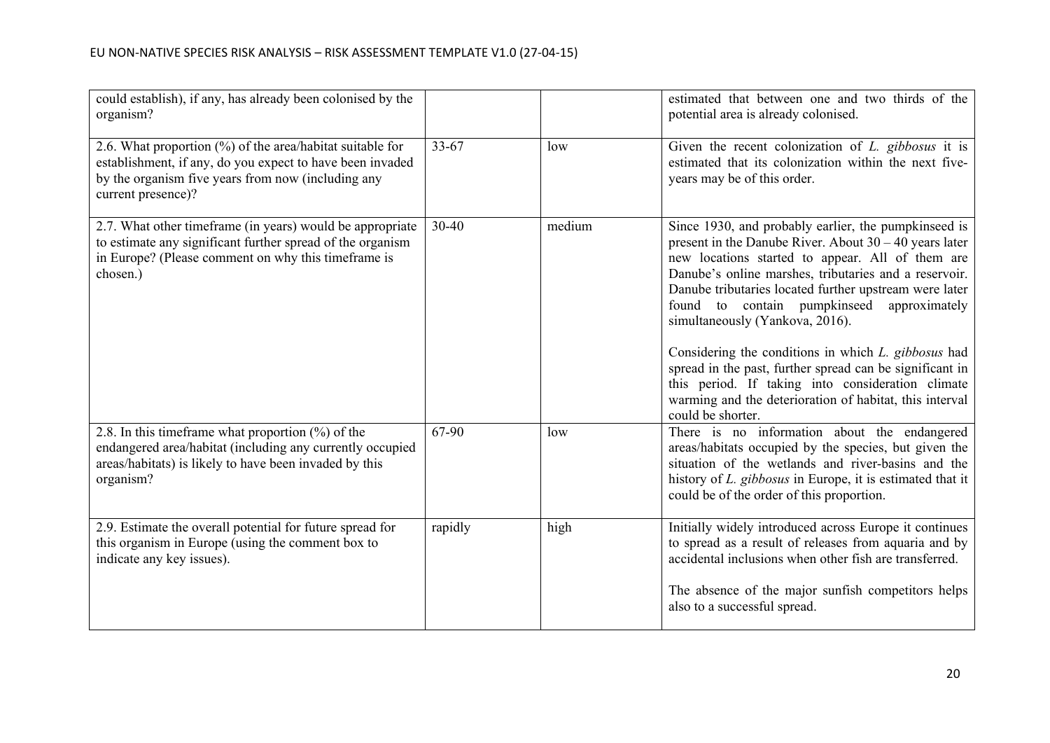| | | | |
|---|---|---|---|
| could establish), if any, has already been colonised by the organism? | | | estimated that between one and two thirds of the potential area is already colonised. |
| 2.6. What proportion (%) of the area/habitat suitable for establishment, if any, do you expect to have been invaded by the organism five years from now (including any current presence)? | 33-67 | low | Given the recent colonization of *L. gibbosus* it is estimated that its colonization within the next five-years may be of this order. |
| 2.7. What other timeframe (in years) would be appropriate to estimate any significant further spread of the organism in Europe? (Please comment on why this timeframe is chosen.) | 30-40 | medium | Since 1930, and probably earlier, the pumpkinseed is present in the Danube River. About 30 – 40 years later new locations started to appear. All of them are Danube's online marshes, tributaries and a reservoir. Danube tributaries located further upstream were later found to contain pumpkinseed approximately simultaneously (Yankova, 2016).<br><br>Considering the conditions in which *L. gibbosus* had spread in the past, further spread can be significant in this period. If taking into consideration climate warming and the deterioration of habitat, this interval could be shorter. |
| 2.8. In this timeframe what proportion (%) of the endangered area/habitat (including any currently occupied areas/habitats) is likely to have been invaded by this organism? | 67-90 | low | There is no information about the endangered areas/habitats occupied by the species, but given the situation of the wetlands and river-basins and the history of *L. gibbosus* in Europe, it is estimated that it could be of the order of this proportion. |
| 2.9. Estimate the overall potential for future spread for this organism in Europe (using the comment box to indicate any key issues). | rapidly | high | Initially widely introduced across Europe it continues to spread as a result of releases from aquaria and by accidental inclusions when other fish are transferred.<br><br>The absence of the major sunfish competitors helps also to a successful spread. |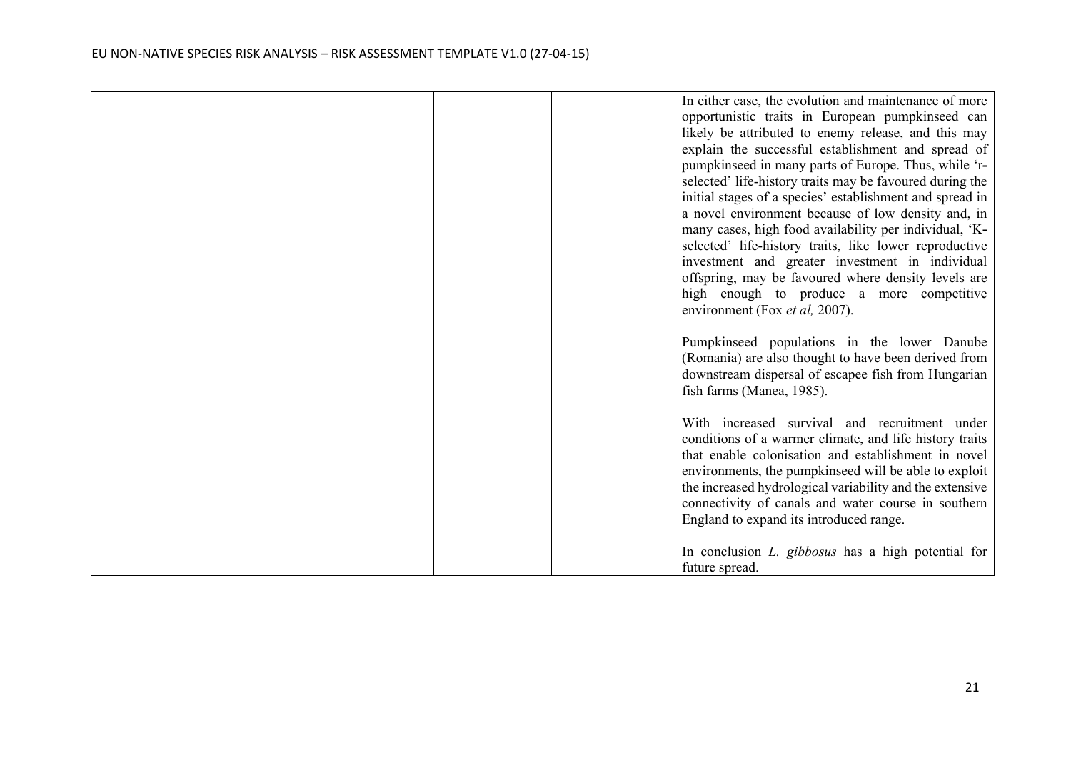| | | | |
|---|---|---|---|
| | | | In either case, the evolution and maintenance of more opportunistic traits in European pumpkinseed can likely be attributed to enemy release, and this may explain the successful establishment and spread of pumpkinseed in many parts of Europe. Thus, while 'r-selected' life-history traits may be favoured during the initial stages of a species' establishment and spread in a novel environment because of low density and, in many cases, high food availability per individual, 'K-selected' life-history traits, like lower reproductive investment and greater investment in individual offspring, may be favoured where density levels are high enough to produce a more competitive environment (Fox *et al,* 2007).<br><br>Pumpkinseed populations in the lower Danube (Romania) are also thought to have been derived from downstream dispersal of escapee fish from Hungarian fish farms (Manea, 1985).<br><br>With increased survival and recruitment under conditions of a warmer climate, and life history traits that enable colonisation and establishment in novel environments, the pumpkinseed will be able to exploit the increased hydrological variability and the extensive connectivity of canals and water course in southern England to expand its introduced range.<br><br>In conclusion *L. gibbosus* has a high potential for future spread. |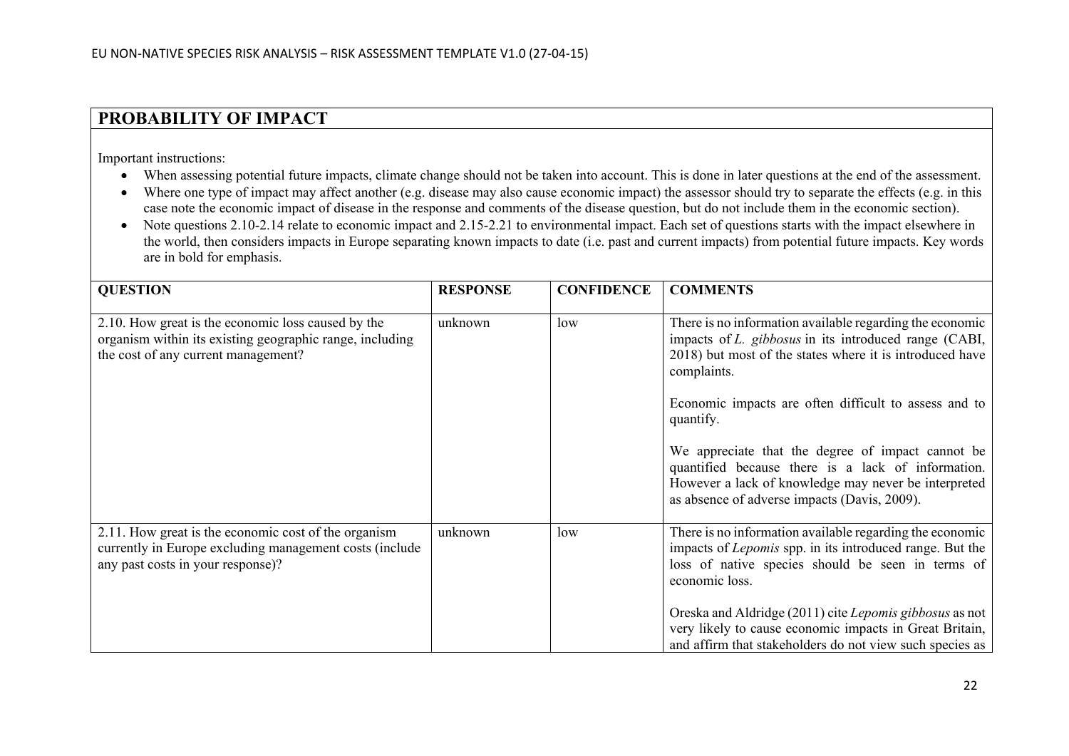## PROBABILITY OF IMPACT

Important instructions:

- When assessing potential future impacts, climate change should not be taken into account. This is done in later questions at the end of the assessment.
- Where one type of impact may affect another (e.g. disease may also cause economic impact) the assessor should try to separate the effects (e.g. in this case note the economic impact of disease in the response and comments of the disease question, but do not include them in the economic section).
- Note questions 2.10-2.14 relate to economic impact and 2.15-2.21 to environmental impact. Each set of questions starts with the impact elsewhere in the world, then considers impacts in Europe separating known impacts to date (i.e. past and current impacts) from potential future impacts. Key words are in bold for emphasis.

| QUESTION | RESPONSE | CONFIDENCE | COMMENTS |
|---|---|---|---|
| 2.10. How great is the economic loss caused by the organism within its existing geographic range, including the cost of any current management? | unknown | low | There is no information available regarding the economic impacts of *L. gibbosus* in its introduced range (CABI, 2018) but most of the states where it is introduced have complaints.<br><br>Economic impacts are often difficult to assess and to quantify.<br><br>We appreciate that the degree of impact cannot be quantified because there is a lack of information. However a lack of knowledge may never be interpreted as absence of adverse impacts (Davis, 2009). |
| 2.11. How great is the economic cost of the organism currently in Europe excluding management costs (include any past costs in your response)? | unknown | low | There is no information available regarding the economic impacts of *Lepomis* spp. in its introduced range. But the loss of native species should be seen in terms of economic loss.<br><br>Oreska and Aldridge (2011) cite *Lepomis gibbosus* as not very likely to cause economic impacts in Great Britain, and affirm that stakeholders do not view such species as |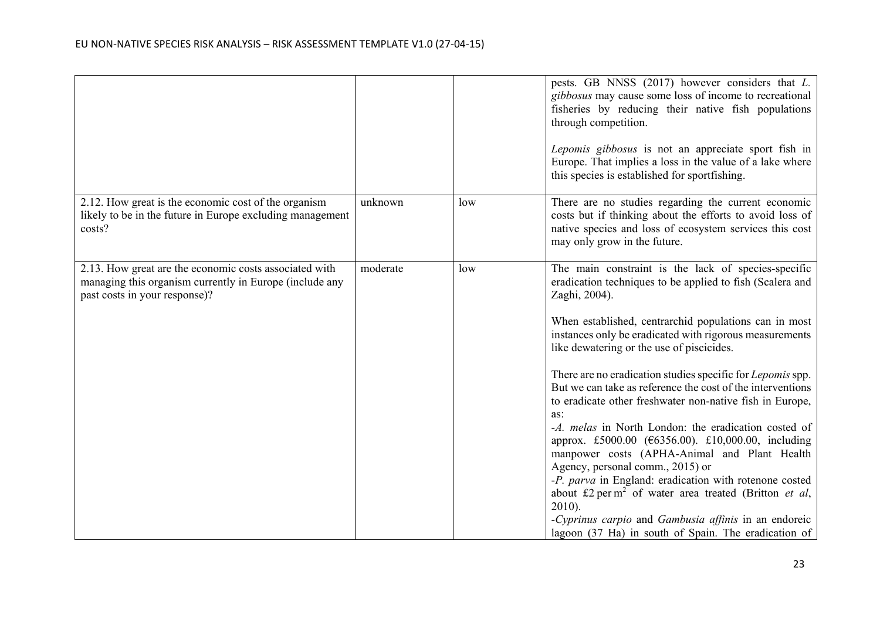| | | | |
|---|---|---|---|
| | | | pests. GB NNSS (2017) however considers that *L. gibbosus* may cause some loss of income to recreational fisheries by reducing their native fish populations through competition.<br><br>*Lepomis gibbosus* is not an appreciate sport fish in Europe. That implies a loss in the value of a lake where this species is established for sportfishing. |
| 2.12. How great is the economic cost of the organism likely to be in the future in Europe excluding management costs? | unknown | low | There are no studies regarding the current economic costs but if thinking about the efforts to avoid loss of native species and loss of ecosystem services this cost may only grow in the future. |
| 2.13. How great are the economic costs associated with managing this organism currently in Europe (include any past costs in your response)? | moderate | low | The main constraint is the lack of species-specific eradication techniques to be applied to fish (Scalera and Zaghi, 2004).<br><br>When established, centrarchid populations can in most instances only be eradicated with rigorous measurements like dewatering or the use of piscicides.<br><br>There are no eradication studies specific for *Lepomis* spp. But we can take as reference the cost of the interventions to eradicate other freshwater non-native fish in Europe, as:<br>-*A. melas* in North London: the eradication costed of approx. £5000.00 (€6356.00). £10,000.00, including manpower costs (APHA-Animal and Plant Health Agency, personal comm., 2015) or<br>-*P. parva* in England: eradication with rotenone costed about £2 per m$^2$ of water area treated (Britton *et al*, 2010).<br>-*Cyprinus carpio* and *Gambusia affinis* in an endoreic lagoon (37 Ha) in south of Spain. The eradication of |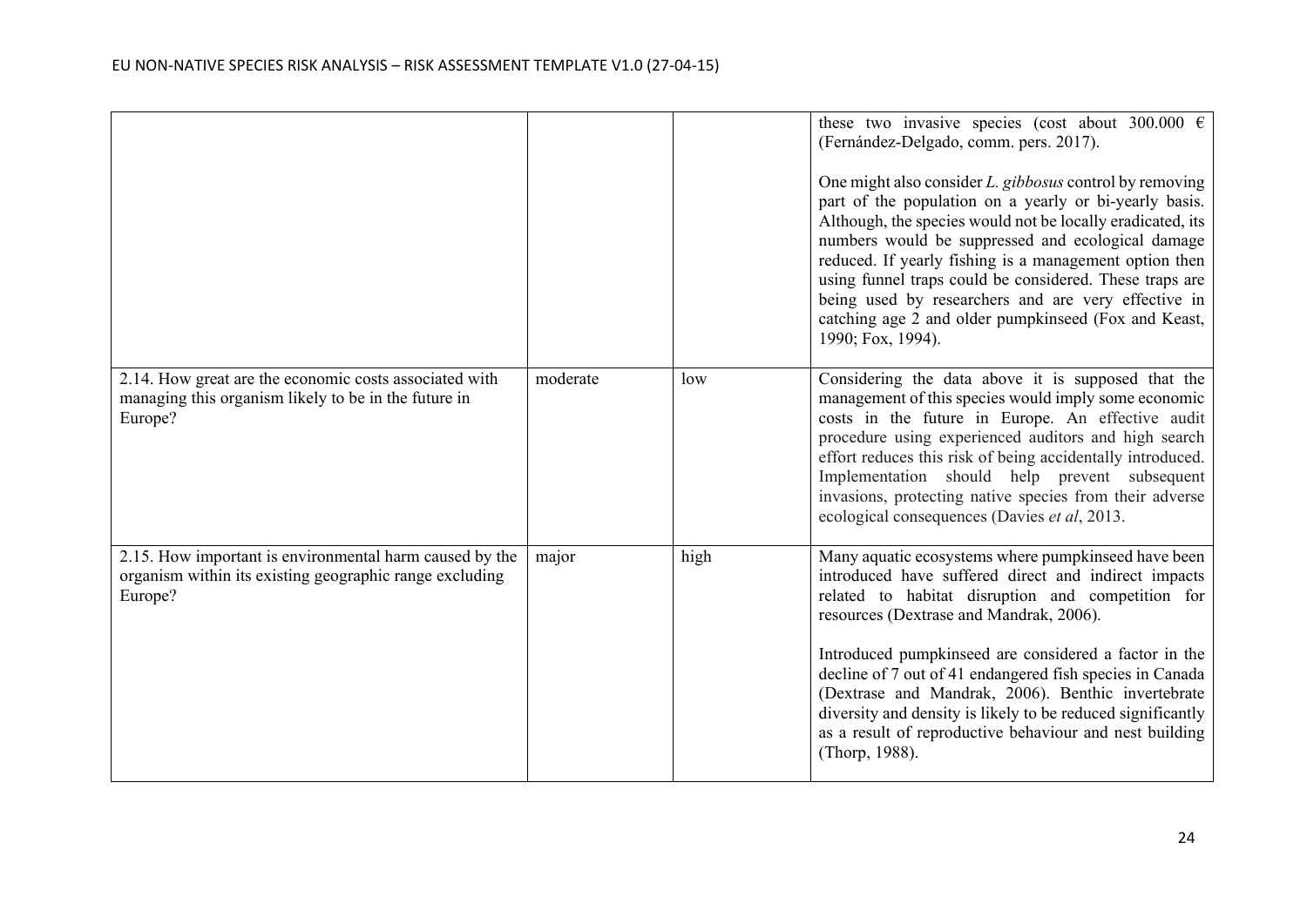| | | | |
|---|---|---|---|
| | | | these two invasive species (cost about 300.000 € (Fernández-Delgado, comm. pers. 2017).<br><br>One might also consider *L. gibbosus* control by removing part of the population on a yearly or bi-yearly basis. Although, the species would not be locally eradicated, its numbers would be suppressed and ecological damage reduced. If yearly fishing is a management option then using funnel traps could be considered. These traps are being used by researchers and are very effective in catching age 2 and older pumpkinseed (Fox and Keast, 1990; Fox, 1994). |
| 2.14. How great are the economic costs associated with managing this organism likely to be in the future in Europe? | moderate | low | Considering the data above it is supposed that the management of this species would imply some economic costs in the future in Europe. An effective audit procedure using experienced auditors and high search effort reduces this risk of being accidentally introduced. Implementation should help prevent subsequent invasions, protecting native species from their adverse ecological consequences (Davies *et al*, 2013. |
| 2.15. How important is environmental harm caused by the organism within its existing geographic range excluding Europe? | major | high | Many aquatic ecosystems where pumpkinseed have been introduced have suffered direct and indirect impacts related to habitat disruption and competition for resources (Dextrase and Mandrak, 2006).<br><br>Introduced pumpkinseed are considered a factor in the decline of 7 out of 41 endangered fish species in Canada (Dextrase and Mandrak, 2006). Benthic invertebrate diversity and density is likely to be reduced significantly as a result of reproductive behaviour and nest building (Thorp, 1988). |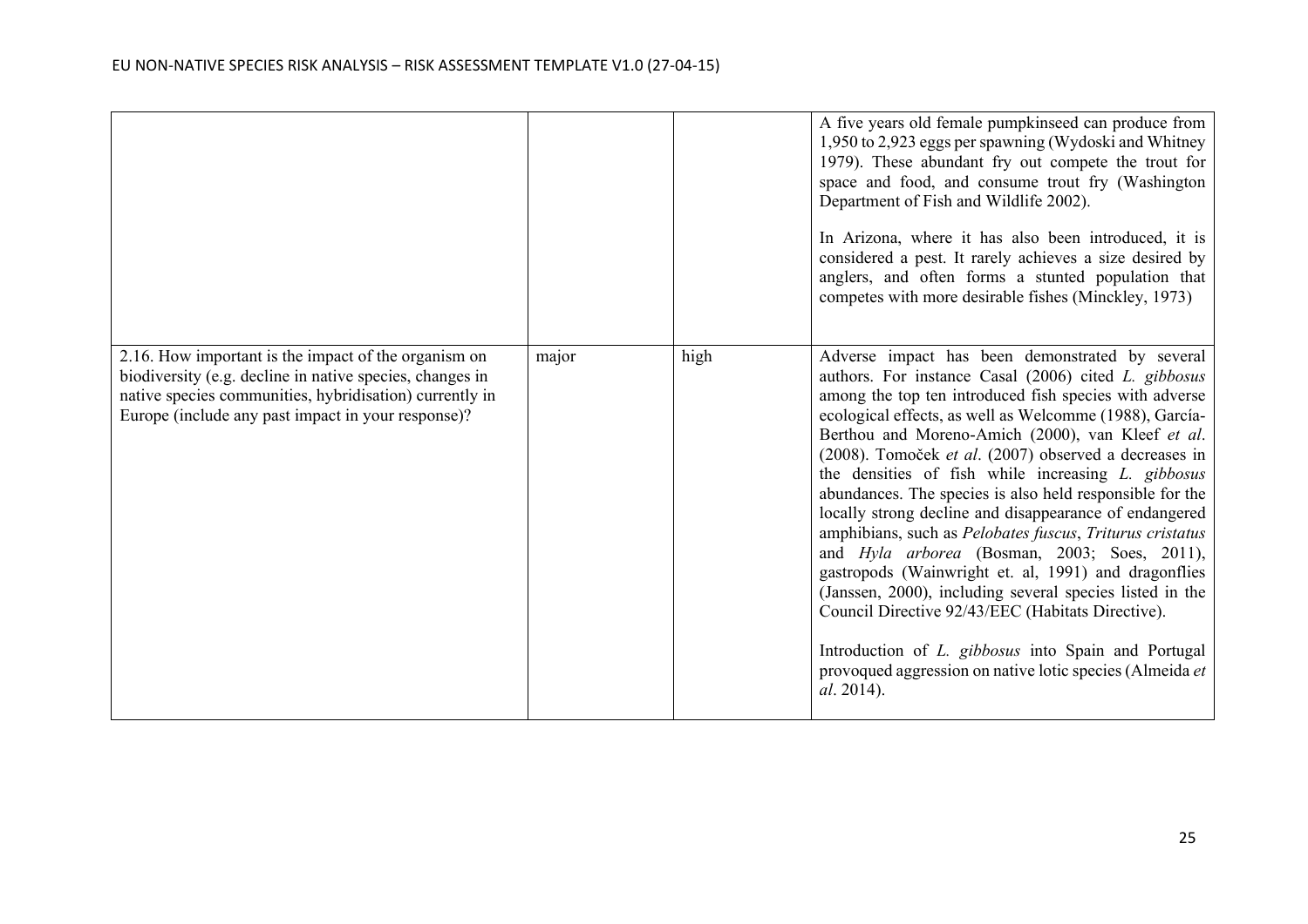| | | | |
|---|---|---|---|
| | | | A five years old female pumpkinseed can produce from 1,950 to 2,923 eggs per spawning (Wydoski and Whitney 1979). These abundant fry out compete the trout for space and food, and consume trout fry (Washington Department of Fish and Wildlife 2002).<br><br>In Arizona, where it has also been introduced, it is considered a pest. It rarely achieves a size desired by anglers, and often forms a stunted population that competes with more desirable fishes (Minckley, 1973) |
| 2.16. How important is the impact of the organism on biodiversity (e.g. decline in native species, changes in native species communities, hybridisation) currently in Europe (include any past impact in your response)? | major | high | Adverse impact has been demonstrated by several authors. For instance Casal (2006) cited *L. gibbosus* among the top ten introduced fish species with adverse ecological effects, as well as Welcomme (1988), García-Berthou and Moreno-Amich (2000), van Kleef *et al*. (2008). Tomoček *et al*. (2007) observed a decreases in the densities of fish while increasing *L. gibbosus* abundances. The species is also held responsible for the locally strong decline and disappearance of endangered amphibians, such as *Pelobates fuscus*, *Triturus cristatus* and *Hyla arborea* (Bosman, 2003; Soes, 2011), gastropods (Wainwright et. al, 1991) and dragonflies (Janssen, 2000), including several species listed in the Council Directive 92/43/EEC (Habitats Directive).<br><br>Introduction of *L. gibbosus* into Spain and Portugal provoqued aggression on native lotic species (Almeida *et al*. 2014). |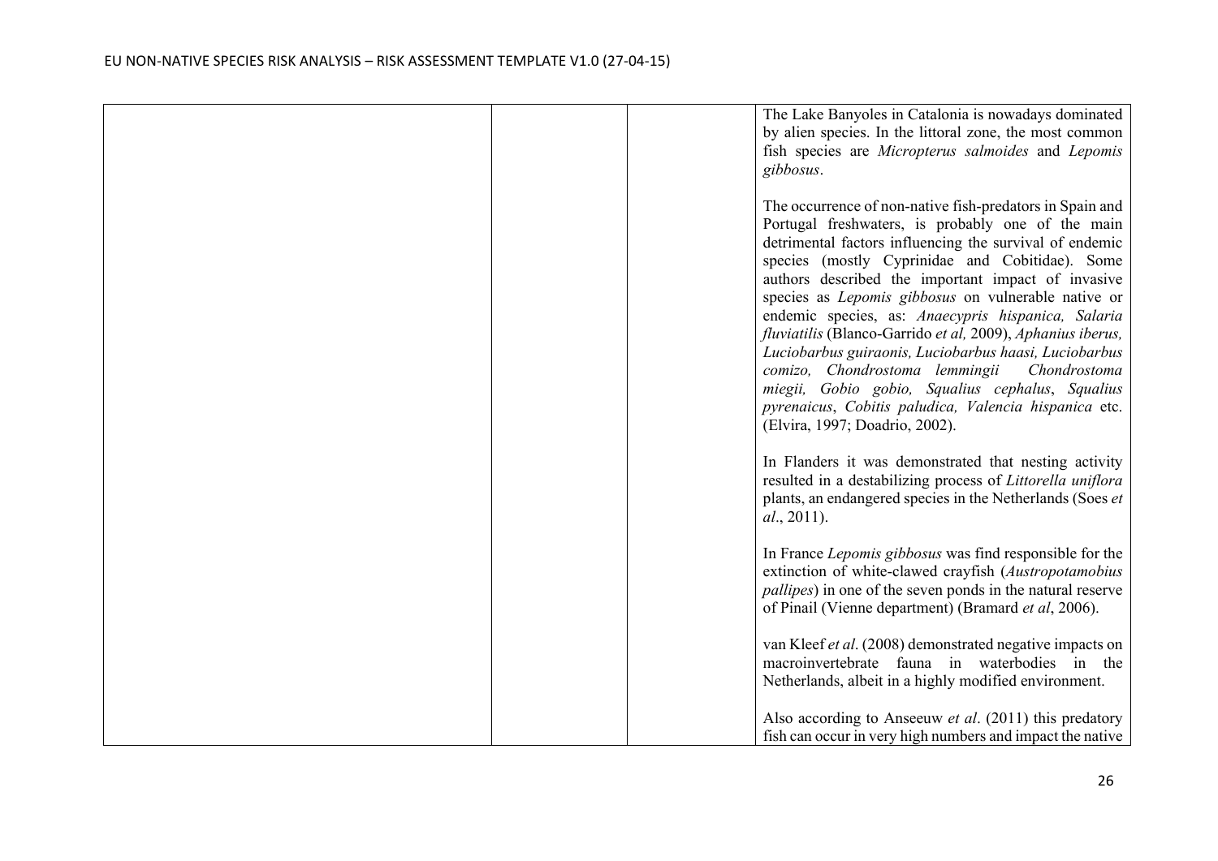| | | | |
|---|---|---|---|
| | | | The Lake Banyoles in Catalonia is nowadays dominated by alien species. In the littoral zone, the most common fish species are *Micropterus salmoides* and *Lepomis gibbosus*.<br><br>The occurrence of non-native fish-predators in Spain and Portugal freshwaters, is probably one of the main detrimental factors influencing the survival of endemic species (mostly Cyprinidae and Cobitidae). Some authors described the important impact of invasive species as *Lepomis gibbosus* on vulnerable native or endemic species, as: *Anaecypris hispanica, Salaria fluviatilis* (Blanco-Garrido *et al,* 2009), *Aphanius iberus, Luciobarbus guiraonis, Luciobarbus haasi, Luciobarbus comizo, Chondrostoma lemmingii Chondrostoma miegii, Gobio gobio, Squalius cephalus*, *Squalius pyrenaicus*, *Cobitis paludica, Valencia hispanica* etc. (Elvira, 1997; Doadrio, 2002).<br><br>In Flanders it was demonstrated that nesting activity resulted in a destabilizing process of *Littorella uniflora* plants, an endangered species in the Netherlands (Soes *et al*., 2011).<br><br>In France *Lepomis gibbosus* was find responsible for the extinction of white-clawed crayfish (*Austropotamobius pallipes*) in one of the seven ponds in the natural reserve of Pinail (Vienne department) (Bramard *et al*, 2006).<br><br>van Kleef *et al*. (2008) demonstrated negative impacts on macroinvertebrate fauna in waterbodies in the Netherlands, albeit in a highly modified environment.<br><br>Also according to Anseeuw *et al*. (2011) this predatory fish can occur in very high numbers and impact the native |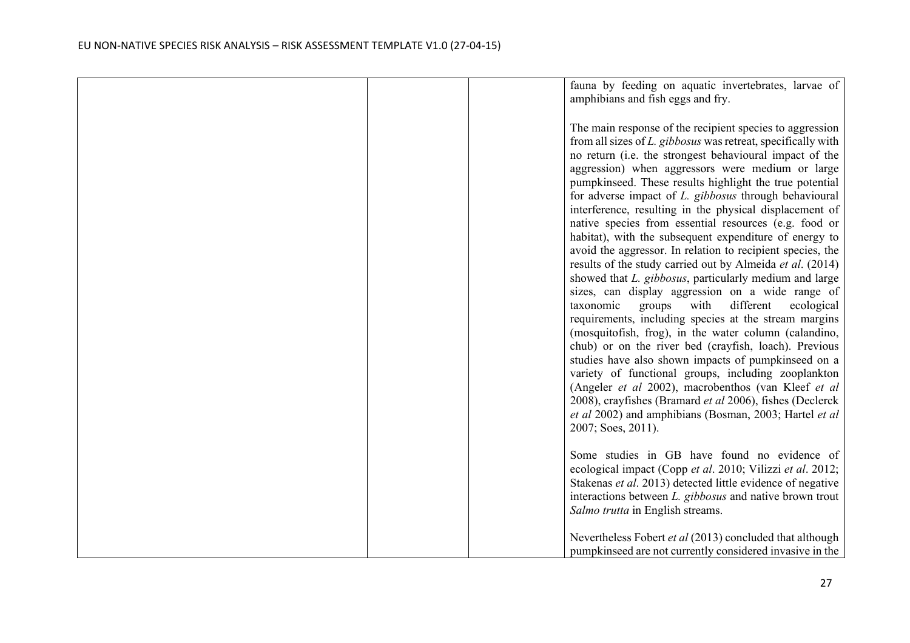| | | | |
|---|---|---|---|
| | | | fauna by feeding on aquatic invertebrates, larvae of amphibians and fish eggs and fry.<br><br>The main response of the recipient species to aggression from all sizes of *L. gibbosus* was retreat, specifically with no return (i.e. the strongest behavioural impact of the aggression) when aggressors were medium or large pumpkinseed. These results highlight the true potential for adverse impact of *L. gibbosus* through behavioural interference, resulting in the physical displacement of native species from essential resources (e.g. food or habitat), with the subsequent expenditure of energy to avoid the aggressor. In relation to recipient species, the results of the study carried out by Almeida *et al*. (2014) showed that *L. gibbosus*, particularly medium and large sizes, can display aggression on a wide range of taxonomic groups with different ecological requirements, including species at the stream margins (mosquitofish, frog), in the water column (calandino, chub) or on the river bed (crayfish, loach). Previous studies have also shown impacts of pumpkinseed on a variety of functional groups, including zooplankton (Angeler *et al* 2002), macrobenthos (van Kleef *et al* 2008), crayfishes (Bramard *et al* 2006), fishes (Declerck *et al* 2002) and amphibians (Bosman, 2003; Hartel *et al* 2007; Soes, 2011).<br><br>Some studies in GB have found no evidence of ecological impact (Copp *et al*. 2010; Vilizzi *et al*. 2012; Stakenas *et al*. 2013) detected little evidence of negative interactions between *L. gibbosus* and native brown trout *Salmo trutta* in English streams.<br><br>Nevertheless Fobert *et al* (2013) concluded that although pumpkinseed are not currently considered invasive in the |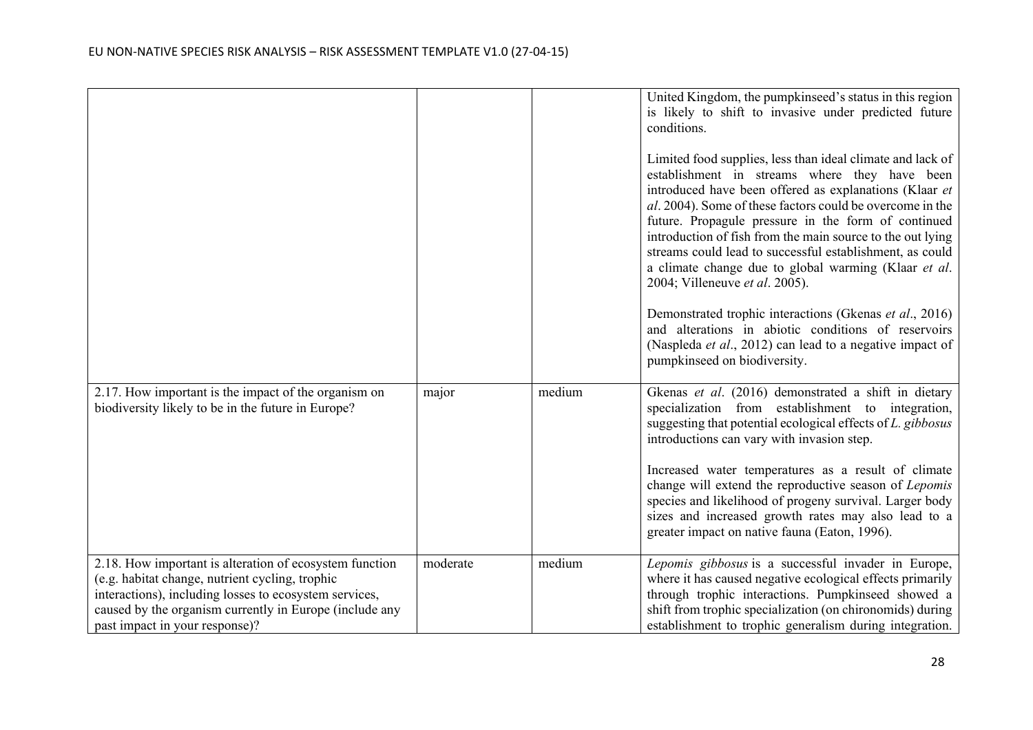| | | | |
|---|---|---|---|
| | | | United Kingdom, the pumpkinseed's status in this region is likely to shift to invasive under predicted future conditions.<br><br>Limited food supplies, less than ideal climate and lack of establishment in streams where they have been introduced have been offered as explanations (Klaar *et al*. 2004). Some of these factors could be overcome in the future. Propagule pressure in the form of continued introduction of fish from the main source to the out lying streams could lead to successful establishment, as could a climate change due to global warming (Klaar *et al*. 2004; Villeneuve *et al*. 2005).<br><br>Demonstrated trophic interactions (Gkenas *et al*., 2016) and alterations in abiotic conditions of reservoirs (Naspleda *et al*., 2012) can lead to a negative impact of pumpkinseed on biodiversity. |
| 2.17. How important is the impact of the organism on biodiversity likely to be in the future in Europe? | major | medium | Gkenas *et al*. (2016) demonstrated a shift in dietary specialization from establishment to integration, suggesting that potential ecological effects of *L. gibbosus* introductions can vary with invasion step.<br><br>Increased water temperatures as a result of climate change will extend the reproductive season of *Lepomis* species and likelihood of progeny survival. Larger body sizes and increased growth rates may also lead to a greater impact on native fauna (Eaton, 1996). |
| 2.18. How important is alteration of ecosystem function (e.g. habitat change, nutrient cycling, trophic interactions), including losses to ecosystem services, caused by the organism currently in Europe (include any past impact in your response)? | moderate | medium | *Lepomis gibbosus* is a successful invader in Europe, where it has caused negative ecological effects primarily through trophic interactions. Pumpkinseed showed a shift from trophic specialization (on chironomids) during establishment to trophic generalism during integration. |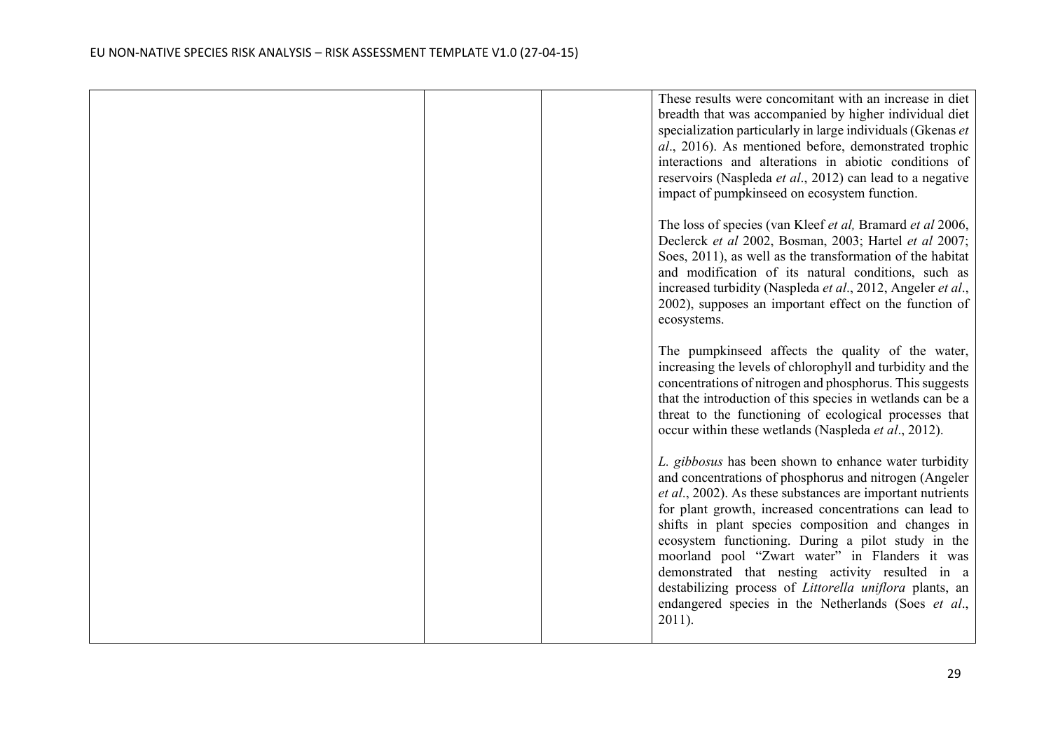|  |  |  | These results were concomitant with an increase in diet breadth that was accompanied by higher individual diet specialization particularly in large individuals (Gkenas *et al*., 2016). As mentioned before, demonstrated trophic interactions and alterations in abiotic conditions of reservoirs (Naspleda *et al*., 2012) can lead to a negative impact of pumpkinseed on ecosystem function.<br><br>The loss of species (van Kleef *et al,* Bramard *et al* 2006, Declerck *et al* 2002, Bosman, 2003; Hartel *et al* 2007; Soes, 2011), as well as the transformation of the habitat and modification of its natural conditions, such as increased turbidity (Naspleda *et al*., 2012, Angeler *et al*., 2002), supposes an important effect on the function of ecosystems.<br><br>The pumpkinseed affects the quality of the water, increasing the levels of chlorophyll and turbidity and the concentrations of nitrogen and phosphorus. This suggests that the introduction of this species in wetlands can be a threat to the functioning of ecological processes that occur within these wetlands (Naspleda *et al*., 2012).<br><br>*L. gibbosus* has been shown to enhance water turbidity and concentrations of phosphorus and nitrogen (Angeler *et al*., 2002). As these substances are important nutrients for plant growth, increased concentrations can lead to shifts in plant species composition and changes in ecosystem functioning. During a pilot study in the moorland pool "Zwart water" in Flanders it was demonstrated that nesting activity resulted in a destabilizing process of *Littorella uniflora* plants, an endangered species in the Netherlands (Soes *et al*., 2011). |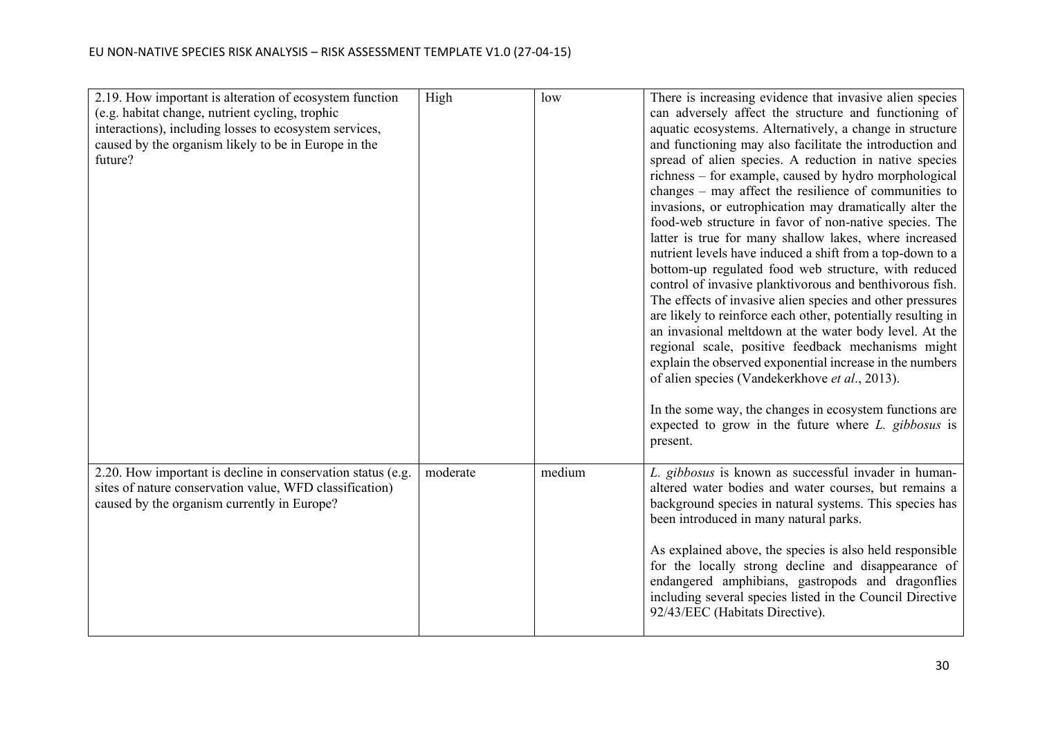| | | | |
|---|---|---|---|
| 2.19. How important is alteration of ecosystem function (e.g. habitat change, nutrient cycling, trophic interactions), including losses to ecosystem services, caused by the organism likely to be in Europe in the future? | High | low | There is increasing evidence that invasive alien species can adversely affect the structure and functioning of aquatic ecosystems. Alternatively, a change in structure and functioning may also facilitate the introduction and spread of alien species. A reduction in native species richness – for example, caused by hydro morphological changes – may affect the resilience of communities to invasions, or eutrophication may dramatically alter the food-web structure in favor of non-native species. The latter is true for many shallow lakes, where increased nutrient levels have induced a shift from a top-down to a bottom-up regulated food web structure, with reduced control of invasive planktivorous and benthivorous fish. The effects of invasive alien species and other pressures are likely to reinforce each other, potentially resulting in an invasional meltdown at the water body level. At the regional scale, positive feedback mechanisms might explain the observed exponential increase in the numbers of alien species (Vandekerkhove *et al*., 2013).<br><br>In the some way, the changes in ecosystem functions are expected to grow in the future where *L. gibbosus* is present. |
| 2.20. How important is decline in conservation status (e.g. sites of nature conservation value, WFD classification) caused by the organism currently in Europe? | moderate | medium | *L. gibbosus* is known as successful invader in human-altered water bodies and water courses, but remains a background species in natural systems. This species has been introduced in many natural parks.<br><br>As explained above, the species is also held responsible for the locally strong decline and disappearance of endangered amphibians, gastropods and dragonflies including several species listed in the Council Directive 92/43/EEC (Habitats Directive). |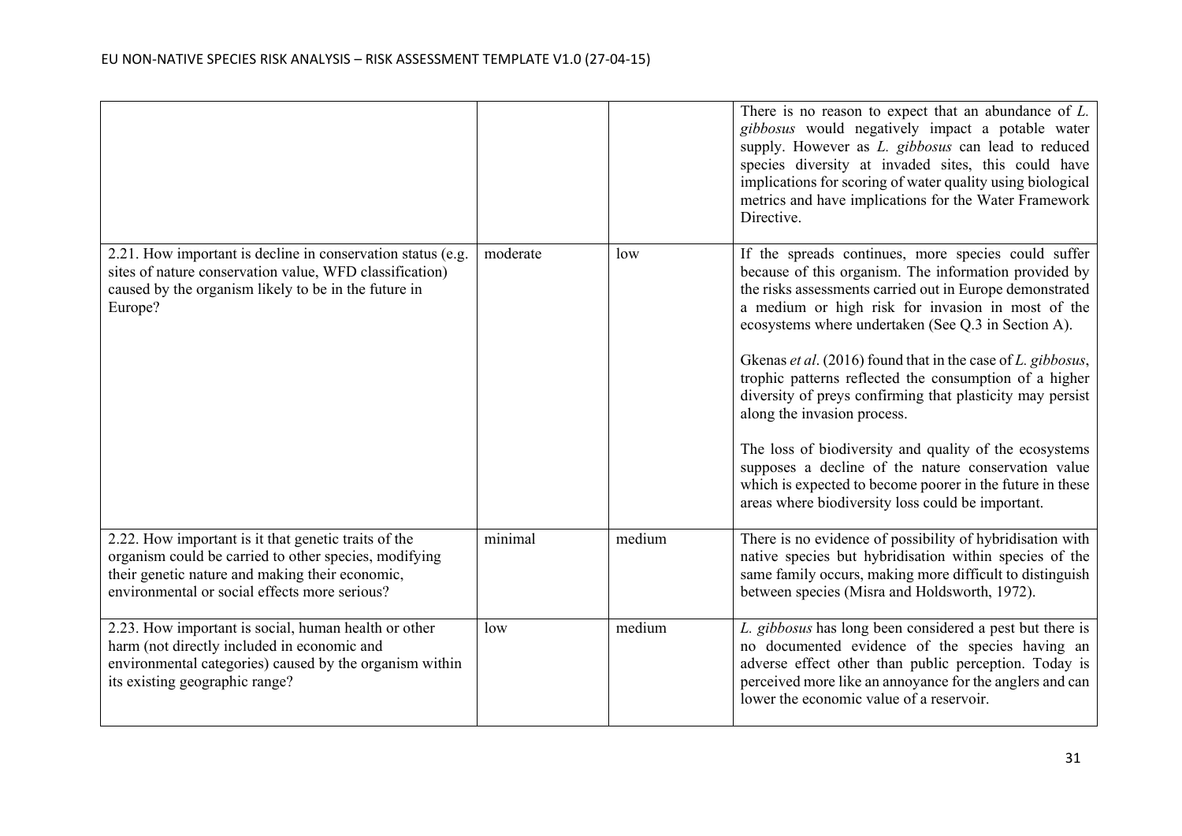| | | | |
|---|---|---|---|
| | | | There is no reason to expect that an abundance of *L. gibbosus* would negatively impact a potable water supply. However as *L. gibbosus* can lead to reduced species diversity at invaded sites, this could have implications for scoring of water quality using biological metrics and have implications for the Water Framework Directive. |
| 2.21. How important is decline in conservation status (e.g. sites of nature conservation value, WFD classification) caused by the organism likely to be in the future in Europe? | moderate | low | If the spreads continues, more species could suffer because of this organism. The information provided by the risks assessments carried out in Europe demonstrated a medium or high risk for invasion in most of the ecosystems where undertaken (See Q.3 in Section A).<br><br>Gkenas *et al*. (2016) found that in the case of *L. gibbosus*, trophic patterns reflected the consumption of a higher diversity of preys confirming that plasticity may persist along the invasion process.<br><br>The loss of biodiversity and quality of the ecosystems supposes a decline of the nature conservation value which is expected to become poorer in the future in these areas where biodiversity loss could be important. |
| 2.22. How important is it that genetic traits of the organism could be carried to other species, modifying their genetic nature and making their economic, environmental or social effects more serious? | minimal | medium | There is no evidence of possibility of hybridisation with native species but hybridisation within species of the same family occurs, making more difficult to distinguish between species (Misra and Holdsworth, 1972). |
| 2.23. How important is social, human health or other harm (not directly included in economic and environmental categories) caused by the organism within its existing geographic range? | low | medium | *L. gibbosus* has long been considered a pest but there is no documented evidence of the species having an adverse effect other than public perception. Today is perceived more like an annoyance for the anglers and can lower the economic value of a reservoir. |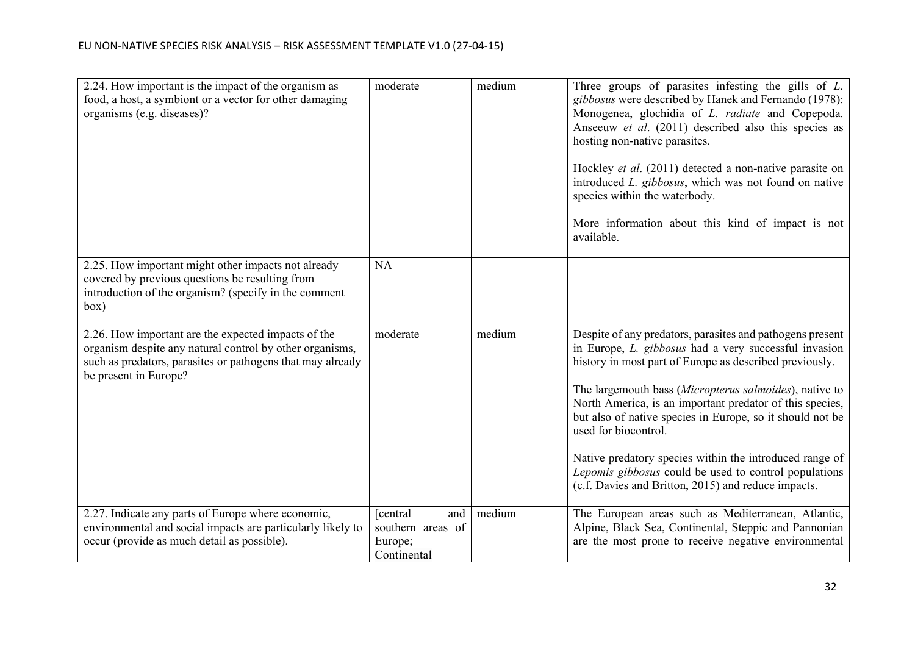| | | | |
|---|---|---|---|
| 2.24. How important is the impact of the organism as food, a host, a symbiont or a vector for other damaging organisms (e.g. diseases)? | moderate | medium | Three groups of parasites infesting the gills of *L. gibbosus* were described by Hanek and Fernando (1978): Monogenea, glochidia of *L. radiate* and Copepoda. Anseeuw *et al*. (2011) described also this species as hosting non-native parasites.<br><br>Hockley *et al*. (2011) detected a non-native parasite on introduced *L. gibbosus*, which was not found on native species within the waterbody.<br><br>More information about this kind of impact is not available. |
| 2.25. How important might other impacts not already covered by previous questions be resulting from introduction of the organism? (specify in the comment box) | NA | | |
| 2.26. How important are the expected impacts of the organism despite any natural control by other organisms, such as predators, parasites or pathogens that may already be present in Europe? | moderate | medium | Despite of any predators, parasites and pathogens present in Europe, *L. gibbosus* had a very successful invasion history in most part of Europe as described previously.<br><br>The largemouth bass (*Micropterus salmoides*), native to North America, is an important predator of this species, but also of native species in Europe, so it should not be used for biocontrol.<br><br>Native predatory species within the introduced range of *Lepomis gibbosus* could be used to control populations (c.f. Davies and Britton, 2015) and reduce impacts. |
| 2.27. Indicate any parts of Europe where economic, environmental and social impacts are particularly likely to occur (provide as much detail as possible). | [central and southern areas of Europe; Continental | medium | The European areas such as Mediterranean, Atlantic, Alpine, Black Sea, Continental, Steppic and Pannonian are the most prone to receive negative environmental |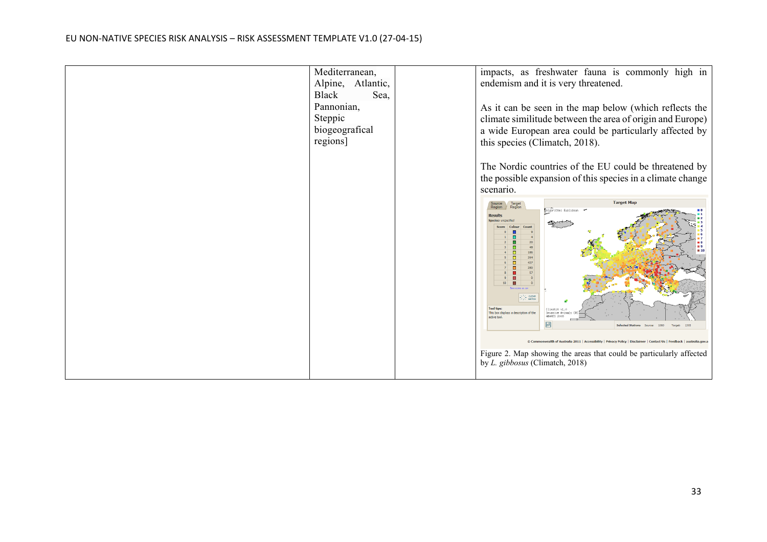| | | | |
|---|---|---|---|
| | Mediterranean, Alpine, Atlantic, Black Sea, Pannonian, Steppic biogeografical regions] | | impacts, as freshwater fauna is commonly high in endemism and it is very threatened.<br><br>As it can be seen in the map below (which reflects the climate similitude between the area of origin and Europe) a wide European area could be particularly affected by this species (Climatch, 2018).<br><br>The Nordic countries of the EU could be threatened by the possible expansion of this species in a climate change scenario.<br><br>Figure 2. Map showing the areas that could be particularly affected by *L. gibbosus* (Climatch, 2018) |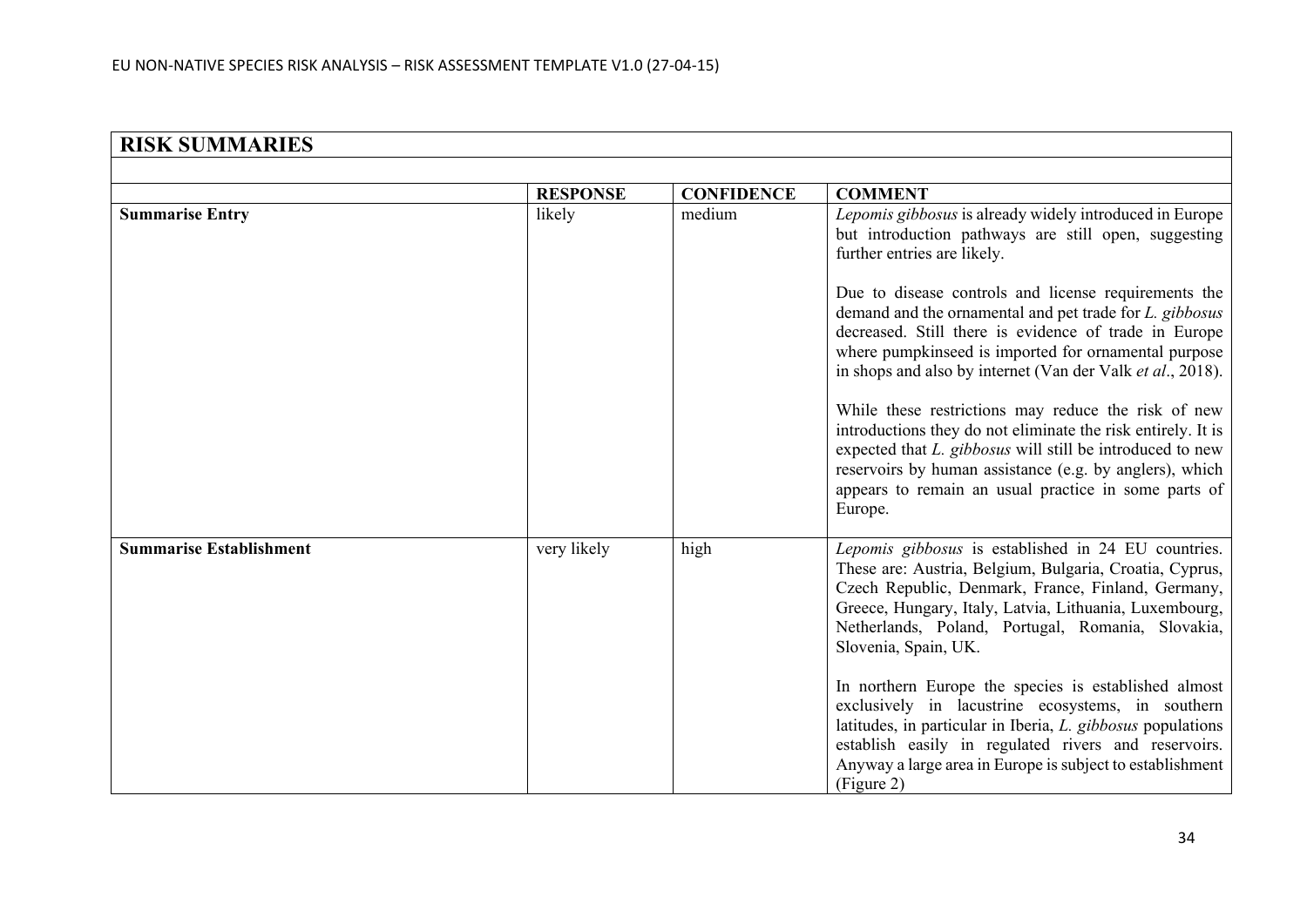| RISK SUMMARIES | | | |
|---|---|---|---|
| | **RESPONSE** | **CONFIDENCE** | **COMMENT** |
| **Summarise Entry** | likely | medium | *Lepomis gibbosus* is already widely introduced in Europe but introduction pathways are still open, suggesting further entries are likely.<br><br>Due to disease controls and license requirements the demand and the ornamental and pet trade for *L. gibbosus* decreased. Still there is evidence of trade in Europe where pumpkinseed is imported for ornamental purpose in shops and also by internet (Van der Valk *et al*., 2018).<br><br>While these restrictions may reduce the risk of new introductions they do not eliminate the risk entirely. It is expected that *L. gibbosus* will still be introduced to new reservoirs by human assistance (e.g. by anglers), which appears to remain an usual practice in some parts of Europe. |
| **Summarise Establishment** | very likely | high | *Lepomis gibbosus* is established in 24 EU countries. These are: Austria, Belgium, Bulgaria, Croatia, Cyprus, Czech Republic, Denmark, France, Finland, Germany, Greece, Hungary, Italy, Latvia, Lithuania, Luxembourg, Netherlands, Poland, Portugal, Romania, Slovakia, Slovenia, Spain, UK.<br><br>In northern Europe the species is established almost exclusively in lacustrine ecosystems, in southern latitudes, in particular in Iberia, *L. gibbosus* populations establish easily in regulated rivers and reservoirs. Anyway a large area in Europe is subject to establishment (Figure 2) |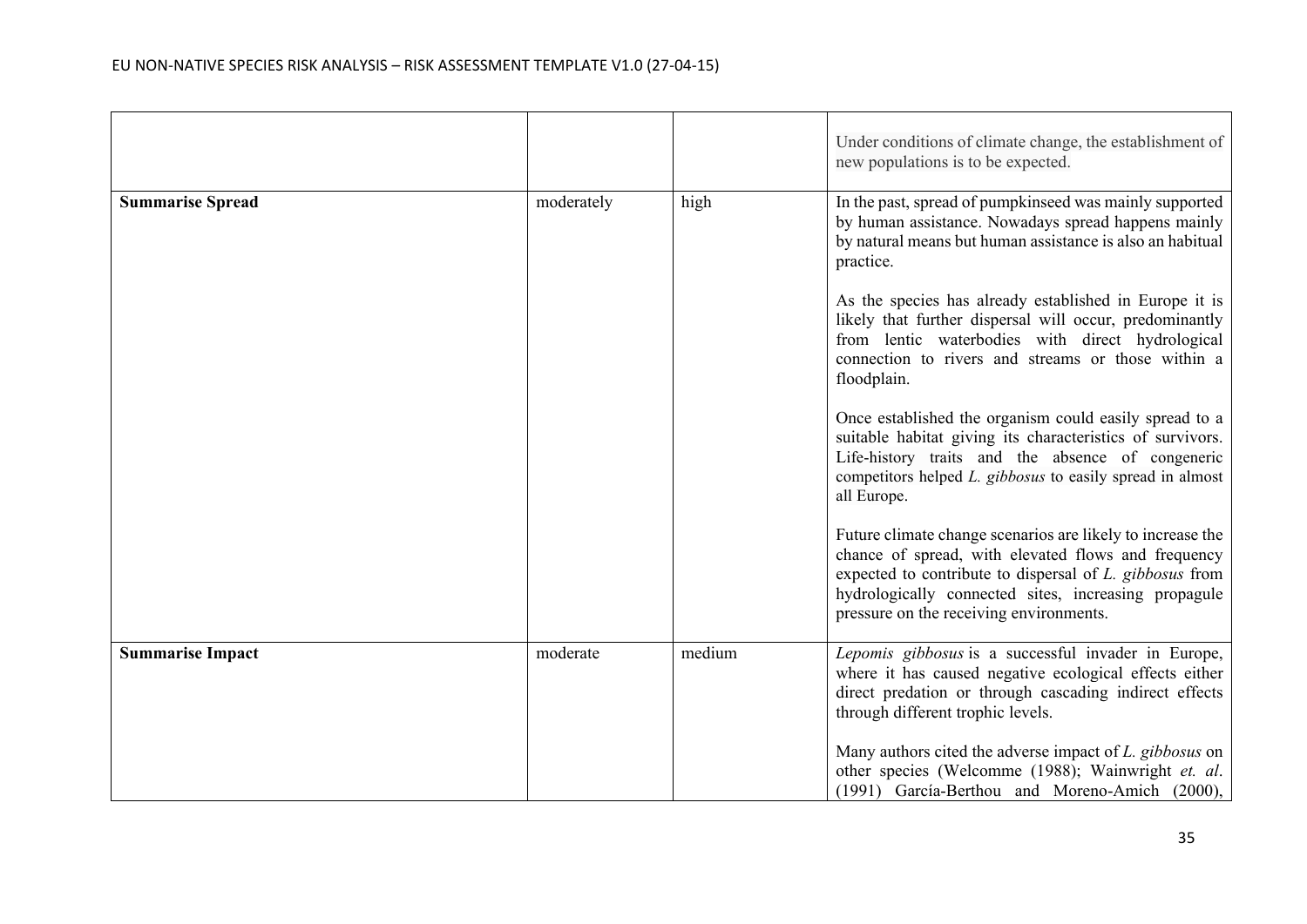| | | | |
|---|---|---|---|
| | | | Under conditions of climate change, the establishment of new populations is to be expected. |
| **Summarise Spread** | moderately | high | In the past, spread of pumpkinseed was mainly supported by human assistance. Nowadays spread happens mainly by natural means but human assistance is also an habitual practice.<br><br>As the species has already established in Europe it is likely that further dispersal will occur, predominantly from lentic waterbodies with direct hydrological connection to rivers and streams or those within a floodplain.<br><br>Once established the organism could easily spread to a suitable habitat giving its characteristics of survivors. Life-history traits and the absence of congeneric competitors helped *L. gibbosus* to easily spread in almost all Europe.<br><br>Future climate change scenarios are likely to increase the chance of spread, with elevated flows and frequency expected to contribute to dispersal of *L. gibbosus* from hydrologically connected sites, increasing propagule pressure on the receiving environments. |
| **Summarise Impact** | moderate | medium | *Lepomis gibbosus* is a successful invader in Europe, where it has caused negative ecological effects either direct predation or through cascading indirect effects through different trophic levels.<br><br>Many authors cited the adverse impact of *L. gibbosus* on other species (Welcomme (1988); Wainwright *et. al*. (1991) García-Berthou and Moreno-Amich (2000), |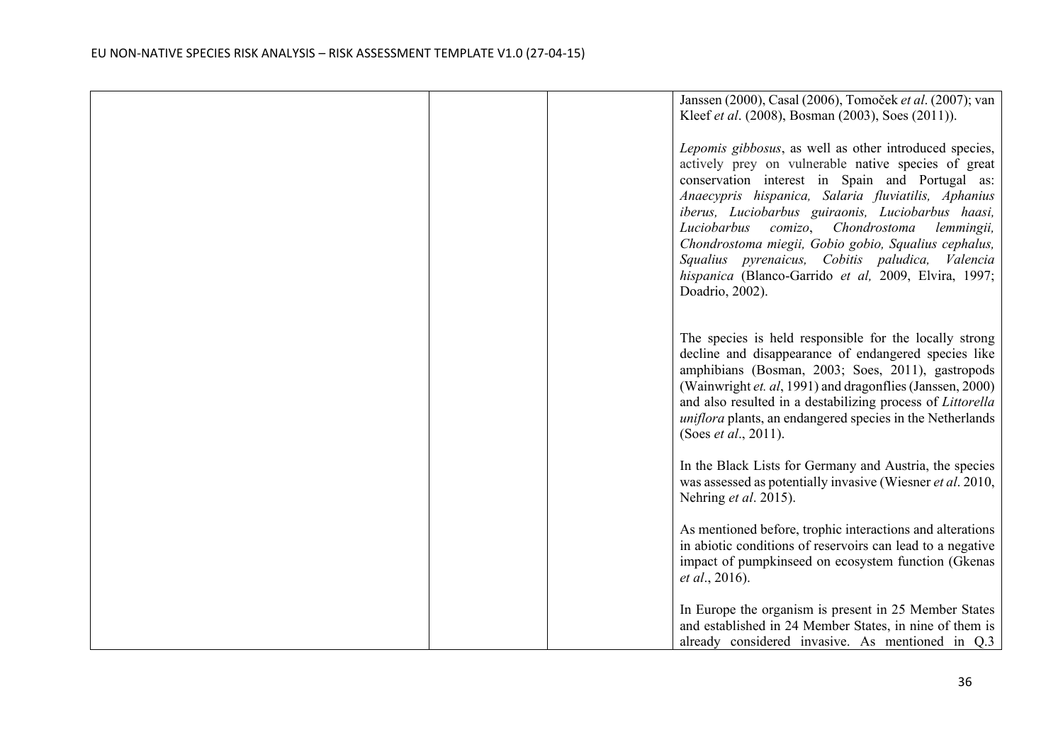| | | | |
|---|---|---|---|
| | | | Janssen (2000), Casal (2006), Tomoček *et al*. (2007); van Kleef *et al*. (2008), Bosman (2003), Soes (2011)).<br><br>*Lepomis gibbosus*, as well as other introduced species, actively prey on vulnerable native species of great conservation interest in Spain and Portugal as: *Anaecypris hispanica, Salaria fluviatilis, Aphanius iberus, Luciobarbus guiraonis, Luciobarbus haasi, Luciobarbus comizo*, *Chondrostoma lemmingii, Chondrostoma miegii, Gobio gobio, Squalius cephalus, Squalius pyrenaicus, Cobitis paludica, Valencia hispanica* (Blanco-Garrido *et al,* 2009, Elvira, 1997; Doadrio, 2002).<br><br>The species is held responsible for the locally strong decline and disappearance of endangered species like amphibians (Bosman, 2003; Soes, 2011), gastropods (Wainwright *et. al*, 1991) and dragonflies (Janssen, 2000) and also resulted in a destabilizing process of *Littorella uniflora* plants, an endangered species in the Netherlands (Soes *et al*., 2011).<br><br>In the Black Lists for Germany and Austria, the species was assessed as potentially invasive (Wiesner *et al*. 2010, Nehring *et al*. 2015).<br><br>As mentioned before, trophic interactions and alterations in abiotic conditions of reservoirs can lead to a negative impact of pumpkinseed on ecosystem function (Gkenas *et al*., 2016).<br><br>In Europe the organism is present in 25 Member States and established in 24 Member States, in nine of them is already considered invasive. As mentioned in Q.3 |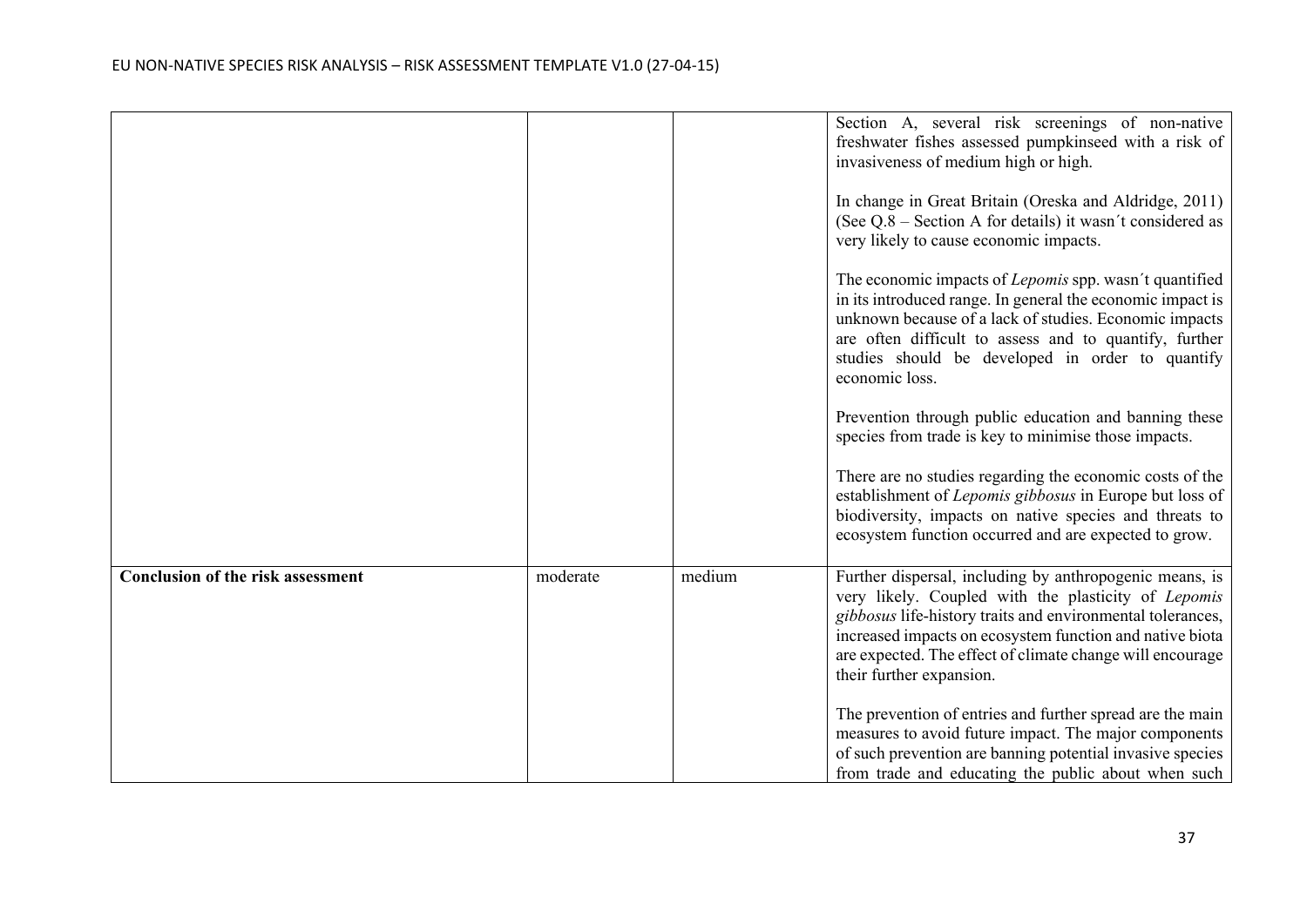| | | | |
|---|---|---|---|
| | | | Section A, several risk screenings of non-native freshwater fishes assessed pumpkinseed with a risk of invasiveness of medium high or high.<br><br>In change in Great Britain (Oreska and Aldridge, 2011) (See Q.8 – Section A for details) it wasn´t considered as very likely to cause economic impacts.<br><br>The economic impacts of *Lepomis* spp. wasn´t quantified in its introduced range. In general the economic impact is unknown because of a lack of studies. Economic impacts are often difficult to assess and to quantify, further studies should be developed in order to quantify economic loss.<br><br>Prevention through public education and banning these species from trade is key to minimise those impacts.<br><br>There are no studies regarding the economic costs of the establishment of *Lepomis gibbosus* in Europe but loss of biodiversity, impacts on native species and threats to ecosystem function occurred and are expected to grow. |
| **Conclusion of the risk assessment** | moderate | medium | Further dispersal, including by anthropogenic means, is very likely. Coupled with the plasticity of *Lepomis gibbosus* life-history traits and environmental tolerances, increased impacts on ecosystem function and native biota are expected. The effect of climate change will encourage their further expansion.<br><br>The prevention of entries and further spread are the main measures to avoid future impact. The major components of such prevention are banning potential invasive species from trade and educating the public about when such |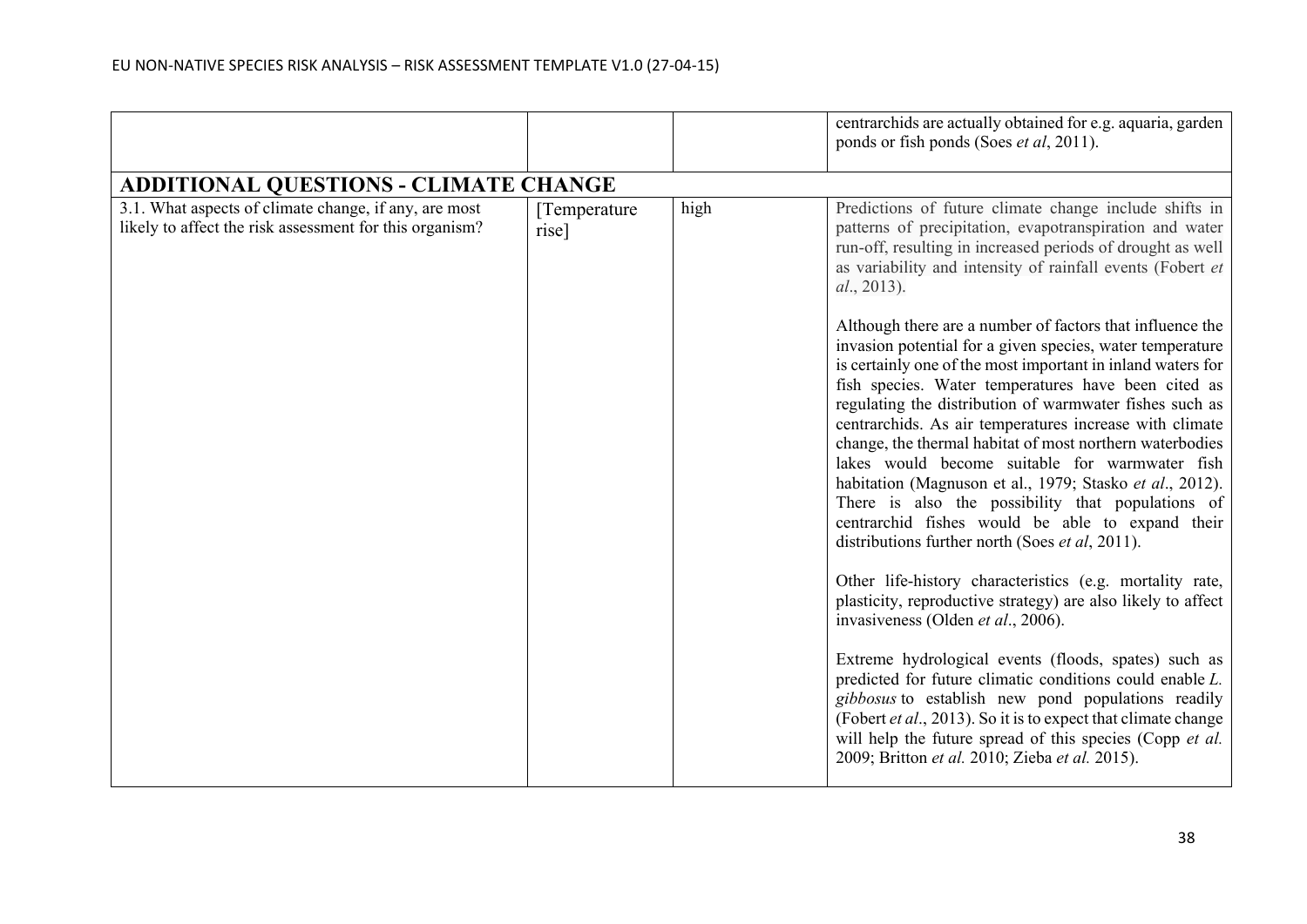| | | | |
|---|---|---|---|
| | | | centrarchids are actually obtained for e.g. aquaria, garden ponds or fish ponds (Soes *et al*, 2011). |

## ADDITIONAL QUESTIONS - CLIMATE CHANGE

| | | | |
|---|---|---|---|
| 3.1. What aspects of climate change, if any, are most likely to affect the risk assessment for this organism? | [Temperature rise] | high | Predictions of future climate change include shifts in patterns of precipitation, evapotranspiration and water run-off, resulting in increased periods of drought as well as variability and intensity of rainfall events (Fobert *et al*., 2013).<br><br>Although there are a number of factors that influence the invasion potential for a given species, water temperature is certainly one of the most important in inland waters for fish species. Water temperatures have been cited as regulating the distribution of warmwater fishes such as centrarchids. As air temperatures increase with climate change, the thermal habitat of most northern waterbodies lakes would become suitable for warmwater fish habitation (Magnuson et al., 1979; Stasko *et al*., 2012). There is also the possibility that populations of centrarchid fishes would be able to expand their distributions further north (Soes *et al*, 2011).<br><br>Other life-history characteristics (e.g. mortality rate, plasticity, reproductive strategy) are also likely to affect invasiveness (Olden *et al*., 2006).<br><br>Extreme hydrological events (floods, spates) such as predicted for future climatic conditions could enable *L. gibbosus* to establish new pond populations readily (Fobert *et al*., 2013). So it is to expect that climate change will help the future spread of this species (Copp *et al.* 2009; Britton *et al.* 2010; Zieba *et al.* 2015). |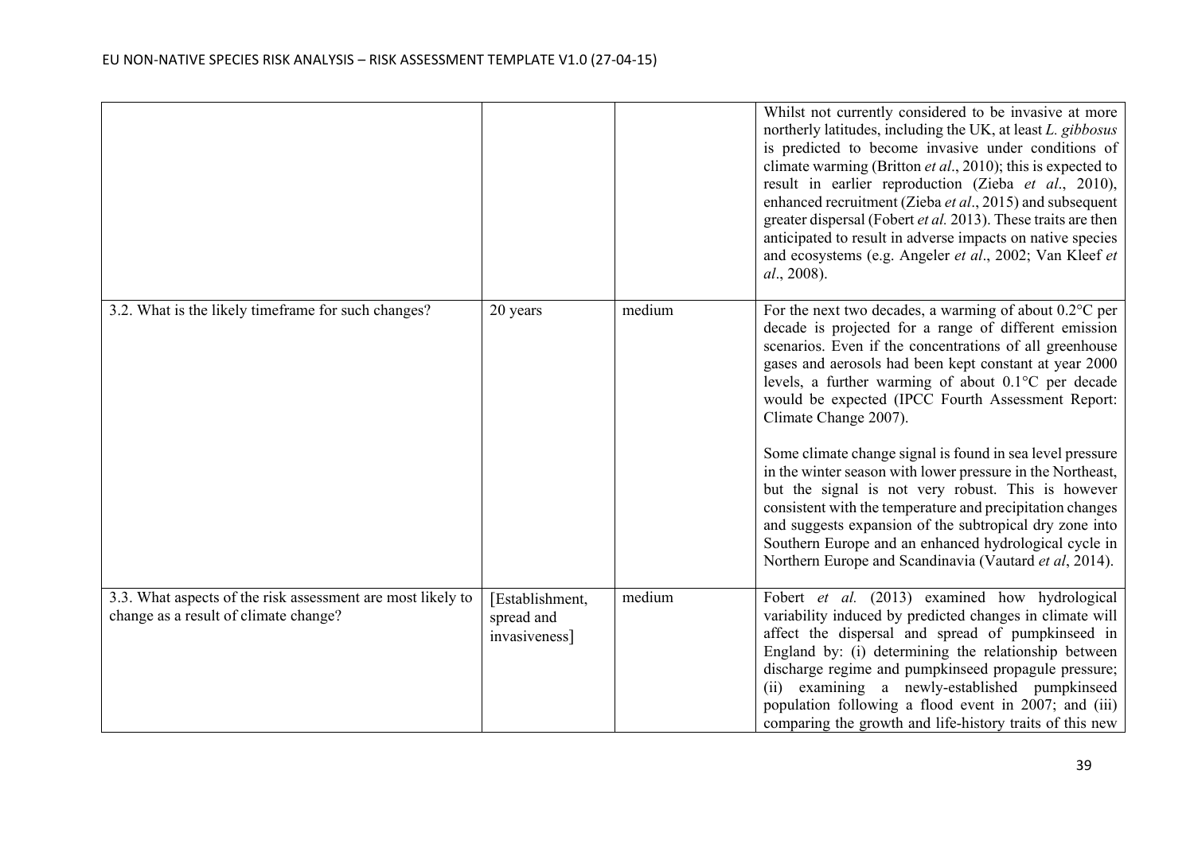| | | | |
|---|---|---|---|
| | | | Whilst not currently considered to be invasive at more northerly latitudes, including the UK, at least *L. gibbosus* is predicted to become invasive under conditions of climate warming (Britton *et al*., 2010); this is expected to result in earlier reproduction (Zieba *et al*., 2010), enhanced recruitment (Zieba *et al*., 2015) and subsequent greater dispersal (Fobert *et al.* 2013). These traits are then anticipated to result in adverse impacts on native species and ecosystems (e.g. Angeler *et al*., 2002; Van Kleef *et al*., 2008). |
| 3.2. What is the likely timeframe for such changes? | 20 years | medium | For the next two decades, a warming of about 0.2°C per decade is projected for a range of different emission scenarios. Even if the concentrations of all greenhouse gases and aerosols had been kept constant at year 2000 levels, a further warming of about 0.1°C per decade would be expected (IPCC Fourth Assessment Report: Climate Change 2007).<br><br>Some climate change signal is found in sea level pressure in the winter season with lower pressure in the Northeast, but the signal is not very robust. This is however consistent with the temperature and precipitation changes and suggests expansion of the subtropical dry zone into Southern Europe and an enhanced hydrological cycle in Northern Europe and Scandinavia (Vautard *et al*, 2014). |
| 3.3. What aspects of the risk assessment are most likely to change as a result of climate change? | [Establishment, spread and invasiveness] | medium | Fobert *et al.* (2013) examined how hydrological variability induced by predicted changes in climate will affect the dispersal and spread of pumpkinseed in England by: (i) determining the relationship between discharge regime and pumpkinseed propagule pressure; (ii) examining a newly-established pumpkinseed population following a flood event in 2007; and (iii) comparing the growth and life-history traits of this new |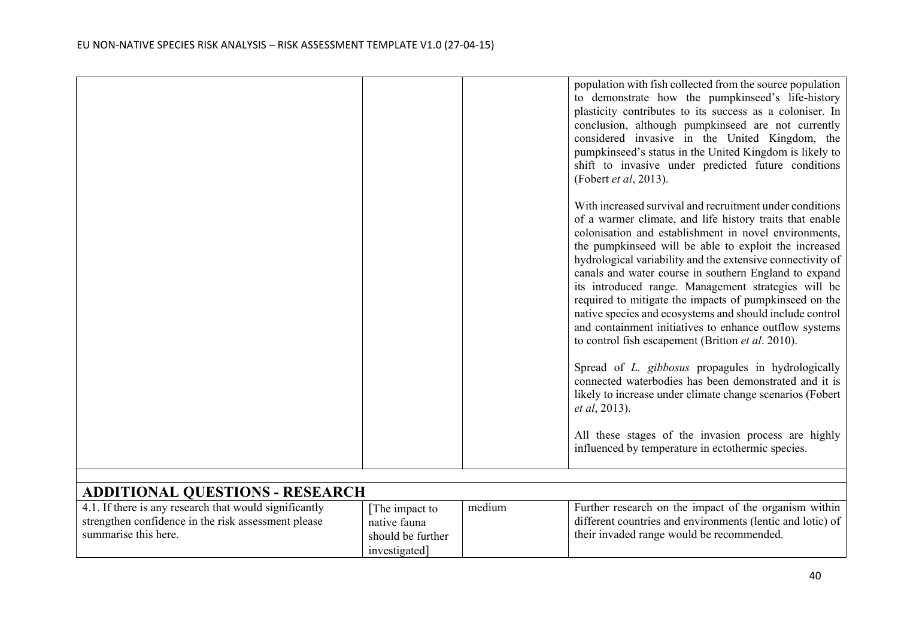| | | | |
|---|---|---|---|
| | | | population with fish collected from the source population to demonstrate how the pumpkinseed's life-history plasticity contributes to its success as a coloniser. In conclusion, although pumpkinseed are not currently considered invasive in the United Kingdom, the pumpkinseed's status in the United Kingdom is likely to shift to invasive under predicted future conditions (Fobert *et al*, 2013).<br><br>With increased survival and recruitment under conditions of a warmer climate, and life history traits that enable colonisation and establishment in novel environments, the pumpkinseed will be able to exploit the increased hydrological variability and the extensive connectivity of canals and water course in southern England to expand its introduced range. Management strategies will be required to mitigate the impacts of pumpkinseed on the native species and ecosystems and should include control and containment initiatives to enhance outflow systems to control fish escapement (Britton *et al*. 2010).<br><br>Spread of *L. gibbosus* propagules in hydrologically connected waterbodies has been demonstrated and it is likely to increase under climate change scenarios (Fobert *et al*, 2013).<br><br>All these stages of the invasion process are highly influenced by temperature in ectothermic species. |

## ADDITIONAL QUESTIONS - RESEARCH

| | | | |
|---|---|---|---|
| 4.1. If there is any research that would significantly strengthen confidence in the risk assessment please summarise this here. | [The impact to native fauna should be further investigated] | medium | Further research on the impact of the organism within different countries and environments (lentic and lotic) of their invaded range would be recommended. |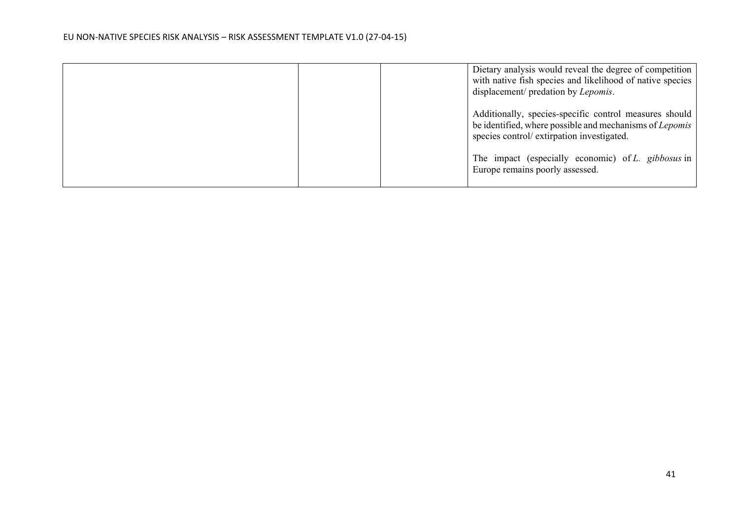| | | | |
|---|---|---|---|
| | | | Dietary analysis would reveal the degree of competition with native fish species and likelihood of native species displacement/ predation by *Lepomis*.<br><br>Additionally, species-specific control measures should be identified, where possible and mechanisms of *Lepomis* species control/ extirpation investigated.<br><br>The impact (especially economic) of *L. gibbosus* in Europe remains poorly assessed. |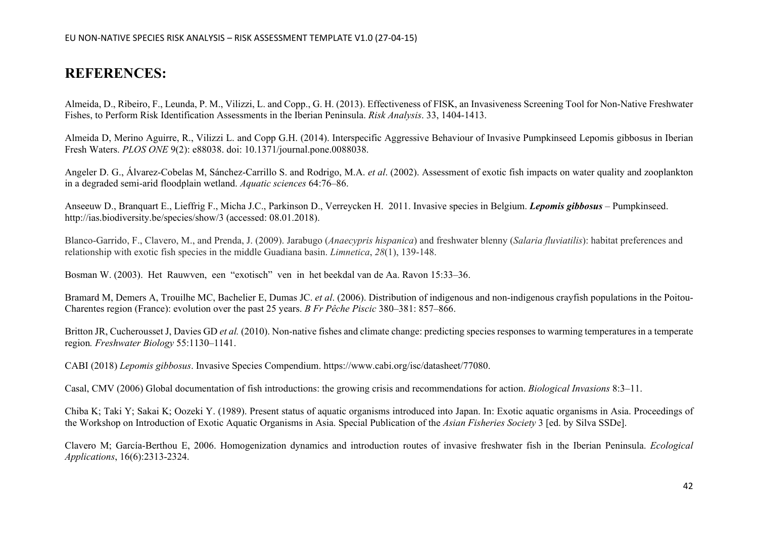# REFERENCES:

Almeida, D., Ribeiro, F., Leunda, P. M., Vilizzi, L. and Copp., G. H. (2013). Effectiveness of FISK, an Invasiveness Screening Tool for Non-Native Freshwater Fishes, to Perform Risk Identification Assessments in the Iberian Peninsula. *Risk Analysis*. 33, 1404-1413.

Almeida D, Merino Aguirre, R., Vilizzi L. and Copp G.H. (2014). Interspecific Aggressive Behaviour of Invasive Pumpkinseed Lepomis gibbosus in Iberian Fresh Waters. *PLOS ONE* 9(2): e88038. doi: 10.1371/journal.pone.0088038.

Angeler D. G., Álvarez-Cobelas M, Sánchez-Carrillo S. and Rodrigo, M.A. *et al*. (2002). Assessment of exotic fish impacts on water quality and zooplankton in a degraded semi-arid floodplain wetland. *Aquatic sciences* 64:76–86.

Anseeuw D., Branquart E., Lieffrig F., Micha J.C., Parkinson D., Verreycken H. 2011. Invasive species in Belgium. ***Lepomis gibbosus*** – Pumpkinseed. http://ias.biodiversity.be/species/show/3 (accessed: 08.01.2018).

Blanco-Garrido, F., Clavero, M., and Prenda, J. (2009). Jarabugo (*Anaecypris hispanica*) and freshwater blenny (*Salaria fluviatilis*): habitat preferences and relationship with exotic fish species in the middle Guadiana basin. *Limnetica*, *28*(1), 139-148.

Bosman W. (2003). Het Rauwven, een "exotisch" ven in het beekdal van de Aa. Ravon 15:33–36.

Bramard M, Demers A, Trouilhe MC, Bachelier E, Dumas JC. *et al*. (2006). Distribution of indigenous and non-indigenous crayfish populations in the Poitou-Charentes region (France): evolution over the past 25 years. *B Fr Pêche Piscic* 380–381: 857–866.

Britton JR, Cucherousset J, Davies GD *et al.* (2010). Non-native fishes and climate change: predicting species responses to warming temperatures in a temperate region*. Freshwater Biology* 55:1130–1141.

CABI (2018) *Lepomis gibbosus*. Invasive Species Compendium. https://www.cabi.org/isc/datasheet/77080.

Casal, CMV (2006) Global documentation of fish introductions: the growing crisis and recommendations for action. *Biological Invasions* 8:3–11.

Chiba K; Taki Y; Sakai K; Oozeki Y. (1989). Present status of aquatic organisms introduced into Japan. In: Exotic aquatic organisms in Asia. Proceedings of the Workshop on Introduction of Exotic Aquatic Organisms in Asia. Special Publication of the *Asian Fisheries Society* 3 [ed. by Silva SSDe].

Clavero M; García-Berthou E, 2006. Homogenization dynamics and introduction routes of invasive freshwater fish in the Iberian Peninsula. *Ecological Applications*, 16(6):2313-2324.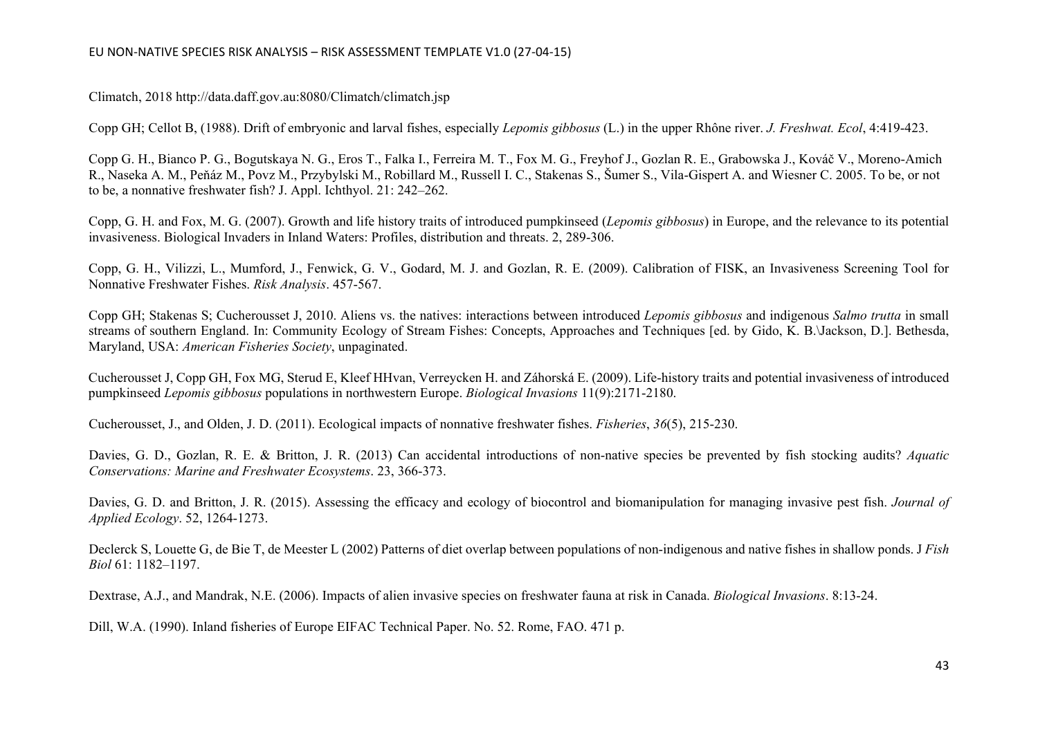Climatch, 2018 http://data.daff.gov.au:8080/Climatch/climatch.jsp

Copp GH; Cellot B, (1988). Drift of embryonic and larval fishes, especially *Lepomis gibbosus* (L.) in the upper Rhône river. *J. Freshwat. Ecol*, 4:419-423.

Copp G. H., Bianco P. G., Bogutskaya N. G., Eros T., Falka I., Ferreira M. T., Fox M. G., Freyhof J., Gozlan R. E., Grabowska J., Kováč V., Moreno-Amich R., Naseka A. M., Peňáz M., Povz M., Przybylski M., Robillard M., Russell I. C., Stakenas S., Šumer S., Vila-Gispert A. and Wiesner C. 2005. To be, or not to be, a nonnative freshwater fish? J. Appl. Ichthyol. 21: 242–262.

Copp, G. H. and Fox, M. G. (2007). Growth and life history traits of introduced pumpkinseed (*Lepomis gibbosus*) in Europe, and the relevance to its potential invasiveness. Biological Invaders in Inland Waters: Profiles, distribution and threats. 2, 289-306.

Copp, G. H., Vilizzi, L., Mumford, J., Fenwick, G. V., Godard, M. J. and Gozlan, R. E. (2009). Calibration of FISK, an Invasiveness Screening Tool for Nonnative Freshwater Fishes. *Risk Analysis*. 457-567.

Copp GH; Stakenas S; Cucherousset J, 2010. Aliens vs. the natives: interactions between introduced *Lepomis gibbosus* and indigenous *Salmo trutta* in small streams of southern England. In: Community Ecology of Stream Fishes: Concepts, Approaches and Techniques [ed. by Gido, K. B.\Jackson, D.]. Bethesda, Maryland, USA: *American Fisheries Society*, unpaginated.

Cucherousset J, Copp GH, Fox MG, Sterud E, Kleef HHvan, Verreycken H. and Záhorská E. (2009). Life-history traits and potential invasiveness of introduced pumpkinseed *Lepomis gibbosus* populations in northwestern Europe. *Biological Invasions* 11(9):2171-2180.

Cucherousset, J., and Olden, J. D. (2011). Ecological impacts of nonnative freshwater fishes. *Fisheries*, *36*(5), 215-230.

Davies, G. D., Gozlan, R. E. & Britton, J. R. (2013) Can accidental introductions of non-native species be prevented by fish stocking audits? *Aquatic Conservations: Marine and Freshwater Ecosystems*. 23, 366-373.

Davies, G. D. and Britton, J. R. (2015). Assessing the efficacy and ecology of biocontrol and biomanipulation for managing invasive pest fish. *Journal of Applied Ecology*. 52, 1264-1273.

Declerck S, Louette G, de Bie T, de Meester L (2002) Patterns of diet overlap between populations of non-indigenous and native fishes in shallow ponds. J *Fish Biol* 61: 1182–1197.

Dextrase, A.J., and Mandrak, N.E. (2006). Impacts of alien invasive species on freshwater fauna at risk in Canada. *Biological Invasions*. 8:13-24.

Dill, W.A. (1990). Inland fisheries of Europe EIFAC Technical Paper. No. 52. Rome, FAO. 471 p.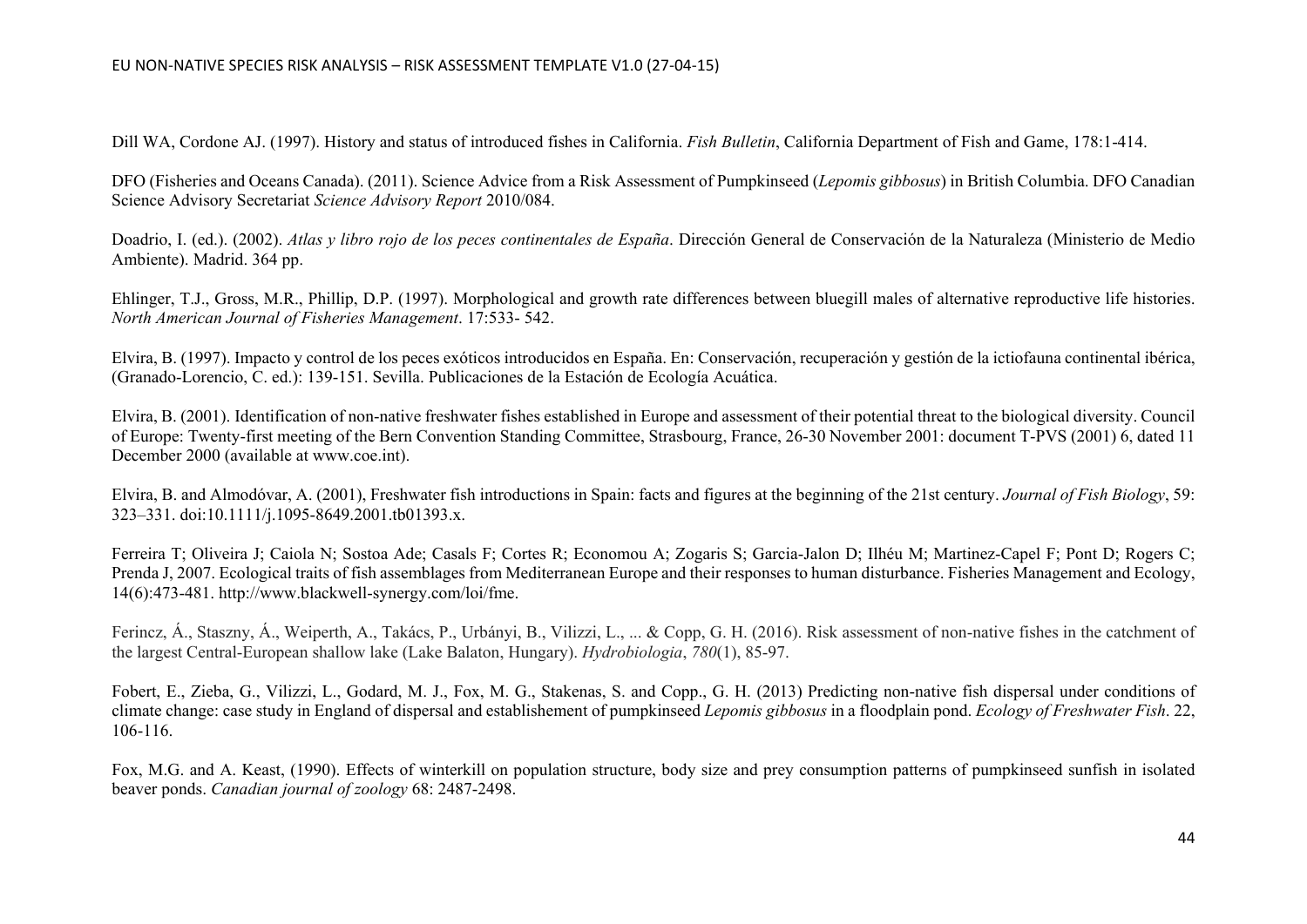Dill WA, Cordone AJ. (1997). History and status of introduced fishes in California. *Fish Bulletin*, California Department of Fish and Game, 178:1-414.

DFO (Fisheries and Oceans Canada). (2011). Science Advice from a Risk Assessment of Pumpkinseed (*Lepomis gibbosus*) in British Columbia. DFO Canadian Science Advisory Secretariat *Science Advisory Report* 2010/084.

Doadrio, I. (ed.). (2002). *Atlas y libro rojo de los peces continentales de España*. Dirección General de Conservación de la Naturaleza (Ministerio de Medio Ambiente). Madrid. 364 pp.

Ehlinger, T.J., Gross, M.R., Phillip, D.P. (1997). Morphological and growth rate differences between bluegill males of alternative reproductive life histories. *North American Journal of Fisheries Management*. 17:533- 542.

Elvira, B. (1997). Impacto y control de los peces exóticos introducidos en España. En: Conservación, recuperación y gestión de la ictiofauna continental ibérica, (Granado-Lorencio, C. ed.): 139-151. Sevilla. Publicaciones de la Estación de Ecología Acuática.

Elvira, B. (2001). Identification of non-native freshwater fishes established in Europe and assessment of their potential threat to the biological diversity. Council of Europe: Twenty-first meeting of the Bern Convention Standing Committee, Strasbourg, France, 26-30 November 2001: document T-PVS (2001) 6, dated 11 December 2000 (available at www.coe.int).

Elvira, B. and Almodóvar, A. (2001), Freshwater fish introductions in Spain: facts and figures at the beginning of the 21st century. *Journal of Fish Biology*, 59: 323–331. doi:10.1111/j.1095-8649.2001.tb01393.x.

Ferreira T; Oliveira J; Caiola N; Sostoa Ade; Casals F; Cortes R; Economou A; Zogaris S; Garcia-Jalon D; Ilhéu M; Martinez-Capel F; Pont D; Rogers C; Prenda J, 2007. Ecological traits of fish assemblages from Mediterranean Europe and their responses to human disturbance. Fisheries Management and Ecology, 14(6):473-481. http://www.blackwell-synergy.com/loi/fme.

Ferincz, Á., Staszny, Á., Weiperth, A., Takács, P., Urbányi, B., Vilizzi, L., ... & Copp, G. H. (2016). Risk assessment of non-native fishes in the catchment of the largest Central-European shallow lake (Lake Balaton, Hungary). *Hydrobiologia*, *780*(1), 85-97.

Fobert, E., Zieba, G., Vilizzi, L., Godard, M. J., Fox, M. G., Stakenas, S. and Copp., G. H. (2013) Predicting non-native fish dispersal under conditions of climate change: case study in England of dispersal and establishement of pumpkinseed *Lepomis gibbosus* in a floodplain pond. *Ecology of Freshwater Fish*. 22, 106-116.

Fox, M.G. and A. Keast, (1990). Effects of winterkill on population structure, body size and prey consumption patterns of pumpkinseed sunfish in isolated beaver ponds. *Canadian journal of zoology* 68: 2487-2498.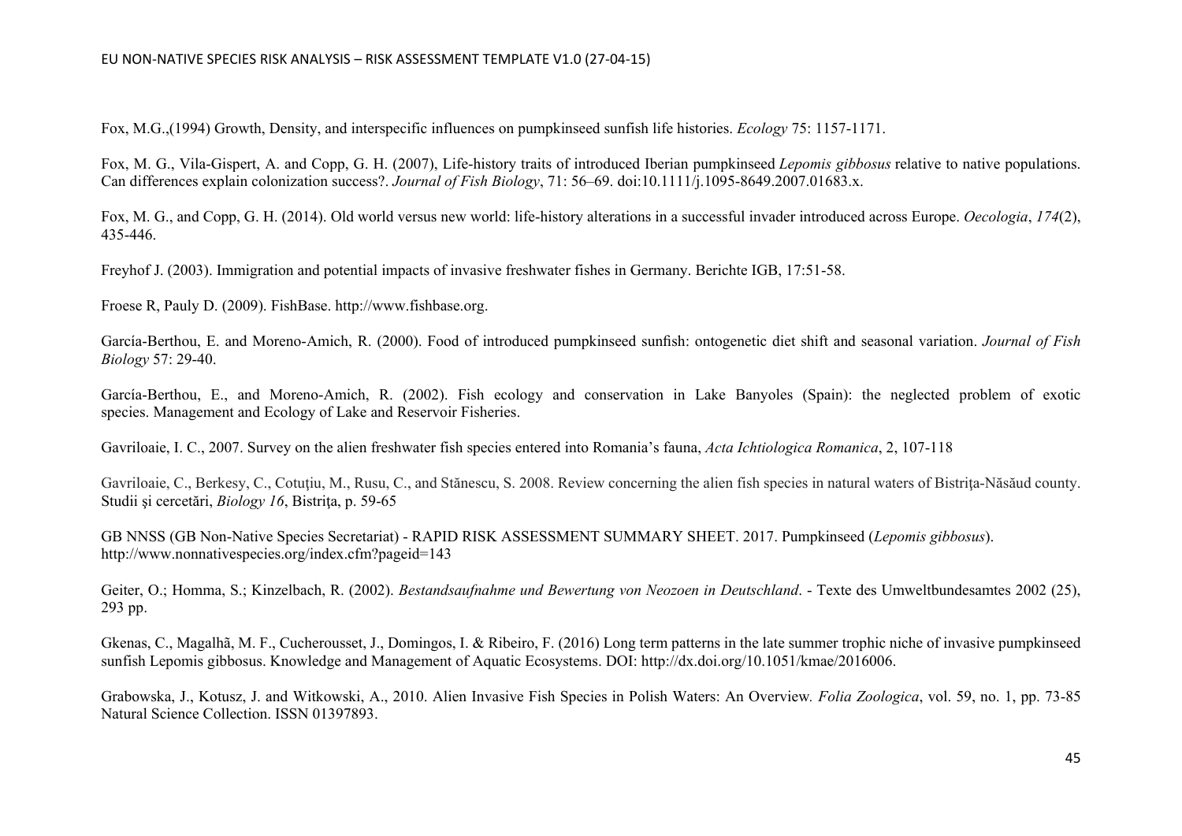Fox, M.G.,(1994) Growth, Density, and interspecific influences on pumpkinseed sunfish life histories. *Ecology* 75: 1157-1171.

Fox, M. G., Vila-Gispert, A. and Copp, G. H. (2007), Life-history traits of introduced Iberian pumpkinseed *Lepomis gibbosus* relative to native populations. Can differences explain colonization success?. *Journal of Fish Biology*, 71: 56–69. doi:10.1111/j.1095-8649.2007.01683.x.

Fox, M. G., and Copp, G. H. (2014). Old world versus new world: life-history alterations in a successful invader introduced across Europe. *Oecologia*, *174*(2), 435-446.

Freyhof J. (2003). Immigration and potential impacts of invasive freshwater fishes in Germany. Berichte IGB, 17:51-58.

Froese R, Pauly D. (2009). FishBase. http://www.fishbase.org.

García-Berthou, E. and Moreno-Amich, R. (2000). Food of introduced pumpkinseed sunfish: ontogenetic diet shift and seasonal variation. *Journal of Fish Biology* 57: 29-40.

García-Berthou, E., and Moreno-Amich, R. (2002). Fish ecology and conservation in Lake Banyoles (Spain): the neglected problem of exotic species. Management and Ecology of Lake and Reservoir Fisheries.

Gavriloaie, I. C., 2007. Survey on the alien freshwater fish species entered into Romania's fauna, *Acta Ichtiologica Romanica*, 2, 107-118

Gavriloaie, C., Berkesy, C., Cotuţiu, M., Rusu, C., and Stănescu, S. 2008. Review concerning the alien fish species in natural waters of Bistriţa-Năsăud county. Studii şi cercetări, *Biology 16*, Bistriţa, p. 59-65

GB NNSS (GB Non-Native Species Secretariat) - RAPID RISK ASSESSMENT SUMMARY SHEET. 2017. Pumpkinseed (*Lepomis gibbosus*). http://www.nonnativespecies.org/index.cfm?pageid=143

Geiter, O.; Homma, S.; Kinzelbach, R. (2002). *Bestandsaufnahme und Bewertung von Neozoen in Deutschland*. - Texte des Umweltbundesamtes 2002 (25), 293 pp.

Gkenas, C., Magalhã, M. F., Cucherousset, J., Domingos, I. & Ribeiro, F. (2016) Long term patterns in the late summer trophic niche of invasive pumpkinseed sunfish Lepomis gibbosus. Knowledge and Management of Aquatic Ecosystems. DOI: http://dx.doi.org/10.1051/kmae/2016006.

Grabowska, J., Kotusz, J. and Witkowski, A., 2010. Alien Invasive Fish Species in Polish Waters: An Overview*. Folia Zoologica*, vol. 59, no. 1, pp. 73-85 Natural Science Collection. ISSN 01397893.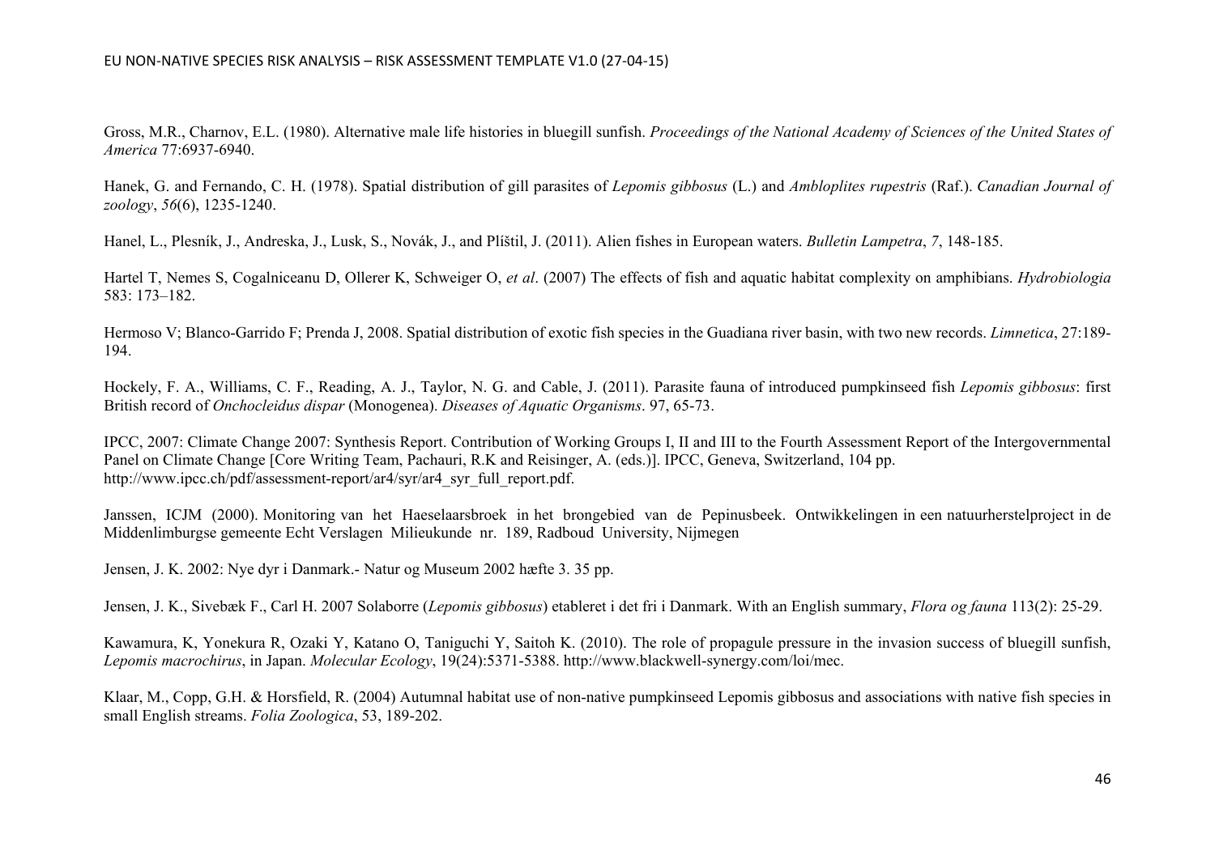Gross, M.R., Charnov, E.L. (1980). Alternative male life histories in bluegill sunfish. *Proceedings of the National Academy of Sciences of the United States of America* 77:6937-6940.

Hanek, G. and Fernando, C. H. (1978). Spatial distribution of gill parasites of *Lepomis gibbosus* (L.) and *Ambloplites rupestris* (Raf.). *Canadian Journal of zoology*, *56*(6), 1235-1240.

Hanel, L., Plesník, J., Andreska, J., Lusk, S., Novák, J., and Plíštil, J. (2011). Alien fishes in European waters. *Bulletin Lampetra*, *7*, 148-185.

Hartel T, Nemes S, Cogalniceanu D, Ollerer K, Schweiger O, *et al*. (2007) The effects of fish and aquatic habitat complexity on amphibians. *Hydrobiologia* 583: 173–182.

Hermoso V; Blanco-Garrido F; Prenda J, 2008. Spatial distribution of exotic fish species in the Guadiana river basin, with two new records. *Limnetica*, 27:189-194.

Hockely, F. A., Williams, C. F., Reading, A. J., Taylor, N. G. and Cable, J. (2011). Parasite fauna of introduced pumpkinseed fish *Lepomis gibbosus*: first British record of *Onchocleidus dispar* (Monogenea). *Diseases of Aquatic Organisms*. 97, 65-73.

IPCC, 2007: Climate Change 2007: Synthesis Report. Contribution of Working Groups I, II and III to the Fourth Assessment Report of the Intergovernmental Panel on Climate Change [Core Writing Team, Pachauri, R.K and Reisinger, A. (eds.)]. IPCC, Geneva, Switzerland, 104 pp. http://www.ipcc.ch/pdf/assessment-report/ar4/syr/ar4_syr_full_report.pdf.

Janssen, ICJM (2000). Monitoring van het Haeselaarsbroek in het brongebied van de Pepinusbeek. Ontwikkelingen in een natuurherstelproject in de Middenlimburgse gemeente Echt Verslagen Milieukunde nr. 189, Radboud University, Nijmegen

Jensen, J. K. 2002: Nye dyr i Danmark.- Natur og Museum 2002 hæfte 3. 35 pp.

Jensen, J. K., Sivebæk F., Carl H. 2007 Solaborre (*Lepomis gibbosus*) etableret i det fri i Danmark. With an English summary, *Flora og fauna* 113(2): 25-29.

Kawamura, K, Yonekura R, Ozaki Y, Katano O, Taniguchi Y, Saitoh K. (2010). The role of propagule pressure in the invasion success of bluegill sunfish, *Lepomis macrochirus*, in Japan. *Molecular Ecology*, 19(24):5371-5388. http://www.blackwell-synergy.com/loi/mec.

Klaar, M., Copp, G.H. & Horsfield, R. (2004) Autumnal habitat use of non-native pumpkinseed Lepomis gibbosus and associations with native fish species in small English streams. *Folia Zoologica*, 53, 189-202.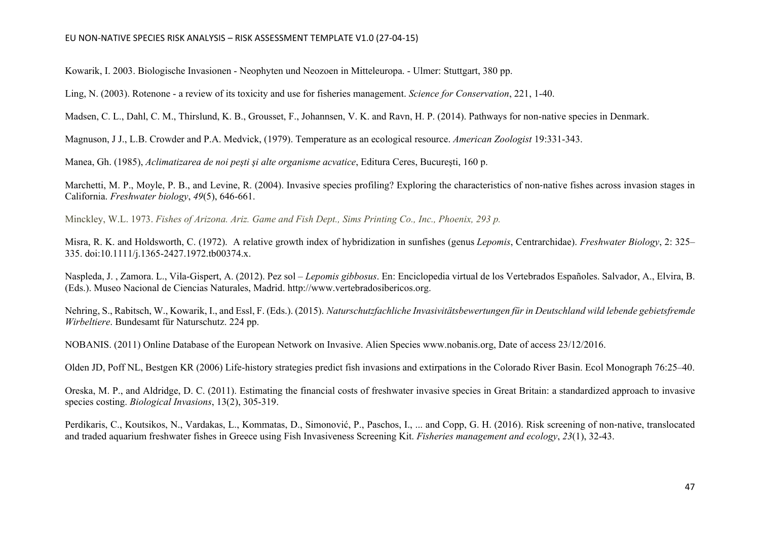Kowarik, I. 2003. Biologische Invasionen - Neophyten und Neozoen in Mitteleuropa. - Ulmer: Stuttgart, 380 pp.

Ling, N. (2003). Rotenone - a review of its toxicity and use for fisheries management. *Science for Conservation*, 221, 1-40.

Madsen, C. L., Dahl, C. M., Thirslund, K. B., Grousset, F., Johannsen, V. K. and Ravn, H. P. (2014). Pathways for non-native species in Denmark.

Magnuson, J J., L.B. Crowder and P.A. Medvick, (1979). Temperature as an ecological resource. *American Zoologist* 19:331-343.

Manea, Gh. (1985), *Aclimatizarea de noi peşti şi alte organisme acvatice*, Editura Ceres, Bucureşti, 160 p.

Marchetti, M. P., Moyle, P. B., and Levine, R. (2004). Invasive species profiling? Exploring the characteristics of non‐native fishes across invasion stages in California. *Freshwater biology*, *49*(5), 646-661.

Minckley, W.L. 1973. *Fishes of Arizona. Ariz. Game and Fish Dept., Sims Printing Co., Inc., Phoenix, 293 p.*

Misra, R. K. and Holdsworth, C. (1972). A relative growth index of hybridization in sunfishes (genus *Lepomis*, Centrarchidae). *Freshwater Biology*, 2: 325–335. doi:10.1111/j.1365-2427.1972.tb00374.x.

Naspleda, J. , Zamora. L., Vila-Gispert, A. (2012). Pez sol – *Lepomis gibbosus*. En: Enciclopedia virtual de los Vertebrados Españoles. Salvador, A., Elvira, B. (Eds.). Museo Nacional de Ciencias Naturales, Madrid. http://www.vertebradosibericos.org.

Nehring, S., Rabitsch, W., Kowarik, I., and Essl, F. (Eds.). (2015). *Naturschutzfachliche Invasivitätsbewertungen für in Deutschland wild lebende gebietsfremde Wirbeltiere*. Bundesamt für Naturschutz. 224 pp.

NOBANIS. (2011) Online Database of the European Network on Invasive. Alien Species www.nobanis.org, Date of access 23/12/2016.

Olden JD, Poff NL, Bestgen KR (2006) Life-history strategies predict fish invasions and extirpations in the Colorado River Basin. Ecol Monograph 76:25–40.

Oreska, M. P., and Aldridge, D. C. (2011). Estimating the financial costs of freshwater invasive species in Great Britain: a standardized approach to invasive species costing. *Biological Invasions*, 13(2), 305-319.

Perdikaris, C., Koutsikos, N., Vardakas, L., Kommatas, D., Simonović, P., Paschos, I., ... and Copp, G. H. (2016). Risk screening of non‐native, translocated and traded aquarium freshwater fishes in Greece using Fish Invasiveness Screening Kit. *Fisheries management and ecology*, *23*(1), 32-43.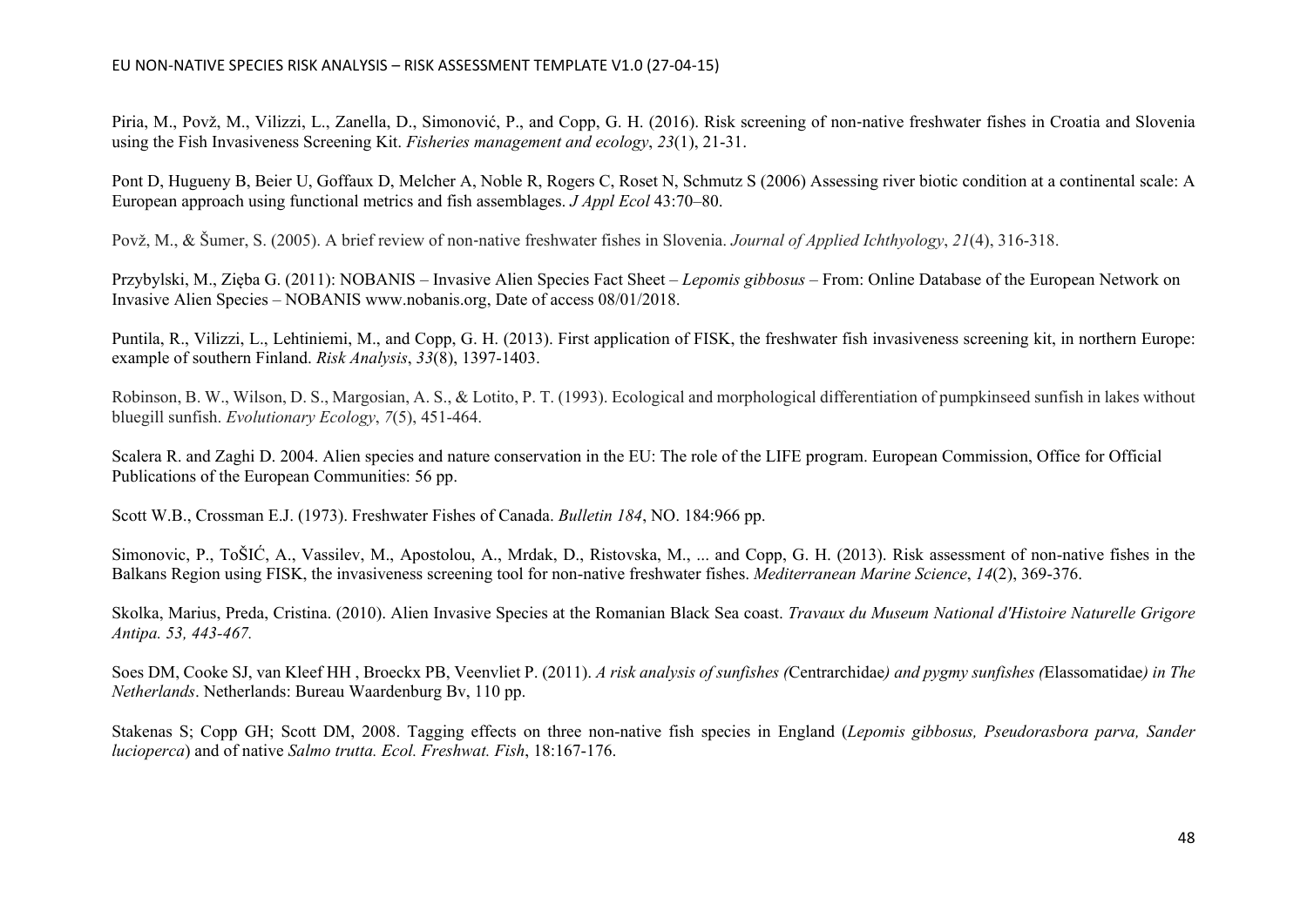Piria, M., Povž, M., Vilizzi, L., Zanella, D., Simonović, P., and Copp, G. H. (2016). Risk screening of non-native freshwater fishes in Croatia and Slovenia using the Fish Invasiveness Screening Kit. *Fisheries management and ecology*, *23*(1), 21-31.

Pont D, Hugueny B, Beier U, Goffaux D, Melcher A, Noble R, Rogers C, Roset N, Schmutz S (2006) Assessing river biotic condition at a continental scale: A European approach using functional metrics and fish assemblages. *J Appl Ecol* 43:70–80.

Povž, M., & Šumer, S. (2005). A brief review of non-native freshwater fishes in Slovenia. *Journal of Applied Ichthyology*, *21*(4), 316-318.

Przybylski, M., Zięba G. (2011): NOBANIS – Invasive Alien Species Fact Sheet – *Lepomis gibbosus* – From: Online Database of the European Network on Invasive Alien Species – NOBANIS www.nobanis.org, Date of access 08/01/2018.

Puntila, R., Vilizzi, L., Lehtiniemi, M., and Copp, G. H. (2013). First application of FISK, the freshwater fish invasiveness screening kit, in northern Europe: example of southern Finland. *Risk Analysis*, *33*(8), 1397-1403.

Robinson, B. W., Wilson, D. S., Margosian, A. S., & Lotito, P. T. (1993). Ecological and morphological differentiation of pumpkinseed sunfish in lakes without bluegill sunfish. *Evolutionary Ecology*, *7*(5), 451-464.

Scalera R. and Zaghi D. 2004. Alien species and nature conservation in the EU: The role of the LIFE program. European Commission, Office for Official Publications of the European Communities: 56 pp.

Scott W.B., Crossman E.J. (1973). Freshwater Fishes of Canada. *Bulletin 184*, NO. 184:966 pp.

Simonovic, P., ToŠIĆ, A., Vassilev, M., Apostolou, A., Mrdak, D., Ristovska, M., ... and Copp, G. H. (2013). Risk assessment of non-native fishes in the Balkans Region using FISK, the invasiveness screening tool for non-native freshwater fishes. *Mediterranean Marine Science*, *14*(2), 369-376.

Skolka, Marius, Preda, Cristina. (2010). Alien Invasive Species at the Romanian Black Sea coast. *Travaux du Museum National d'Histoire Naturelle Grigore Antipa. 53, 443-467.*

Soes DM, Cooke SJ, van Kleef HH , Broeckx PB, Veenvliet P. (2011). *A risk analysis of sunfishes (*Centrarchidae*) and pygmy sunfishes (*Elassomatidae*) in The Netherlands*. Netherlands: Bureau Waardenburg Bv, 110 pp.

Stakenas S; Copp GH; Scott DM, 2008. Tagging effects on three non-native fish species in England (*Lepomis gibbosus, Pseudorasbora parva, Sander lucioperca*) and of native *Salmo trutta. Ecol. Freshwat. Fish*, 18:167-176.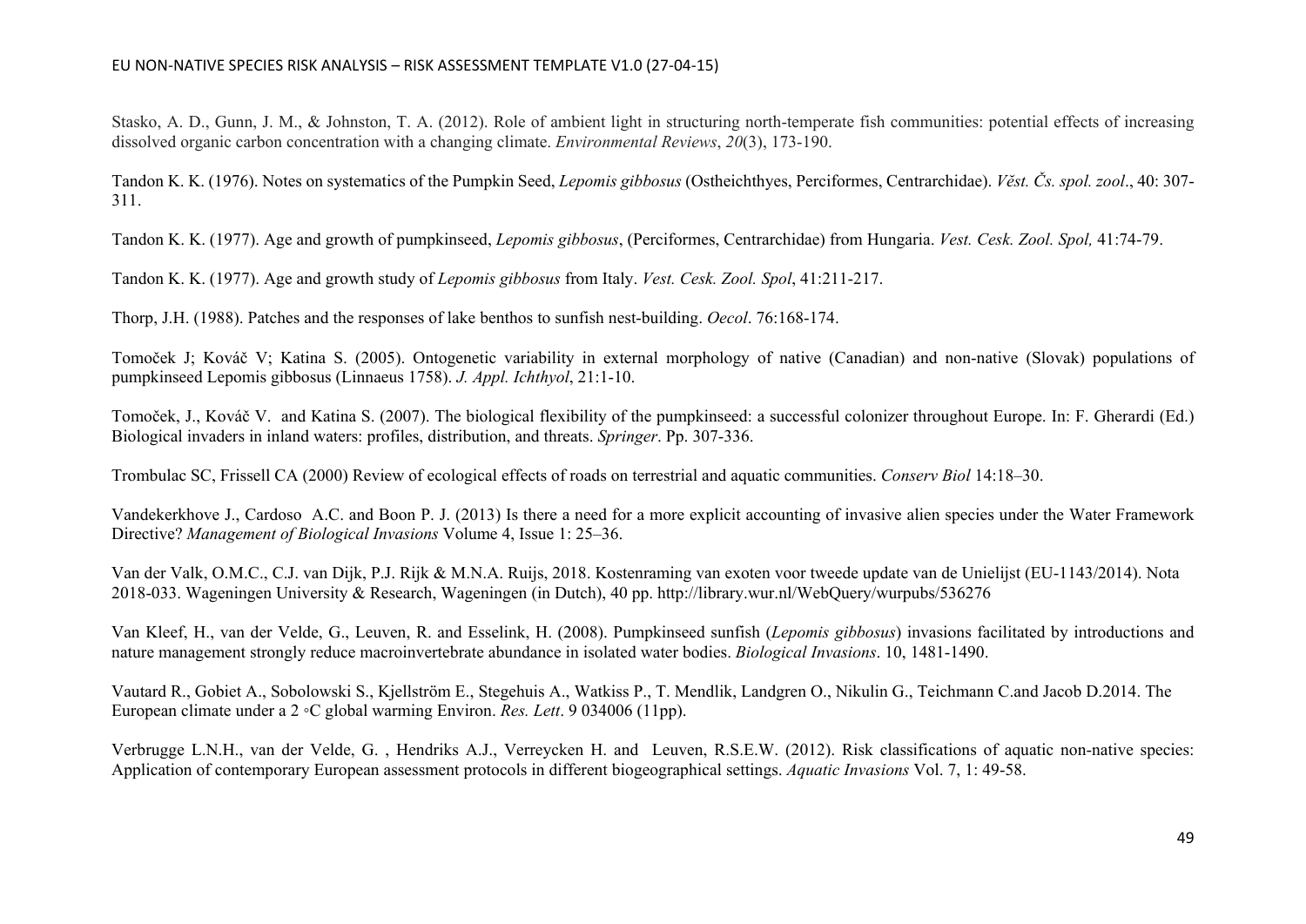Stasko, A. D., Gunn, J. M., & Johnston, T. A. (2012). Role of ambient light in structuring north-temperate fish communities: potential effects of increasing dissolved organic carbon concentration with a changing climate. *Environmental Reviews*, *20*(3), 173-190.

Tandon K. K. (1976). Notes on systematics of the Pumpkin Seed, *Lepomis gibbosus* (Ostheichthyes, Perciformes, Centrarchidae). *Věst. Čs. spol. zool*., 40: 307-311.

Tandon K. K. (1977). Age and growth of pumpkinseed, *Lepomis gibbosus*, (Perciformes, Centrarchidae) from Hungaria. *Vest. Cesk. Zool. Spol,* 41:74-79.

Tandon K. K. (1977). Age and growth study of *Lepomis gibbosus* from Italy. *Vest. Cesk. Zool. Spol*, 41:211-217.

Thorp, J.H. (1988). Patches and the responses of lake benthos to sunfish nest-building. *Oecol*. 76:168-174.

Tomoček J; Kováč V; Katina S. (2005). Ontogenetic variability in external morphology of native (Canadian) and non-native (Slovak) populations of pumpkinseed Lepomis gibbosus (Linnaeus 1758). *J. Appl. Ichthyol*, 21:1-10.

Tomoček, J., Kováč V. and Katina S. (2007). The biological flexibility of the pumpkinseed: a successful colonizer throughout Europe. In: F. Gherardi (Ed.) Biological invaders in inland waters: profiles, distribution, and threats. *Springer*. Pp. 307-336.

Trombulac SC, Frissell CA (2000) Review of ecological effects of roads on terrestrial and aquatic communities. *Conserv Biol* 14:18–30.

Vandekerkhove J., Cardoso A.C. and Boon P. J. (2013) Is there a need for a more explicit accounting of invasive alien species under the Water Framework Directive? *Management of Biological Invasions* Volume 4, Issue 1: 25–36.

Van der Valk, O.M.C., C.J. van Dijk, P.J. Rijk & M.N.A. Ruijs, 2018. Kostenraming van exoten voor tweede update van de Unielijst (EU-1143/2014). Nota 2018-033. Wageningen University & Research, Wageningen (in Dutch), 40 pp. http://library.wur.nl/WebQuery/wurpubs/536276

Van Kleef, H., van der Velde, G., Leuven, R. and Esselink, H. (2008). Pumpkinseed sunfish (*Lepomis gibbosus*) invasions facilitated by introductions and nature management strongly reduce macroinvertebrate abundance in isolated water bodies. *Biological Invasions*. 10, 1481-1490.

Vautard R., Gobiet A., Sobolowski S., Kjellström E., Stegehuis A., Watkiss P., T. Mendlik, Landgren O., Nikulin G., Teichmann C.and Jacob D.2014. The European climate under a 2 ◦C global warming Environ. *Res. Lett*. 9 034006 (11pp).

Verbrugge L.N.H., van der Velde, G. , Hendriks A.J., Verreycken H. and Leuven, R.S.E.W. (2012). Risk classifications of aquatic non-native species: Application of contemporary European assessment protocols in different biogeographical settings. *Aquatic Invasions* Vol. 7, 1: 49-58.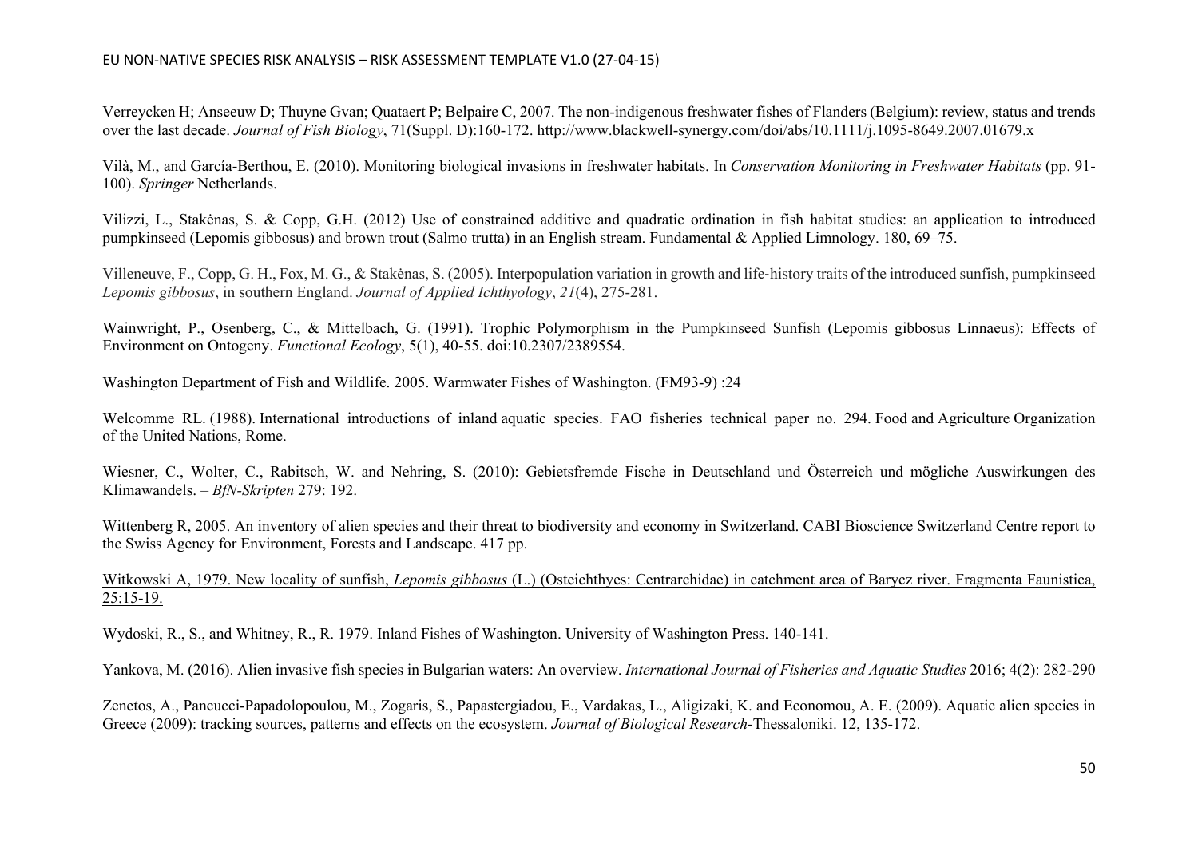Verreycken H; Anseeuw D; Thuyne Gvan; Quataert P; Belpaire C, 2007. The non-indigenous freshwater fishes of Flanders (Belgium): review, status and trends over the last decade. *Journal of Fish Biology*, 71(Suppl. D):160-172. http://www.blackwell-synergy.com/doi/abs/10.1111/j.1095-8649.2007.01679.x

Vilà, M., and García-Berthou, E. (2010). Monitoring biological invasions in freshwater habitats. In *Conservation Monitoring in Freshwater Habitats* (pp. 91-100). *Springer* Netherlands.

Vilizzi, L., Stakėnas, S. & Copp, G.H. (2012) Use of constrained additive and quadratic ordination in fish habitat studies: an application to introduced pumpkinseed (Lepomis gibbosus) and brown trout (Salmo trutta) in an English stream. Fundamental & Applied Limnology. 180, 69–75.

Villeneuve, F., Copp, G. H., Fox, M. G., & Stakėnas, S. (2005). Interpopulation variation in growth and life‐history traits of the introduced sunfish, pumpkinseed *Lepomis gibbosus*, in southern England. *Journal of Applied Ichthyology*, *21*(4), 275-281.

Wainwright, P., Osenberg, C., & Mittelbach, G. (1991). Trophic Polymorphism in the Pumpkinseed Sunfish (Lepomis gibbosus Linnaeus): Effects of Environment on Ontogeny. *Functional Ecology*, 5(1), 40-55. doi:10.2307/2389554.

Washington Department of Fish and Wildlife. 2005. Warmwater Fishes of Washington. (FM93-9) :24

Welcomme RL. (1988). International introductions of inland aquatic species. FAO fisheries technical paper no. 294. Food and Agriculture Organization of the United Nations, Rome.

Wiesner, C., Wolter, C., Rabitsch, W. and Nehring, S. (2010): Gebietsfremde Fische in Deutschland und Österreich und mögliche Auswirkungen des Klimawandels. – *BfN-Skripten* 279: 192.

Wittenberg R, 2005. An inventory of alien species and their threat to biodiversity and economy in Switzerland. CABI Bioscience Switzerland Centre report to the Swiss Agency for Environment, Forests and Landscape. 417 pp.

Witkowski A, 1979. New locality of sunfish, *Lepomis gibbosus* (L.) (Osteichthyes: Centrarchidae) in catchment area of Barycz river. Fragmenta Faunistica, 25:15-19.

Wydoski, R., S., and Whitney, R., R. 1979. Inland Fishes of Washington. University of Washington Press. 140-141.

Yankova, M. (2016). Alien invasive fish species in Bulgarian waters: An overview. *International Journal of Fisheries and Aquatic Studies* 2016; 4(2): 282-290

Zenetos, A., Pancucci-Papadolopoulou, M., Zogaris, S., Papastergiadou, E., Vardakas, L., Aligizaki, K. and Economou, A. E. (2009). Aquatic alien species in Greece (2009): tracking sources, patterns and effects on the ecosystem. *Journal of Biological Research*-Thessaloniki. 12, 135-172.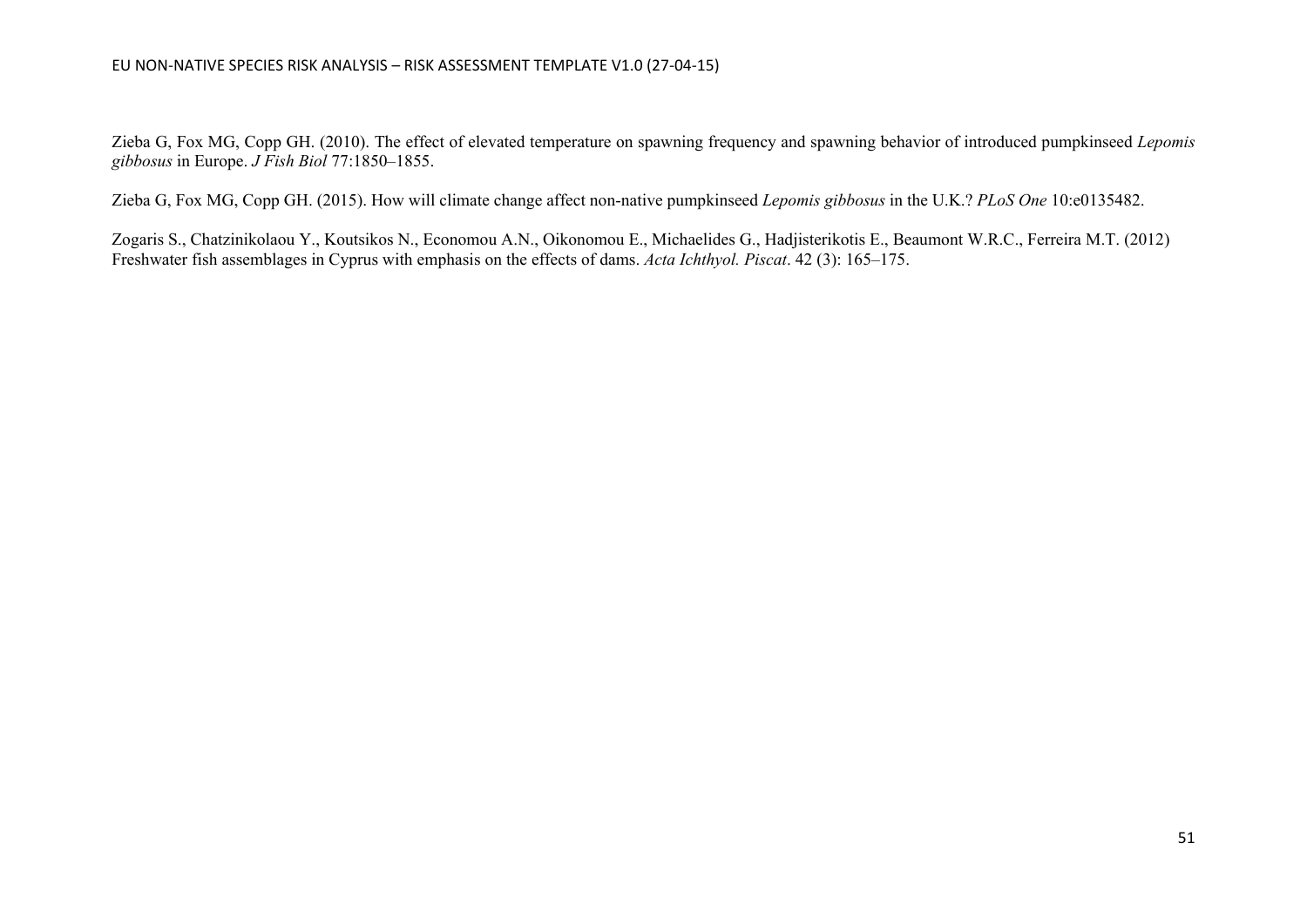Zieba G, Fox MG, Copp GH. (2010). The effect of elevated temperature on spawning frequency and spawning behavior of introduced pumpkinseed *Lepomis gibbosus* in Europe. *J Fish Biol* 77:1850–1855.

Zieba G, Fox MG, Copp GH. (2015). How will climate change affect non-native pumpkinseed *Lepomis gibbosus* in the U.K.? *PLoS One* 10:e0135482.

Zogaris S., Chatzinikolaou Y., Koutsikos N., Economou A.N., Oikonomou E., Michaelides G., Hadjisterikotis E., Beaumont W.R.C., Ferreira M.T. (2012) Freshwater fish assemblages in Cyprus with emphasis on the effects of dams. *Acta Ichthyol. Piscat*. 42 (3): 165–175.